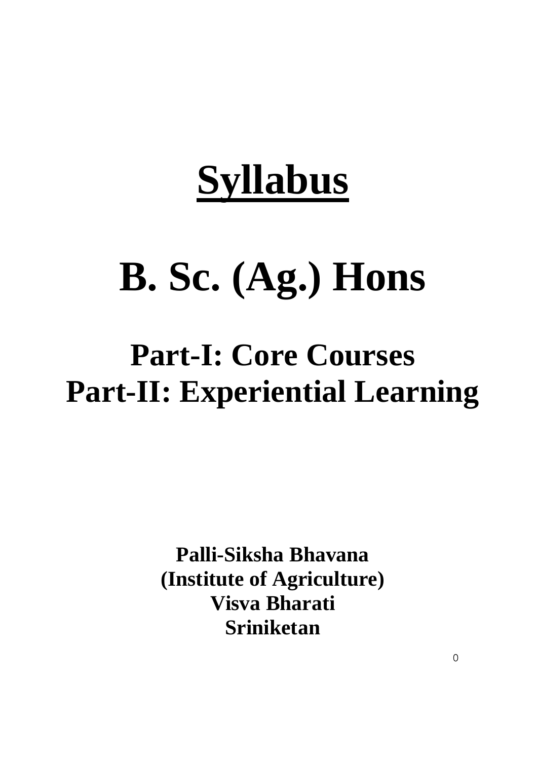# Syllabus

# B. Sc. (Ag.) Hons

## Part-I: Core Courses
## Part-II: Experiential Learning

**Palli-Siksha Bhavana**
**(Institute of Agriculture)**
**Visva Bharati**
**Sriniketan**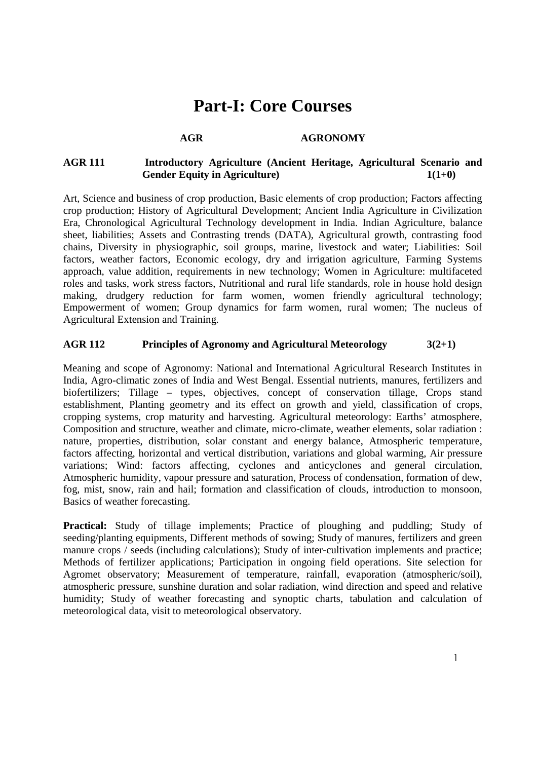# Part-I: Core Courses

## AGR AGRONOMY

### AGR 111 Introductory Agriculture (Ancient Heritage, Agricultural Scenario and Gender Equity in Agriculture) 1(1+0)

Art, Science and business of crop production, Basic elements of crop production; Factors affecting crop production; History of Agricultural Development; Ancient India Agriculture in Civilization Era, Chronological Agricultural Technology development in India. Indian Agriculture, balance sheet, liabilities; Assets and Contrasting trends (DATA), Agricultural growth, contrasting food chains, Diversity in physiographic, soil groups, marine, livestock and water; Liabilities: Soil factors, weather factors, Economic ecology, dry and irrigation agriculture, Farming Systems approach, value addition, requirements in new technology; Women in Agriculture: multifaceted roles and tasks, work stress factors, Nutritional and rural life standards, role in house hold design making, drudgery reduction for farm women, women friendly agricultural technology; Empowerment of women; Group dynamics for farm women, rural women; The nucleus of Agricultural Extension and Training.

### AGR 112 Principles of Agronomy and Agricultural Meteorology 3(2+1)

Meaning and scope of Agronomy: National and International Agricultural Research Institutes in India, Agro-climatic zones of India and West Bengal. Essential nutrients, manures, fertilizers and biofertilizers; Tillage – types, objectives, concept of conservation tillage, Crops stand establishment, Planting geometry and its effect on growth and yield, classification of crops, cropping systems, crop maturity and harvesting. Agricultural meteorology: Earths' atmosphere, Composition and structure, weather and climate, micro-climate, weather elements, solar radiation : nature, properties, distribution, solar constant and energy balance, Atmospheric temperature, factors affecting, horizontal and vertical distribution, variations and global warming, Air pressure variations; Wind: factors affecting, cyclones and anticyclones and general circulation, Atmospheric humidity, vapour pressure and saturation, Process of condensation, formation of dew, fog, mist, snow, rain and hail; formation and classification of clouds, introduction to monsoon, Basics of weather forecasting.

**Practical:** Study of tillage implements; Practice of ploughing and puddling; Study of seeding/planting equipments, Different methods of sowing; Study of manures, fertilizers and green manure crops / seeds (including calculations); Study of inter-cultivation implements and practice; Methods of fertilizer applications; Participation in ongoing field operations. Site selection for Agromet observatory; Measurement of temperature, rainfall, evaporation (atmospheric/soil), atmospheric pressure, sunshine duration and solar radiation, wind direction and speed and relative humidity; Study of weather forecasting and synoptic charts, tabulation and calculation of meteorological data, visit to meteorological observatory.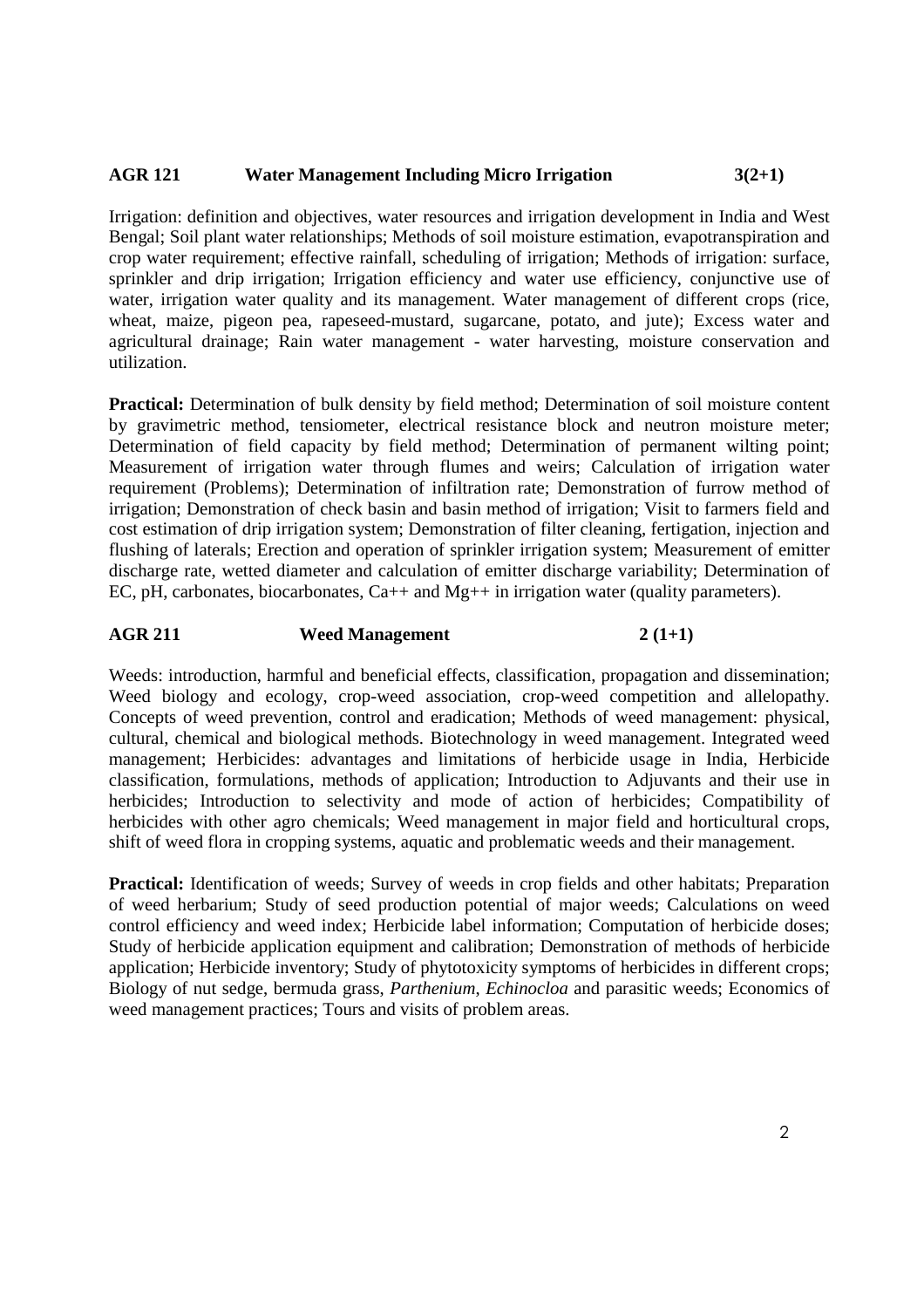## AGR 121 Water Management Including Micro Irrigation 3(2+1)

Irrigation: definition and objectives, water resources and irrigation development in India and West Bengal; Soil plant water relationships; Methods of soil moisture estimation, evapotranspiration and crop water requirement; effective rainfall, scheduling of irrigation; Methods of irrigation: surface, sprinkler and drip irrigation; Irrigation efficiency and water use efficiency, conjunctive use of water, irrigation water quality and its management. Water management of different crops (rice, wheat, maize, pigeon pea, rapeseed-mustard, sugarcane, potato, and jute); Excess water and agricultural drainage; Rain water management - water harvesting, moisture conservation and utilization.

**Practical:** Determination of bulk density by field method; Determination of soil moisture content by gravimetric method, tensiometer, electrical resistance block and neutron moisture meter; Determination of field capacity by field method; Determination of permanent wilting point; Measurement of irrigation water through flumes and weirs; Calculation of irrigation water requirement (Problems); Determination of infiltration rate; Demonstration of furrow method of irrigation; Demonstration of check basin and basin method of irrigation; Visit to farmers field and cost estimation of drip irrigation system; Demonstration of filter cleaning, fertigation, injection and flushing of laterals; Erection and operation of sprinkler irrigation system; Measurement of emitter discharge rate, wetted diameter and calculation of emitter discharge variability; Determination of EC, pH, carbonates, biocarbonates, $Ca^{++}$ and $Mg^{++}$ in irrigation water (quality parameters).

## AGR 211 Weed Management 2 (1+1)

Weeds: introduction, harmful and beneficial effects, classification, propagation and dissemination; Weed biology and ecology, crop-weed association, crop-weed competition and allelopathy. Concepts of weed prevention, control and eradication; Methods of weed management: physical, cultural, chemical and biological methods. Biotechnology in weed management. Integrated weed management; Herbicides: advantages and limitations of herbicide usage in India, Herbicide classification, formulations, methods of application; Introduction to Adjuvants and their use in herbicides; Introduction to selectivity and mode of action of herbicides; Compatibility of herbicides with other agro chemicals; Weed management in major field and horticultural crops, shift of weed flora in cropping systems, aquatic and problematic weeds and their management.

**Practical:** Identification of weeds; Survey of weeds in crop fields and other habitats; Preparation of weed herbarium; Study of seed production potential of major weeds; Calculations on weed control efficiency and weed index; Herbicide label information; Computation of herbicide doses; Study of herbicide application equipment and calibration; Demonstration of methods of herbicide application; Herbicide inventory; Study of phytotoxicity symptoms of herbicides in different crops; Biology of nut sedge, bermuda grass, *Parthenium*, *Echinocloa* and parasitic weeds; Economics of weed management practices; Tours and visits of problem areas.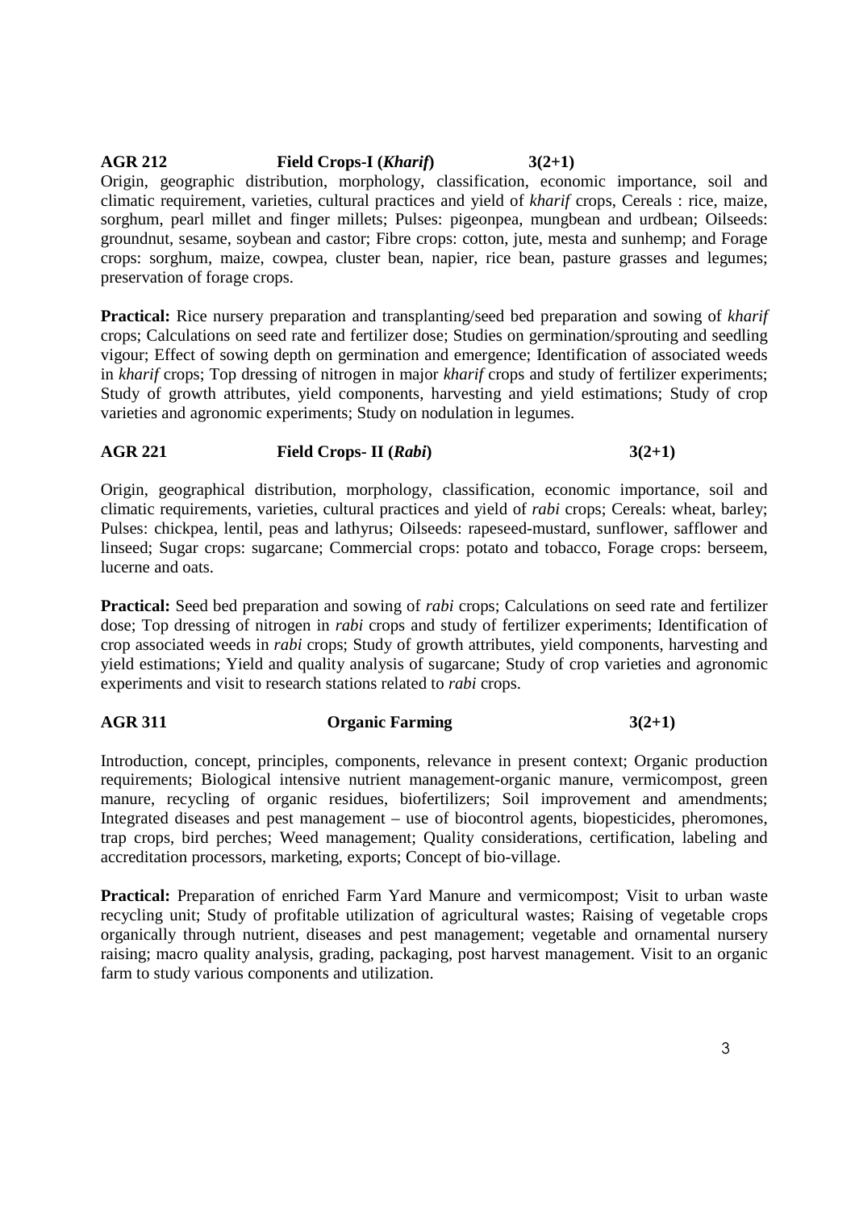**AGR 212 Field Crops-I (*Kharif*) 3(2+1)**

Origin, geographic distribution, morphology, classification, economic importance, soil and climatic requirement, varieties, cultural practices and yield of *kharif* crops, Cereals : rice, maize, sorghum, pearl millet and finger millets; Pulses: pigeonpea, mungbean and urdbean; Oilseeds: groundnut, sesame, soybean and castor; Fibre crops: cotton, jute, mesta and sunhemp; and Forage crops: sorghum, maize, cowpea, cluster bean, napier, rice bean, pasture grasses and legumes; preservation of forage crops.

**Practical:** Rice nursery preparation and transplanting/seed bed preparation and sowing of *kharif* crops; Calculations on seed rate and fertilizer dose; Studies on germination/sprouting and seedling vigour; Effect of sowing depth on germination and emergence; Identification of associated weeds in *kharif* crops; Top dressing of nitrogen in major *kharif* crops and study of fertilizer experiments; Study of growth attributes, yield components, harvesting and yield estimations; Study of crop varieties and agronomic experiments; Study on nodulation in legumes.

**AGR 221 Field Crops- II (*Rabi*) 3(2+1)**

Origin, geographical distribution, morphology, classification, economic importance, soil and climatic requirements, varieties, cultural practices and yield of *rabi* crops; Cereals: wheat, barley; Pulses: chickpea, lentil, peas and lathyrus; Oilseeds: rapeseed-mustard, sunflower, safflower and linseed; Sugar crops: sugarcane; Commercial crops: potato and tobacco, Forage crops: berseem, lucerne and oats.

**Practical:** Seed bed preparation and sowing of *rabi* crops; Calculations on seed rate and fertilizer dose; Top dressing of nitrogen in *rabi* crops and study of fertilizer experiments; Identification of crop associated weeds in *rabi* crops; Study of growth attributes, yield components, harvesting and yield estimations; Yield and quality analysis of sugarcane; Study of crop varieties and agronomic experiments and visit to research stations related to *rabi* crops.

**AGR 311 Organic Farming 3(2+1)**

Introduction, concept, principles, components, relevance in present context; Organic production requirements; Biological intensive nutrient management-organic manure, vermicompost, green manure, recycling of organic residues, biofertilizers; Soil improvement and amendments; Integrated diseases and pest management – use of biocontrol agents, biopesticides, pheromones, trap crops, bird perches; Weed management; Quality considerations, certification, labeling and accreditation processors, marketing, exports; Concept of bio-village.

**Practical:** Preparation of enriched Farm Yard Manure and vermicompost; Visit to urban waste recycling unit; Study of profitable utilization of agricultural wastes; Raising of vegetable crops organically through nutrient, diseases and pest management; vegetable and ornamental nursery raising; macro quality analysis, grading, packaging, post harvest management. Visit to an organic farm to study various components and utilization.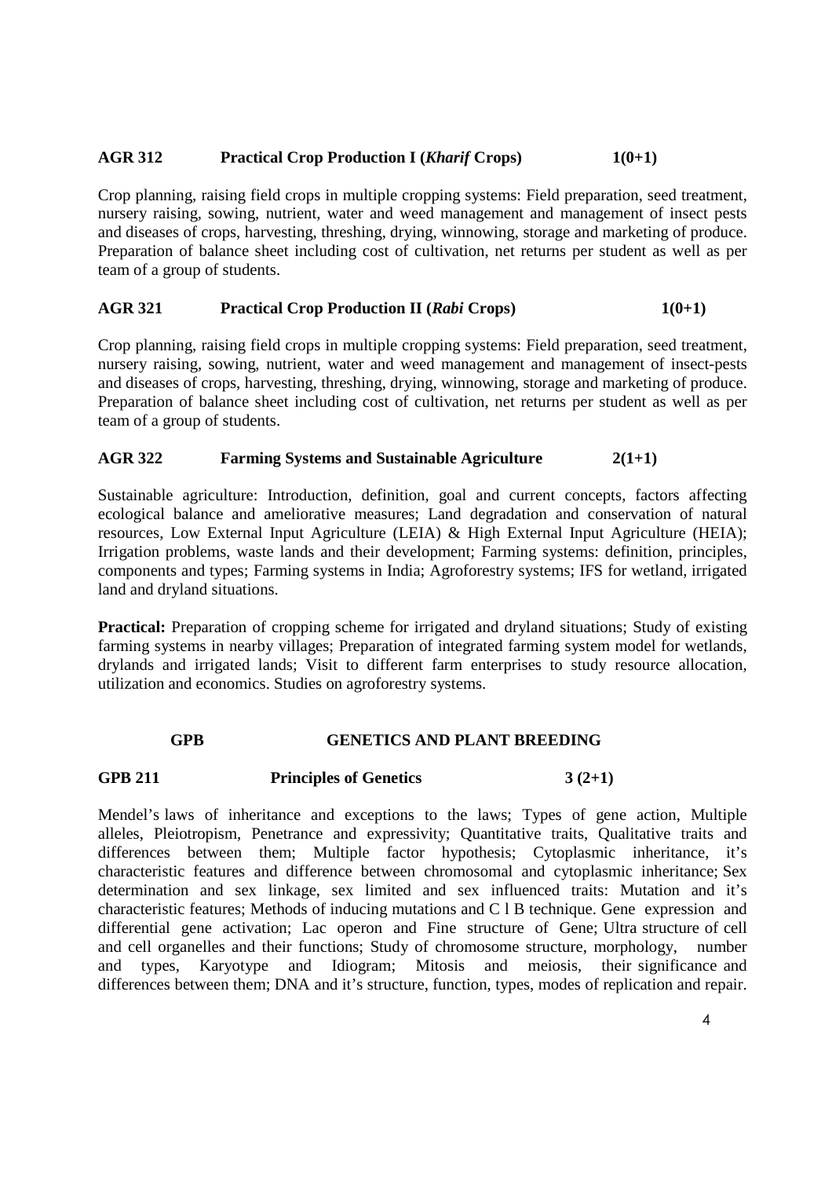**AGR 312 Practical Crop Production I (*Kharif* Crops) 1(0+1)**

Crop planning, raising field crops in multiple cropping systems: Field preparation, seed treatment, nursery raising, sowing, nutrient, water and weed management and management of insect pests and diseases of crops, harvesting, threshing, drying, winnowing, storage and marketing of produce. Preparation of balance sheet including cost of cultivation, net returns per student as well as per team of a group of students.

**AGR 321 Practical Crop Production II (*Rabi* Crops) 1(0+1)**

Crop planning, raising field crops in multiple cropping systems: Field preparation, seed treatment, nursery raising, sowing, nutrient, water and weed management and management of insect-pests and diseases of crops, harvesting, threshing, drying, winnowing, storage and marketing of produce. Preparation of balance sheet including cost of cultivation, net returns per student as well as per team of a group of students.

**AGR 322 Farming Systems and Sustainable Agriculture 2(1+1)**

Sustainable agriculture: Introduction, definition, goal and current concepts, factors affecting ecological balance and ameliorative measures; Land degradation and conservation of natural resources, Low External Input Agriculture (LEIA) & High External Input Agriculture (HEIA); Irrigation problems, waste lands and their development; Farming systems: definition, principles, components and types; Farming systems in India; Agroforestry systems; IFS for wetland, irrigated land and dryland situations.

**Practical:** Preparation of cropping scheme for irrigated and dryland situations; Study of existing farming systems in nearby villages; Preparation of integrated farming system model for wetlands, drylands and irrigated lands; Visit to different farm enterprises to study resource allocation, utilization and economics. Studies on agroforestry systems.

## GPB GENETICS AND PLANT BREEDING

**GPB 211 Principles of Genetics 3 (2+1)**

Mendel's laws of inheritance and exceptions to the laws; Types of gene action, Multiple alleles, Pleiotropism, Penetrance and expressivity; Quantitative traits, Qualitative traits and differences between them; Multiple factor hypothesis; Cytoplasmic inheritance, it's characteristic features and difference between chromosomal and cytoplasmic inheritance; Sex determination and sex linkage, sex limited and sex influenced traits: Mutation and it's characteristic features; Methods of inducing mutations and C l B technique. Gene expression and differential gene activation; Lac operon and Fine structure of Gene; Ultra structure of cell and cell organelles and their functions; Study of chromosome structure, morphology, number and types, Karyotype and Idiogram; Mitosis and meiosis, their significance and differences between them; DNA and it's structure, function, types, modes of replication and repair.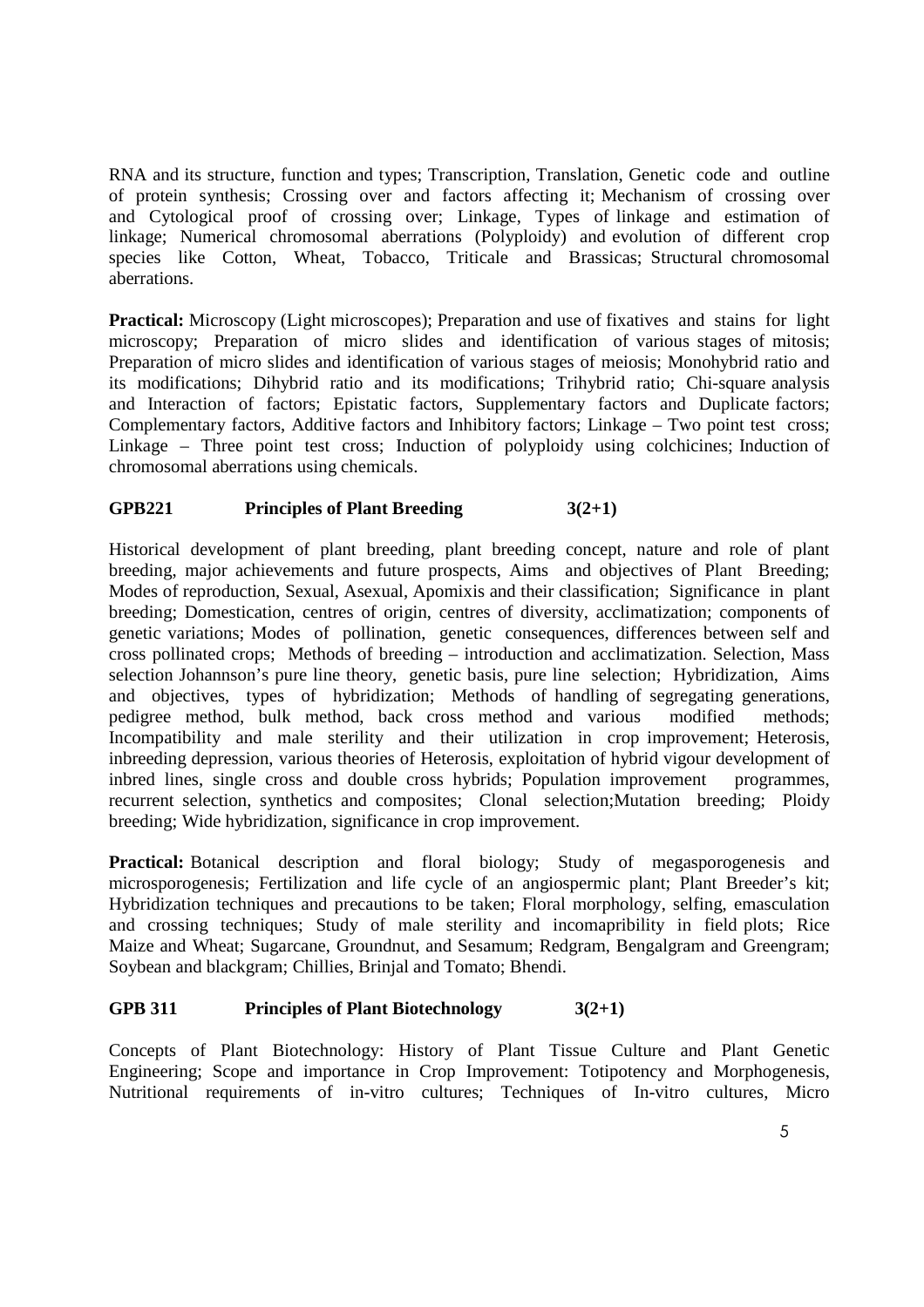RNA and its structure, function and types; Transcription, Translation, Genetic code and outline of protein synthesis; Crossing over and factors affecting it; Mechanism of crossing over and Cytological proof of crossing over; Linkage, Types of linkage and estimation of linkage; Numerical chromosomal aberrations (Polyploidy) and evolution of different crop species like Cotton, Wheat, Tobacco, Triticale and Brassicas; Structural chromosomal aberrations.

**Practical:** Microscopy (Light microscopes); Preparation and use of fixatives and stains for light microscopy; Preparation of micro slides and identification of various stages of mitosis; Preparation of micro slides and identification of various stages of meiosis; Monohybrid ratio and its modifications; Dihybrid ratio and its modifications; Trihybrid ratio; Chi-square analysis and Interaction of factors; Epistatic factors, Supplementary factors and Duplicate factors; Complementary factors, Additive factors and Inhibitory factors; Linkage – Two point test cross; Linkage – Three point test cross; Induction of polyploidy using colchicines; Induction of chromosomal aberrations using chemicals.

### GPB221 Principles of Plant Breeding 3(2+1)

Historical development of plant breeding, plant breeding concept, nature and role of plant breeding, major achievements and future prospects, Aims and objectives of Plant Breeding; Modes of reproduction, Sexual, Asexual, Apomixis and their classification; Significance in plant breeding; Domestication, centres of origin, centres of diversity, acclimatization; components of genetic variations; Modes of pollination, genetic consequences, differences between self and cross pollinated crops; Methods of breeding – introduction and acclimatization. Selection, Mass selection Johannson's pure line theory, genetic basis, pure line selection; Hybridization, Aims and objectives, types of hybridization; Methods of handling of segregating generations, pedigree method, bulk method, back cross method and various modified methods; Incompatibility and male sterility and their utilization in crop improvement; Heterosis, inbreeding depression, various theories of Heterosis, exploitation of hybrid vigour development of inbred lines, single cross and double cross hybrids; Population improvement programmes, recurrent selection, synthetics and composites; Clonal selection;Mutation breeding; Ploidy breeding; Wide hybridization, significance in crop improvement.

**Practical:** Botanical description and floral biology; Study of megasporogenesis and microsporogenesis; Fertilization and life cycle of an angiospermic plant; Plant Breeder's kit; Hybridization techniques and precautions to be taken; Floral morphology, selfing, emasculation and crossing techniques; Study of male sterility and incomapribility in field plots; Rice Maize and Wheat; Sugarcane, Groundnut, and Sesamum; Redgram, Bengalgram and Greengram; Soybean and blackgram; Chillies, Brinjal and Tomato; Bhendi.

### GPB 311 Principles of Plant Biotechnology 3(2+1)

Concepts of Plant Biotechnology: History of Plant Tissue Culture and Plant Genetic Engineering; Scope and importance in Crop Improvement: Totipotency and Morphogenesis, Nutritional requirements of in-vitro cultures; Techniques of In-vitro cultures, Micro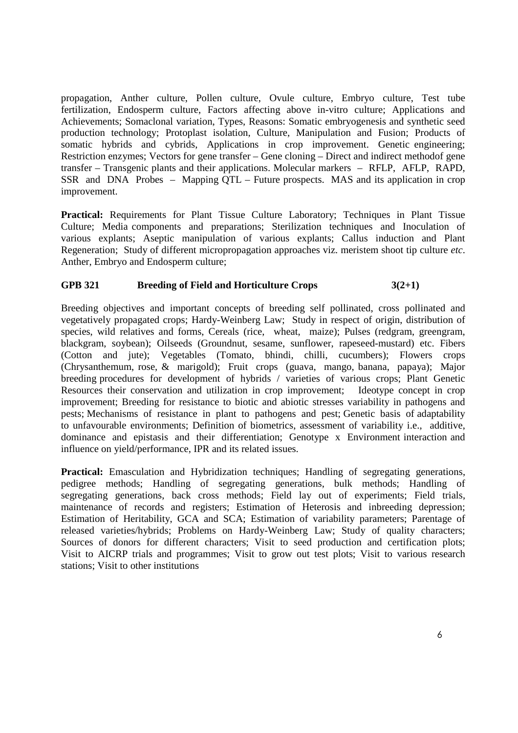propagation, Anther culture, Pollen culture, Ovule culture, Embryo culture, Test tube fertilization, Endosperm culture, Factors affecting above in-vitro culture; Applications and Achievements; Somaclonal variation, Types, Reasons: Somatic embryogenesis and synthetic seed production technology; Protoplast isolation, Culture, Manipulation and Fusion; Products of somatic hybrids and cybrids, Applications in crop improvement. Genetic engineering; Restriction enzymes; Vectors for gene transfer – Gene cloning – Direct and indirect methodof gene transfer – Transgenic plants and their applications. Molecular markers – RFLP, AFLP, RAPD, SSR and DNA Probes – Mapping QTL – Future prospects. MAS and its application in crop improvement.

**Practical:** Requirements for Plant Tissue Culture Laboratory; Techniques in Plant Tissue Culture; Media components and preparations; Sterilization techniques and Inoculation of various explants; Aseptic manipulation of various explants; Callus induction and Plant Regeneration; Study of different micropropagation approaches viz. meristem shoot tip culture *etc*. Anther, Embryo and Endosperm culture;

**GPB 321 Breeding of Field and Horticulture Crops 3(2+1)**

Breeding objectives and important concepts of breeding self pollinated, cross pollinated and vegetatively propagated crops; Hardy-Weinberg Law; Study in respect of origin, distribution of species, wild relatives and forms, Cereals (rice, wheat, maize); Pulses (redgram, greengram, blackgram, soybean); Oilseeds (Groundnut, sesame, sunflower, rapeseed-mustard) etc. Fibers (Cotton and jute); Vegetables (Tomato, bhindi, chilli, cucumbers); Flowers crops (Chrysanthemum, rose, & marigold); Fruit crops (guava, mango, banana, papaya); Major breeding procedures for development of hybrids / varieties of various crops; Plant Genetic Resources their conservation and utilization in crop improvement; Ideotype concept in crop improvement; Breeding for resistance to biotic and abiotic stresses variability in pathogens and pests; Mechanisms of resistance in plant to pathogens and pest; Genetic basis of adaptability to unfavourable environments; Definition of biometrics, assessment of variability i.e., additive, dominance and epistasis and their differentiation; Genotype x Environment interaction and influence on yield/performance, IPR and its related issues.

**Practical:** Emasculation and Hybridization techniques; Handling of segregating generations, pedigree methods; Handling of segregating generations, bulk methods; Handling of segregating generations, back cross methods; Field lay out of experiments; Field trials, maintenance of records and registers; Estimation of Heterosis and inbreeding depression; Estimation of Heritability, GCA and SCA; Estimation of variability parameters; Parentage of released varieties/hybrids; Problems on Hardy-Weinberg Law; Study of quality characters; Sources of donors for different characters; Visit to seed production and certification plots; Visit to AICRP trials and programmes; Visit to grow out test plots; Visit to various research stations; Visit to other institutions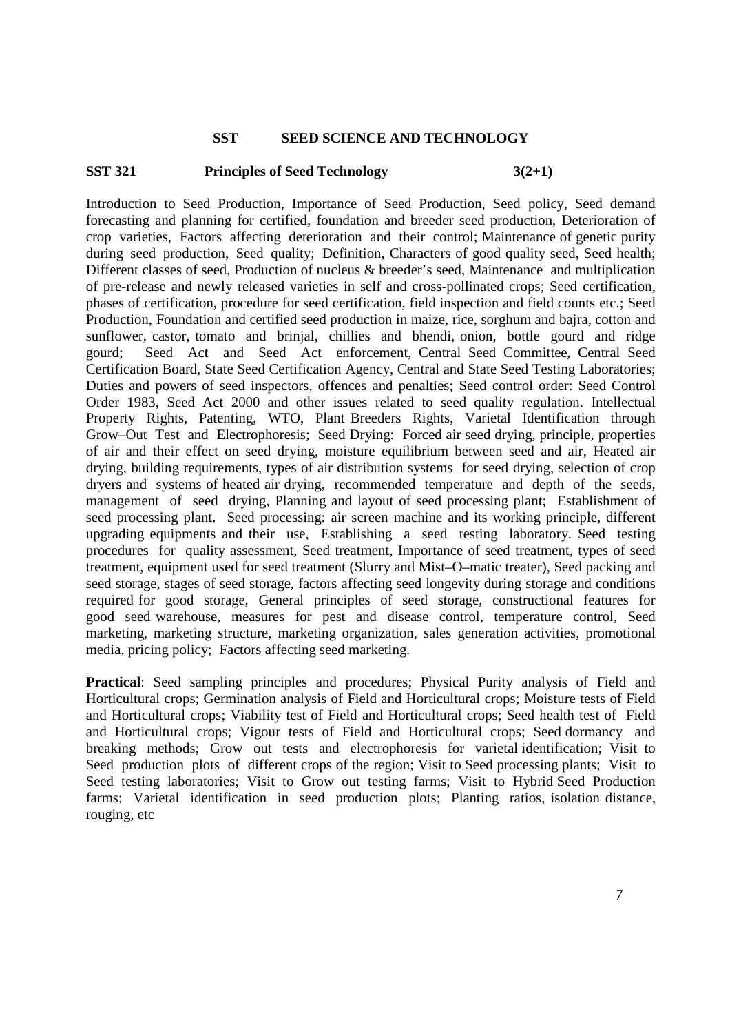## SST SEED SCIENCE AND TECHNOLOGY

### SST 321 Principles of Seed Technology 3(2+1)

Introduction to Seed Production, Importance of Seed Production, Seed policy, Seed demand forecasting and planning for certified, foundation and breeder seed production, Deterioration of crop varieties, Factors affecting deterioration and their control; Maintenance of genetic purity during seed production, Seed quality; Definition, Characters of good quality seed, Seed health; Different classes of seed, Production of nucleus & breeder's seed, Maintenance and multiplication of pre-release and newly released varieties in self and cross-pollinated crops; Seed certification, phases of certification, procedure for seed certification, field inspection and field counts etc.; Seed Production, Foundation and certified seed production in maize, rice, sorghum and bajra, cotton and sunflower, castor, tomato and brinjal, chillies and bhendi, onion, bottle gourd and ridge gourd; Seed Act and Seed Act enforcement, Central Seed Committee, Central Seed Certification Board, State Seed Certification Agency, Central and State Seed Testing Laboratories; Duties and powers of seed inspectors, offences and penalties; Seed control order: Seed Control Order 1983, Seed Act 2000 and other issues related to seed quality regulation. Intellectual Property Rights, Patenting, WTO, Plant Breeders Rights, Varietal Identification through Grow–Out Test and Electrophoresis; Seed Drying: Forced air seed drying, principle, properties of air and their effect on seed drying, moisture equilibrium between seed and air, Heated air drying, building requirements, types of air distribution systems for seed drying, selection of crop dryers and systems of heated air drying, recommended temperature and depth of the seeds, management of seed drying, Planning and layout of seed processing plant; Establishment of seed processing plant. Seed processing: air screen machine and its working principle, different upgrading equipments and their use, Establishing a seed testing laboratory. Seed testing procedures for quality assessment, Seed treatment, Importance of seed treatment, types of seed treatment, equipment used for seed treatment (Slurry and Mist–O–matic treater), Seed packing and seed storage, stages of seed storage, factors affecting seed longevity during storage and conditions required for good storage, General principles of seed storage, constructional features for good seed warehouse, measures for pest and disease control, temperature control, Seed marketing, marketing structure, marketing organization, sales generation activities, promotional media, pricing policy; Factors affecting seed marketing.

**Practical**: Seed sampling principles and procedures; Physical Purity analysis of Field and Horticultural crops; Germination analysis of Field and Horticultural crops; Moisture tests of Field and Horticultural crops; Viability test of Field and Horticultural crops; Seed health test of Field and Horticultural crops; Vigour tests of Field and Horticultural crops; Seed dormancy and breaking methods; Grow out tests and electrophoresis for varietal identification; Visit to Seed production plots of different crops of the region; Visit to Seed processing plants; Visit to Seed testing laboratories; Visit to Grow out testing farms; Visit to Hybrid Seed Production farms; Varietal identification in seed production plots; Planting ratios, isolation distance, rouging, etc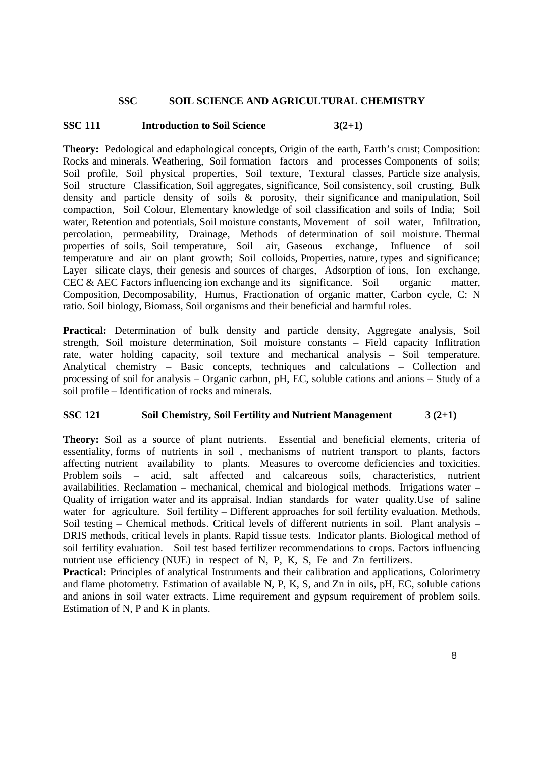## SSC SOIL SCIENCE AND AGRICULTURAL CHEMISTRY

### SSC 111 Introduction to Soil Science 3(2+1)

**Theory:** Pedological and edaphological concepts, Origin of the earth, Earth's crust; Composition: Rocks and minerals. Weathering, Soil formation factors and processes Components of soils; Soil profile, Soil physical properties, Soil texture, Textural classes, Particle size analysis, Soil structure Classification, Soil aggregates, significance, Soil consistency, soil crusting, Bulk density and particle density of soils & porosity, their significance and manipulation, Soil compaction, Soil Colour, Elementary knowledge of soil classification and soils of India; Soil water, Retention and potentials, Soil moisture constants, Movement of soil water, Infiltration, percolation, permeability, Drainage, Methods of determination of soil moisture. Thermal properties of soils, Soil temperature, Soil air, Gaseous exchange, Influence of soil temperature and air on plant growth; Soil colloids, Properties, nature, types and significance; Layer silicate clays, their genesis and sources of charges, Adsorption of ions, Ion exchange, CEC & AEC Factors influencing ion exchange and its significance. Soil organic matter, Composition, Decomposability, Humus, Fractionation of organic matter, Carbon cycle, C: N ratio. Soil biology, Biomass, Soil organisms and their beneficial and harmful roles.

**Practical:** Determination of bulk density and particle density, Aggregate analysis, Soil strength, Soil moisture determination, Soil moisture constants – Field capacity Inflitration rate, water holding capacity, soil texture and mechanical analysis – Soil temperature. Analytical chemistry – Basic concepts, techniques and calculations – Collection and processing of soil for analysis – Organic carbon, pH, EC, soluble cations and anions – Study of a soil profile – Identification of rocks and minerals.

### SSC 121 Soil Chemistry, Soil Fertility and Nutrient Management 3 (2+1)

**Theory:** Soil as a source of plant nutrients. Essential and beneficial elements, criteria of essentiality, forms of nutrients in soil , mechanisms of nutrient transport to plants, factors affecting nutrient availability to plants. Measures to overcome deficiencies and toxicities. Problem soils – acid, salt affected and calcareous soils, characteristics, nutrient availabilities. Reclamation – mechanical, chemical and biological methods. Irrigations water – Quality of irrigation water and its appraisal. Indian standards for water quality.Use of saline water for agriculture. Soil fertility – Different approaches for soil fertility evaluation. Methods, Soil testing – Chemical methods. Critical levels of different nutrients in soil. Plant analysis – DRIS methods, critical levels in plants. Rapid tissue tests. Indicator plants. Biological method of soil fertility evaluation. Soil test based fertilizer recommendations to crops. Factors influencing nutrient use efficiency (NUE) in respect of N, P, K, S, Fe and Zn fertilizers.

**Practical:** Principles of analytical Instruments and their calibration and applications, Colorimetry and flame photometry. Estimation of available N, P, K, S, and Zn in oils, pH, EC, soluble cations and anions in soil water extracts. Lime requirement and gypsum requirement of problem soils. Estimation of N, P and K in plants.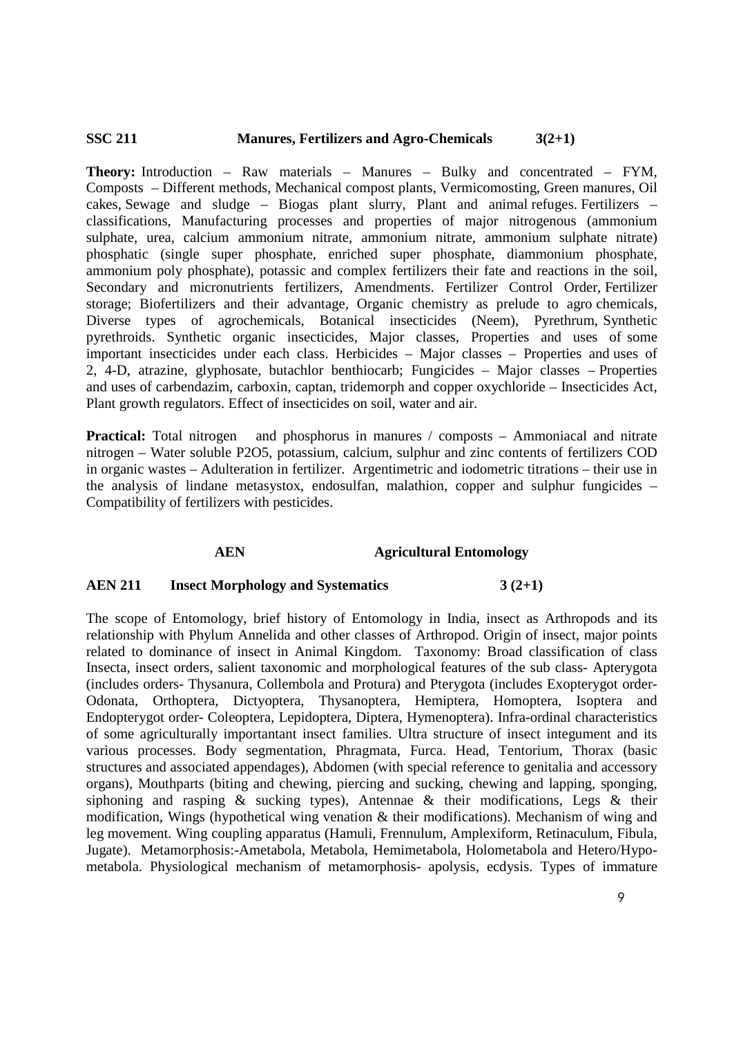**SSC 211 Manures, Fertilizers and Agro-Chemicals 3(2+1)**

**Theory:** Introduction – Raw materials – Manures – Bulky and concentrated – FYM, Composts – Different methods, Mechanical compost plants, Vermicomosting, Green manures, Oil cakes, Sewage and sludge – Biogas plant slurry, Plant and animal refuges. Fertilizers – classifications, Manufacturing processes and properties of major nitrogenous (ammonium sulphate, urea, calcium ammonium nitrate, ammonium nitrate, ammonium sulphate nitrate) phosphatic (single super phosphate, enriched super phosphate, diammonium phosphate, ammonium poly phosphate), potassic and complex fertilizers their fate and reactions in the soil, Secondary and micronutrients fertilizers, Amendments. Fertilizer Control Order, Fertilizer storage; Biofertilizers and their advantage, Organic chemistry as prelude to agro chemicals, Diverse types of agrochemicals, Botanical insecticides (Neem), Pyrethrum, Synthetic pyrethroids. Synthetic organic insecticides, Major classes, Properties and uses of some important insecticides under each class. Herbicides – Major classes – Properties and uses of 2, 4-D, atrazine, glyphosate, butachlor benthiocarb; Fungicides – Major classes – Properties and uses of carbendazim, carboxin, captan, tridemorph and copper oxychloride – Insecticides Act, Plant growth regulators. Effect of insecticides on soil, water and air.

**Practical:** Total nitrogen and phosphorus in manures / composts – Ammoniacal and nitrate nitrogen – Water soluble $P_2O_5$, potassium, calcium, sulphur and zinc contents of fertilizers COD in organic wastes – Adulteration in fertilizer. Argentimetric and iodometric titrations – their use in the analysis of lindane metasystox, endosulfan, malathion, copper and sulphur fungicides – Compatibility of fertilizers with pesticides.

## AEN Agricultural Entomology

**AEN 211 Insect Morphology and Systematics 3 (2+1)**

The scope of Entomology, brief history of Entomology in India, insect as Arthropods and its relationship with Phylum Annelida and other classes of Arthropod. Origin of insect, major points related to dominance of insect in Animal Kingdom. Taxonomy: Broad classification of class Insecta, insect orders, salient taxonomic and morphological features of the sub class- Apterygota (includes orders- Thysanura, Collembola and Protura) and Pterygota (includes Exopterygot order- Odonata, Orthoptera, Dictyoptera, Thysanoptera, Hemiptera, Homoptera, Isoptera and Endopterygot order- Coleoptera, Lepidoptera, Diptera, Hymenoptera). Infra-ordinal characteristics of some agriculturally importantant insect families. Ultra structure of insect integument and its various processes. Body segmentation, Phragmata, Furca. Head, Tentorium, Thorax (basic structures and associated appendages), Abdomen (with special reference to genitalia and accessory organs), Mouthparts (biting and chewing, piercing and sucking, chewing and lapping, sponging, siphoning and rasping & sucking types), Antennae & their modifications, Legs & their modification, Wings (hypothetical wing venation & their modifications). Mechanism of wing and leg movement. Wing coupling apparatus (Hamuli, Frennulum, Amplexiform, Retinaculum, Fibula, Jugate). Metamorphosis:-Ametabola, Metabola, Hemimetabola, Holometabola and Hetero/Hypo-metabola. Physiological mechanism of metamorphosis- apolysis, ecdysis. Types of immature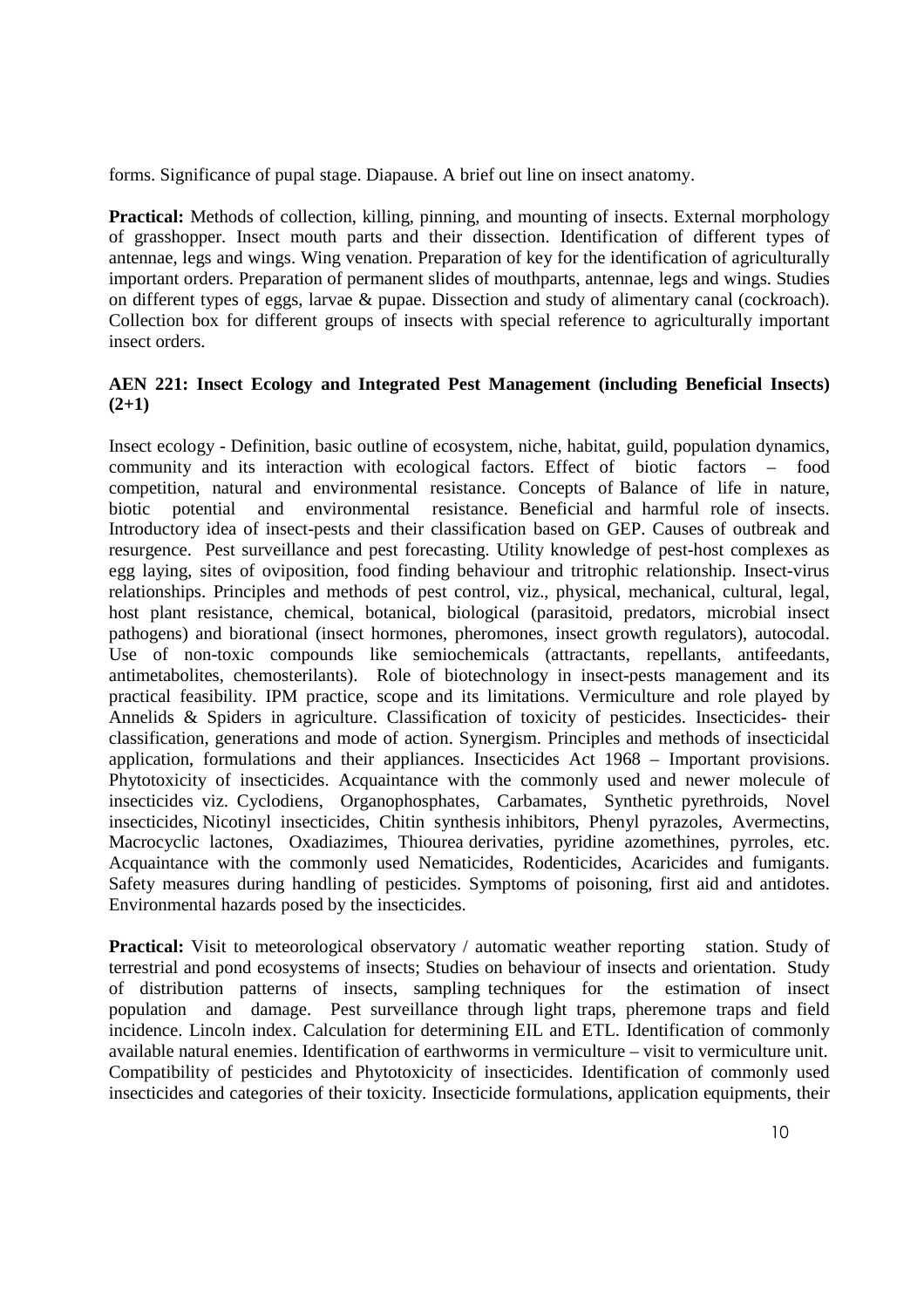forms. Significance of pupal stage. Diapause. A brief out line on insect anatomy.

**Practical:** Methods of collection, killing, pinning, and mounting of insects. External morphology of grasshopper. Insect mouth parts and their dissection. Identification of different types of antennae, legs and wings. Wing venation. Preparation of key for the identification of agriculturally important orders. Preparation of permanent slides of mouthparts, antennae, legs and wings. Studies on different types of eggs, larvae & pupae. Dissection and study of alimentary canal (cockroach). Collection box for different groups of insects with special reference to agriculturally important insect orders.

### AEN 221: Insect Ecology and Integrated Pest Management (including Beneficial Insects) (2+1)

Insect ecology - Definition, basic outline of ecosystem, niche, habitat, guild, population dynamics, community and its interaction with ecological factors. Effect of biotic factors – food competition, natural and environmental resistance. Concepts of Balance of life in nature, biotic potential and environmental resistance. Beneficial and harmful role of insects. Introductory idea of insect-pests and their classification based on GEP. Causes of outbreak and resurgence. Pest surveillance and pest forecasting. Utility knowledge of pest-host complexes as egg laying, sites of oviposition, food finding behaviour and tritrophic relationship. Insect-virus relationships. Principles and methods of pest control, viz., physical, mechanical, cultural, legal, host plant resistance, chemical, botanical, biological (parasitoid, predators, microbial insect pathogens) and biorational (insect hormones, pheromones, insect growth regulators), autocodal. Use of non-toxic compounds like semiochemicals (attractants, repellants, antifeedants, antimetabolites, chemosterilants). Role of biotechnology in insect-pests management and its practical feasibility. IPM practice, scope and its limitations. Vermiculture and role played by Annelids & Spiders in agriculture. Classification of toxicity of pesticides. Insecticides- their classification, generations and mode of action. Synergism. Principles and methods of insecticidal application, formulations and their appliances. Insecticides Act 1968 – Important provisions. Phytotoxicity of insecticides. Acquaintance with the commonly used and newer molecule of insecticides viz. Cyclodiens, Organophosphates, Carbamates, Synthetic pyrethroids, Novel insecticides, Nicotinyl insecticides, Chitin synthesis inhibitors, Phenyl pyrazoles, Avermectins, Macrocyclic lactones, Oxadiazimes, Thiourea derivaties, pyridine azomethines, pyrroles, etc. Acquaintance with the commonly used Nematicides, Rodenticides, Acaricides and fumigants. Safety measures during handling of pesticides. Symptoms of poisoning, first aid and antidotes. Environmental hazards posed by the insecticides.

**Practical:** Visit to meteorological observatory / automatic weather reporting station. Study of terrestrial and pond ecosystems of insects; Studies on behaviour of insects and orientation. Study of distribution patterns of insects, sampling techniques for the estimation of insect population and damage. Pest surveillance through light traps, pheremone traps and field incidence. Lincoln index. Calculation for determining EIL and ETL. Identification of commonly available natural enemies. Identification of earthworms in vermiculture – visit to vermiculture unit. Compatibility of pesticides and Phytotoxicity of insecticides. Identification of commonly used insecticides and categories of their toxicity. Insecticide formulations, application equipments, their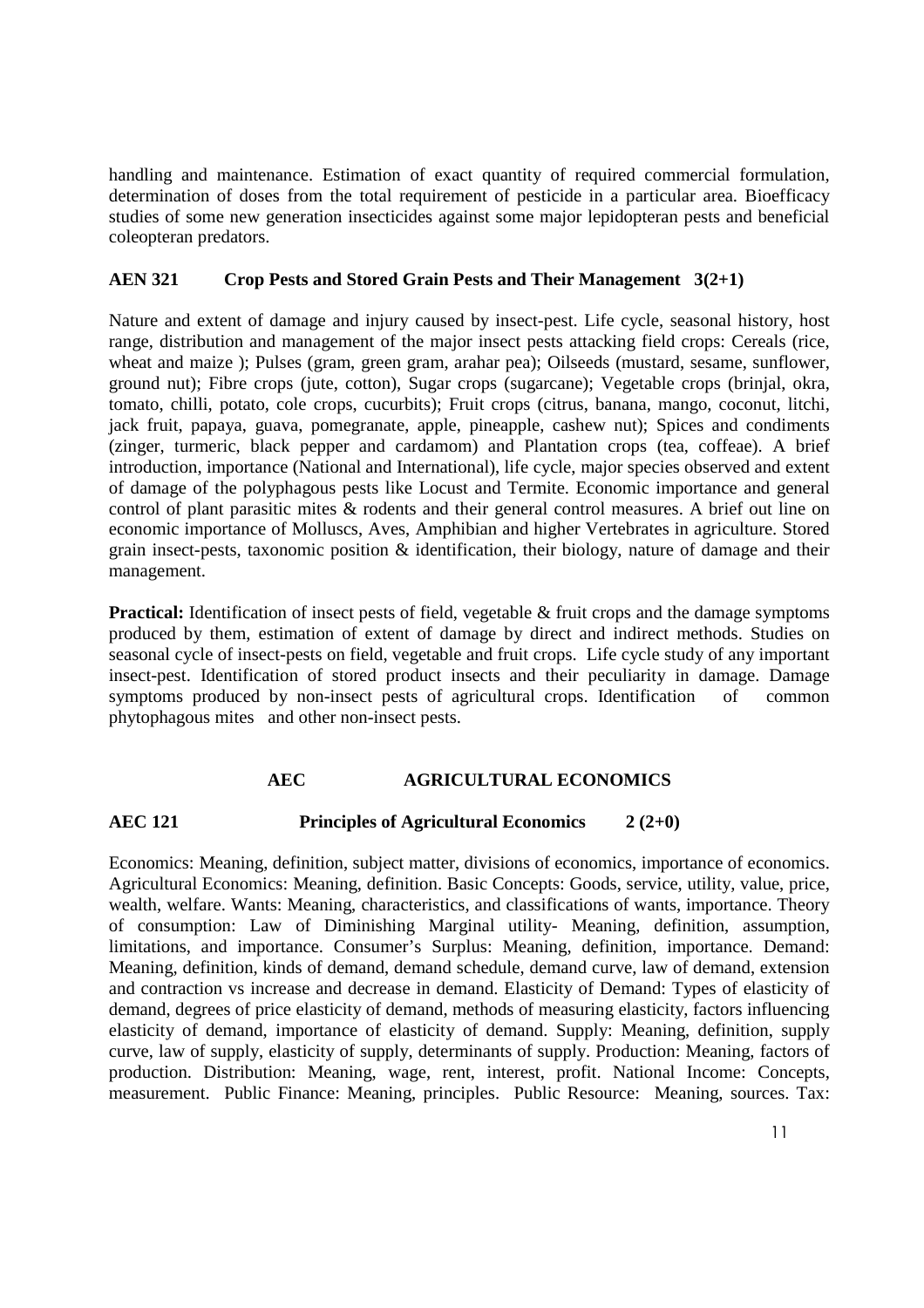handling and maintenance. Estimation of exact quantity of required commercial formulation, determination of doses from the total requirement of pesticide in a particular area. Bioefficacy studies of some new generation insecticides against some major lepidopteran pests and beneficial coleopteran predators.

### AEN 321 Crop Pests and Stored Grain Pests and Their Management 3(2+1)

Nature and extent of damage and injury caused by insect-pest. Life cycle, seasonal history, host range, distribution and management of the major insect pests attacking field crops: Cereals (rice, wheat and maize ); Pulses (gram, green gram, arahar pea); Oilseeds (mustard, sesame, sunflower, ground nut); Fibre crops (jute, cotton), Sugar crops (sugarcane); Vegetable crops (brinjal, okra, tomato, chilli, potato, cole crops, cucurbits); Fruit crops (citrus, banana, mango, coconut, litchi, jack fruit, papaya, guava, pomegranate, apple, pineapple, cashew nut); Spices and condiments (zinger, turmeric, black pepper and cardamom) and Plantation crops (tea, coffeae). A brief introduction, importance (National and International), life cycle, major species observed and extent of damage of the polyphagous pests like Locust and Termite. Economic importance and general control of plant parasitic mites & rodents and their general control measures. A brief out line on economic importance of Molluscs, Aves, Amphibian and higher Vertebrates in agriculture. Stored grain insect-pests, taxonomic position & identification, their biology, nature of damage and their management.

**Practical:** Identification of insect pests of field, vegetable & fruit crops and the damage symptoms produced by them, estimation of extent of damage by direct and indirect methods. Studies on seasonal cycle of insect-pests on field, vegetable and fruit crops. Life cycle study of any important insect-pest. Identification of stored product insects and their peculiarity in damage. Damage symptoms produced by non-insect pests of agricultural crops. Identification of common phytophagous mites and other non-insect pests.

## AEC AGRICULTURAL ECONOMICS

### AEC 121 Principles of Agricultural Economics 2 (2+0)

Economics: Meaning, definition, subject matter, divisions of economics, importance of economics. Agricultural Economics: Meaning, definition. Basic Concepts: Goods, service, utility, value, price, wealth, welfare. Wants: Meaning, characteristics, and classifications of wants, importance. Theory of consumption: Law of Diminishing Marginal utility- Meaning, definition, assumption, limitations, and importance. Consumer's Surplus: Meaning, definition, importance. Demand: Meaning, definition, kinds of demand, demand schedule, demand curve, law of demand, extension and contraction vs increase and decrease in demand. Elasticity of Demand: Types of elasticity of demand, degrees of price elasticity of demand, methods of measuring elasticity, factors influencing elasticity of demand, importance of elasticity of demand. Supply: Meaning, definition, supply curve, law of supply, elasticity of supply, determinants of supply. Production: Meaning, factors of production. Distribution: Meaning, wage, rent, interest, profit. National Income: Concepts, measurement. Public Finance: Meaning, principles. Public Resource: Meaning, sources. Tax: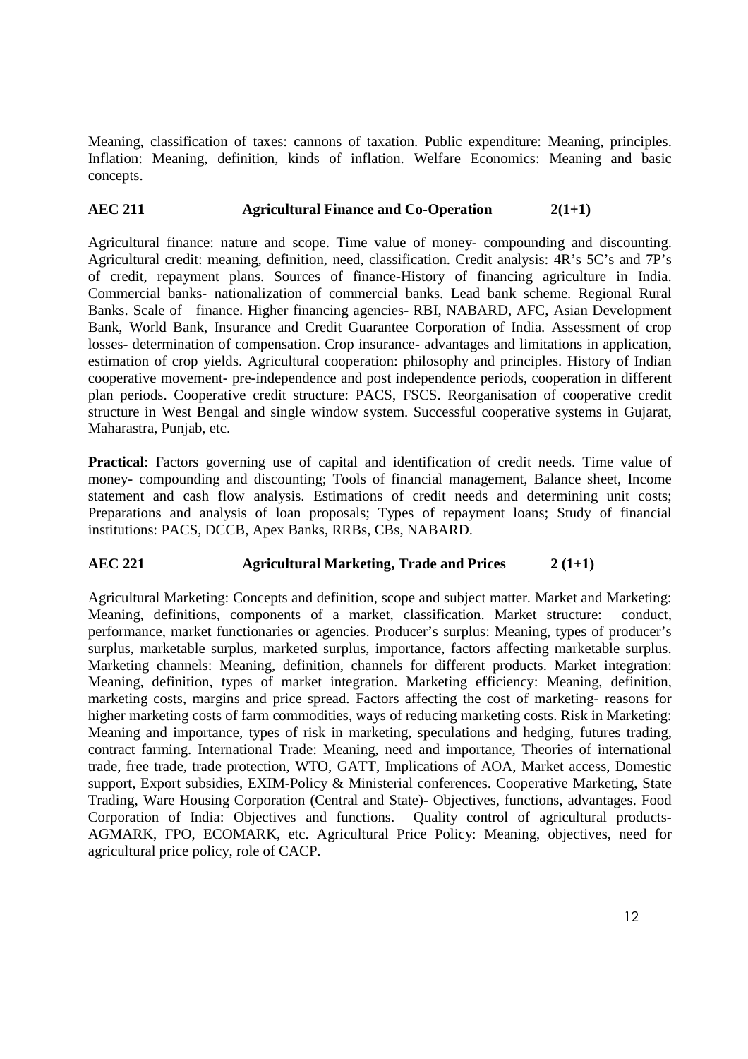Meaning, classification of taxes: cannons of taxation. Public expenditure: Meaning, principles. Inflation: Meaning, definition, kinds of inflation. Welfare Economics: Meaning and basic concepts.

**AEC 211 Agricultural Finance and Co-Operation 2(1+1)**

Agricultural finance: nature and scope. Time value of money- compounding and discounting. Agricultural credit: meaning, definition, need, classification. Credit analysis: 4R's 5C's and 7P's of credit, repayment plans. Sources of finance-History of financing agriculture in India. Commercial banks- nationalization of commercial banks. Lead bank scheme. Regional Rural Banks. Scale of finance. Higher financing agencies- RBI, NABARD, AFC, Asian Development Bank, World Bank, Insurance and Credit Guarantee Corporation of India. Assessment of crop losses- determination of compensation. Crop insurance- advantages and limitations in application, estimation of crop yields. Agricultural cooperation: philosophy and principles. History of Indian cooperative movement- pre-independence and post independence periods, cooperation in different plan periods. Cooperative credit structure: PACS, FSCS. Reorganisation of cooperative credit structure in West Bengal and single window system. Successful cooperative systems in Gujarat, Maharastra, Punjab, etc.

**Practical**: Factors governing use of capital and identification of credit needs. Time value of money- compounding and discounting; Tools of financial management, Balance sheet, Income statement and cash flow analysis. Estimations of credit needs and determining unit costs; Preparations and analysis of loan proposals; Types of repayment loans; Study of financial institutions: PACS, DCCB, Apex Banks, RRBs, CBs, NABARD.

**AEC 221 Agricultural Marketing, Trade and Prices 2 (1+1)**

Agricultural Marketing: Concepts and definition, scope and subject matter. Market and Marketing: Meaning, definitions, components of a market, classification. Market structure: conduct, performance, market functionaries or agencies. Producer's surplus: Meaning, types of producer's surplus, marketable surplus, marketed surplus, importance, factors affecting marketable surplus. Marketing channels: Meaning, definition, channels for different products. Market integration: Meaning, definition, types of market integration. Marketing efficiency: Meaning, definition, marketing costs, margins and price spread. Factors affecting the cost of marketing- reasons for higher marketing costs of farm commodities, ways of reducing marketing costs. Risk in Marketing: Meaning and importance, types of risk in marketing, speculations and hedging, futures trading, contract farming. International Trade: Meaning, need and importance, Theories of international trade, free trade, trade protection, WTO, GATT, Implications of AOA, Market access, Domestic support, Export subsidies, EXIM-Policy & Ministerial conferences. Cooperative Marketing, State Trading, Ware Housing Corporation (Central and State)- Objectives, functions, advantages. Food Corporation of India: Objectives and functions. Quality control of agricultural products- AGMARK, FPO, ECOMARK, etc. Agricultural Price Policy: Meaning, objectives, need for agricultural price policy, role of CACP.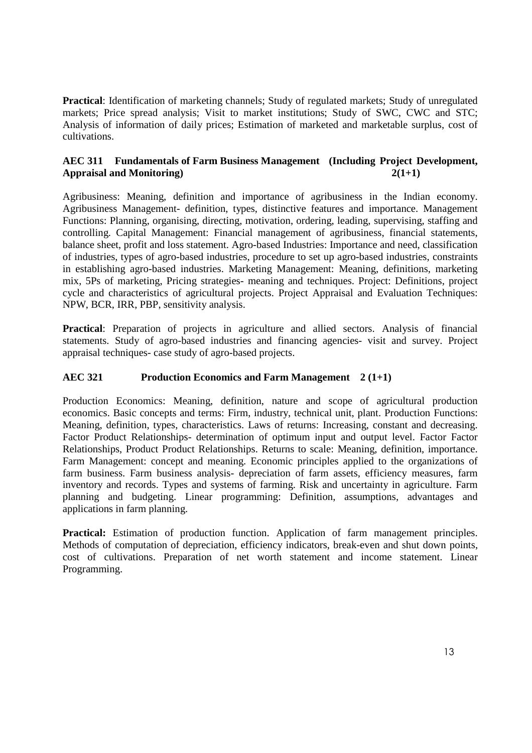**Practical**: Identification of marketing channels; Study of regulated markets; Study of unregulated markets; Price spread analysis; Visit to market institutions; Study of SWC, CWC and STC; Analysis of information of daily prices; Estimation of marketed and marketable surplus, cost of cultivations.

### AEC 311 Fundamentals of Farm Business Management (Including Project Development, Appraisal and Monitoring) 2(1+1)

Agribusiness: Meaning, definition and importance of agribusiness in the Indian economy. Agribusiness Management- definition, types, distinctive features and importance. Management Functions: Planning, organising, directing, motivation, ordering, leading, supervising, staffing and controlling. Capital Management: Financial management of agribusiness, financial statements, balance sheet, profit and loss statement. Agro-based Industries: Importance and need, classification of industries, types of agro-based industries, procedure to set up agro-based industries, constraints in establishing agro-based industries. Marketing Management: Meaning, definitions, marketing mix, 5Ps of marketing, Pricing strategies- meaning and techniques. Project: Definitions, project cycle and characteristics of agricultural projects. Project Appraisal and Evaluation Techniques: NPW, BCR, IRR, PBP, sensitivity analysis.

**Practical**: Preparation of projects in agriculture and allied sectors. Analysis of financial statements. Study of agro-based industries and financing agencies- visit and survey. Project appraisal techniques- case study of agro-based projects.

### AEC 321 Production Economics and Farm Management 2 (1+1)

Production Economics: Meaning, definition, nature and scope of agricultural production economics. Basic concepts and terms: Firm, industry, technical unit, plant. Production Functions: Meaning, definition, types, characteristics. Laws of returns: Increasing, constant and decreasing. Factor Product Relationships- determination of optimum input and output level. Factor Factor Relationships, Product Product Relationships. Returns to scale: Meaning, definition, importance. Farm Management: concept and meaning. Economic principles applied to the organizations of farm business. Farm business analysis- depreciation of farm assets, efficiency measures, farm inventory and records. Types and systems of farming. Risk and uncertainty in agriculture. Farm planning and budgeting. Linear programming: Definition, assumptions, advantages and applications in farm planning.

**Practical:** Estimation of production function. Application of farm management principles. Methods of computation of depreciation, efficiency indicators, break-even and shut down points, cost of cultivations. Preparation of net worth statement and income statement. Linear Programming.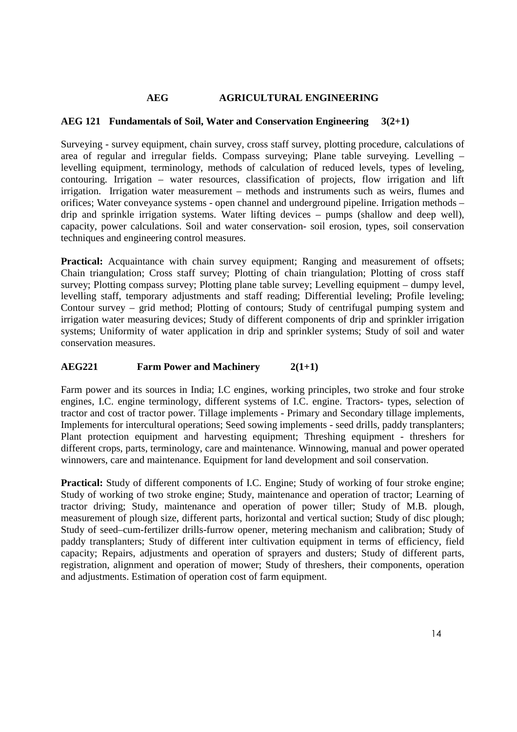# AEG AGRICULTURAL ENGINEERING

## AEG 121 Fundamentals of Soil, Water and Conservation Engineering 3(2+1)

Surveying - survey equipment, chain survey, cross staff survey, plotting procedure, calculations of area of regular and irregular fields. Compass surveying; Plane table surveying. Levelling – levelling equipment, terminology, methods of calculation of reduced levels, types of leveling, contouring. Irrigation – water resources, classification of projects, flow irrigation and lift irrigation. Irrigation water measurement – methods and instruments such as weirs, flumes and orifices; Water conveyance systems - open channel and underground pipeline. Irrigation methods – drip and sprinkle irrigation systems. Water lifting devices – pumps (shallow and deep well), capacity, power calculations. Soil and water conservation- soil erosion, types, soil conservation techniques and engineering control measures.

**Practical:** Acquaintance with chain survey equipment; Ranging and measurement of offsets; Chain triangulation; Cross staff survey; Plotting of chain triangulation; Plotting of cross staff survey; Plotting compass survey; Plotting plane table survey; Levelling equipment – dumpy level, levelling staff, temporary adjustments and staff reading; Differential leveling; Profile leveling; Contour survey – grid method; Plotting of contours; Study of centrifugal pumping system and irrigation water measuring devices; Study of different components of drip and sprinkler irrigation systems; Uniformity of water application in drip and sprinkler systems; Study of soil and water conservation measures.

## AEG221 Farm Power and Machinery 2(1+1)

Farm power and its sources in India; I.C engines, working principles, two stroke and four stroke engines, I.C. engine terminology, different systems of I.C. engine. Tractors- types, selection of tractor and cost of tractor power. Tillage implements - Primary and Secondary tillage implements, Implements for intercultural operations; Seed sowing implements - seed drills, paddy transplanters; Plant protection equipment and harvesting equipment; Threshing equipment - threshers for different crops, parts, terminology, care and maintenance. Winnowing, manual and power operated winnowers, care and maintenance. Equipment for land development and soil conservation.

**Practical:** Study of different components of I.C. Engine; Study of working of four stroke engine; Study of working of two stroke engine; Study, maintenance and operation of tractor; Learning of tractor driving; Study, maintenance and operation of power tiller; Study of M.B. plough, measurement of plough size, different parts, horizontal and vertical suction; Study of disc plough; Study of seed–cum-fertilizer drills-furrow opener, metering mechanism and calibration; Study of paddy transplanters; Study of different inter cultivation equipment in terms of efficiency, field capacity; Repairs, adjustments and operation of sprayers and dusters; Study of different parts, registration, alignment and operation of mower; Study of threshers, their components, operation and adjustments. Estimation of operation cost of farm equipment.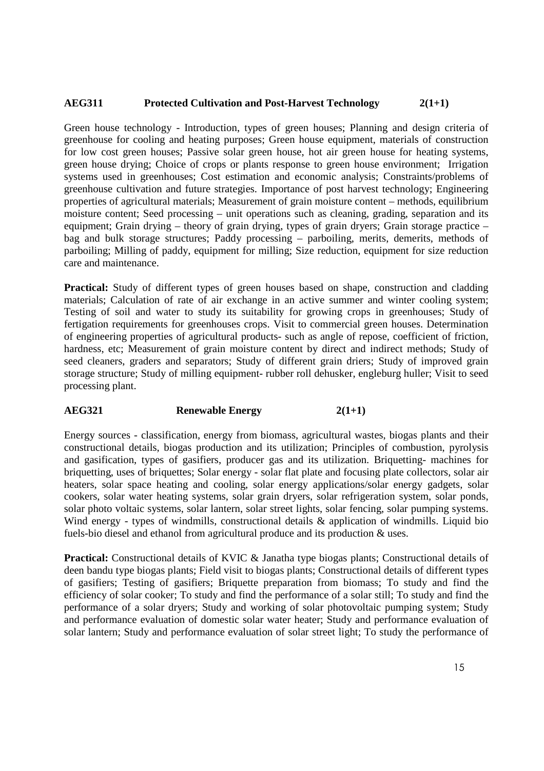## AEG311 Protected Cultivation and Post-Harvest Technology 2(1+1)

Green house technology - Introduction, types of green houses; Planning and design criteria of greenhouse for cooling and heating purposes; Green house equipment, materials of construction for low cost green houses; Passive solar green house, hot air green house for heating systems, green house drying; Choice of crops or plants response to green house environment; Irrigation systems used in greenhouses; Cost estimation and economic analysis; Constraints/problems of greenhouse cultivation and future strategies. Importance of post harvest technology; Engineering properties of agricultural materials; Measurement of grain moisture content – methods, equilibrium moisture content; Seed processing – unit operations such as cleaning, grading, separation and its equipment; Grain drying – theory of grain drying, types of grain dryers; Grain storage practice – bag and bulk storage structures; Paddy processing – parboiling, merits, demerits, methods of parboiling; Milling of paddy, equipment for milling; Size reduction, equipment for size reduction care and maintenance.

**Practical:** Study of different types of green houses based on shape, construction and cladding materials; Calculation of rate of air exchange in an active summer and winter cooling system; Testing of soil and water to study its suitability for growing crops in greenhouses; Study of fertigation requirements for greenhouses crops. Visit to commercial green houses. Determination of engineering properties of agricultural products- such as angle of repose, coefficient of friction, hardness, etc; Measurement of grain moisture content by direct and indirect methods; Study of seed cleaners, graders and separators; Study of different grain driers; Study of improved grain storage structure; Study of milling equipment- rubber roll dehusker, engleburg huller; Visit to seed processing plant.

## AEG321 Renewable Energy 2(1+1)

Energy sources - classification, energy from biomass, agricultural wastes, biogas plants and their constructional details, biogas production and its utilization; Principles of combustion, pyrolysis and gasification, types of gasifiers, producer gas and its utilization. Briquetting- machines for briquetting, uses of briquettes; Solar energy - solar flat plate and focusing plate collectors, solar air heaters, solar space heating and cooling, solar energy applications/solar energy gadgets, solar cookers, solar water heating systems, solar grain dryers, solar refrigeration system, solar ponds, solar photo voltaic systems, solar lantern, solar street lights, solar fencing, solar pumping systems. Wind energy - types of windmills, constructional details & application of windmills. Liquid bio fuels-bio diesel and ethanol from agricultural produce and its production & uses.

**Practical:** Constructional details of KVIC & Janatha type biogas plants; Constructional details of deen bandu type biogas plants; Field visit to biogas plants; Constructional details of different types of gasifiers; Testing of gasifiers; Briquette preparation from biomass; To study and find the efficiency of solar cooker; To study and find the performance of a solar still; To study and find the performance of a solar dryers; Study and working of solar photovoltaic pumping system; Study and performance evaluation of domestic solar water heater; Study and performance evaluation of solar lantern; Study and performance evaluation of solar street light; To study the performance of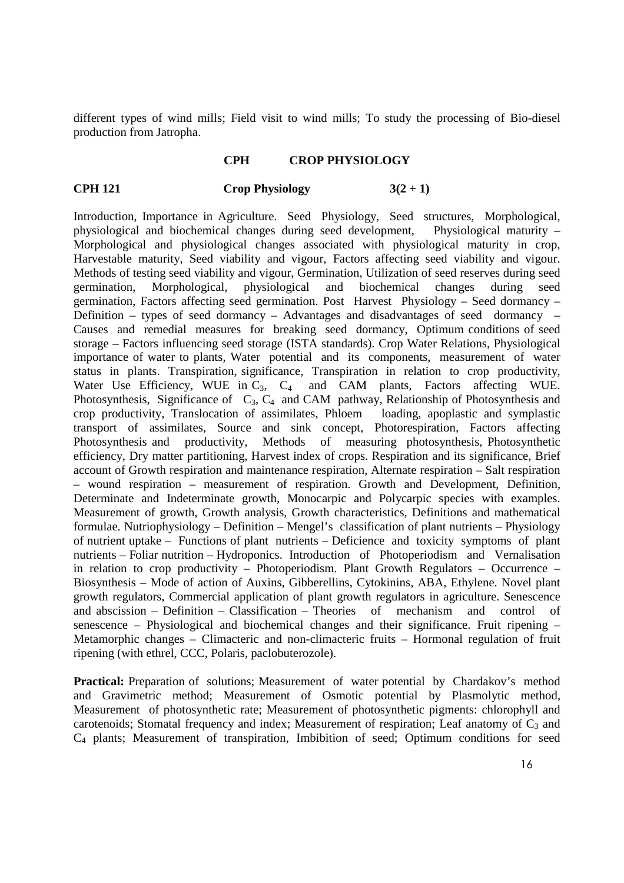different types of wind mills; Field visit to wind mills; To study the processing of Bio-diesel production from Jatropha.

## CPH CROP PHYSIOLOGY

### CPH 121 Crop Physiology 3(2 + 1)

Introduction, Importance in Agriculture. Seed Physiology, Seed structures, Morphological, physiological and biochemical changes during seed development, Physiological maturity – Morphological and physiological changes associated with physiological maturity in crop, Harvestable maturity, Seed viability and vigour, Factors affecting seed viability and vigour. Methods of testing seed viability and vigour, Germination, Utilization of seed reserves during seed germination, Morphological, physiological and biochemical changes during seed germination, Factors affecting seed germination. Post Harvest Physiology – Seed dormancy – Definition – types of seed dormancy – Advantages and disadvantages of seed dormancy – Causes and remedial measures for breaking seed dormancy, Optimum conditions of seed storage – Factors influencing seed storage (ISTA standards). Crop Water Relations, Physiological importance of water to plants, Water potential and its components, measurement of water status in plants. Transpiration, significance, Transpiration in relation to crop productivity, Water Use Efficiency, WUE in $C_3$, $C_4$ and CAM plants, Factors affecting WUE. Photosynthesis, Significance of $C_3$, $C_4$ and CAM pathway, Relationship of Photosynthesis and crop productivity, Translocation of assimilates, Phloem loading, apoplastic and symplastic transport of assimilates, Source and sink concept, Photorespiration, Factors affecting Photosynthesis and productivity, Methods of measuring photosynthesis, Photosynthetic efficiency, Dry matter partitioning, Harvest index of crops. Respiration and its significance, Brief account of Growth respiration and maintenance respiration, Alternate respiration – Salt respiration – wound respiration – measurement of respiration. Growth and Development, Definition, Determinate and Indeterminate growth, Monocarpic and Polycarpic species with examples. Measurement of growth, Growth analysis, Growth characteristics, Definitions and mathematical formulae. Nutriophysiology – Definition – Mengel's classification of plant nutrients – Physiology of nutrient uptake – Functions of plant nutrients – Deficience and toxicity symptoms of plant nutrients – Foliar nutrition – Hydroponics. Introduction of Photoperiodism and Vernalisation in relation to crop productivity – Photoperiodism. Plant Growth Regulators – Occurrence – Biosynthesis – Mode of action of Auxins, Gibberellins, Cytokinins, ABA, Ethylene. Novel plant growth regulators, Commercial application of plant growth regulators in agriculture. Senescence and abscission – Definition – Classification – Theories of mechanism and control of senescence – Physiological and biochemical changes and their significance. Fruit ripening – Metamorphic changes – Climacteric and non-climacteric fruits – Hormonal regulation of fruit ripening (with ethrel, CCC, Polaris, paclobuterozole).

**Practical:** Preparation of solutions; Measurement of water potential by Chardakov's method and Gravimetric method; Measurement of Osmotic potential by Plasmolytic method, Measurement of photosynthetic rate; Measurement of photosynthetic pigments: chlorophyll and carotenoids; Stomatal frequency and index; Measurement of respiration; Leaf anatomy of $C_3$ and $C_4$ plants; Measurement of transpiration, Imbibition of seed; Optimum conditions for seed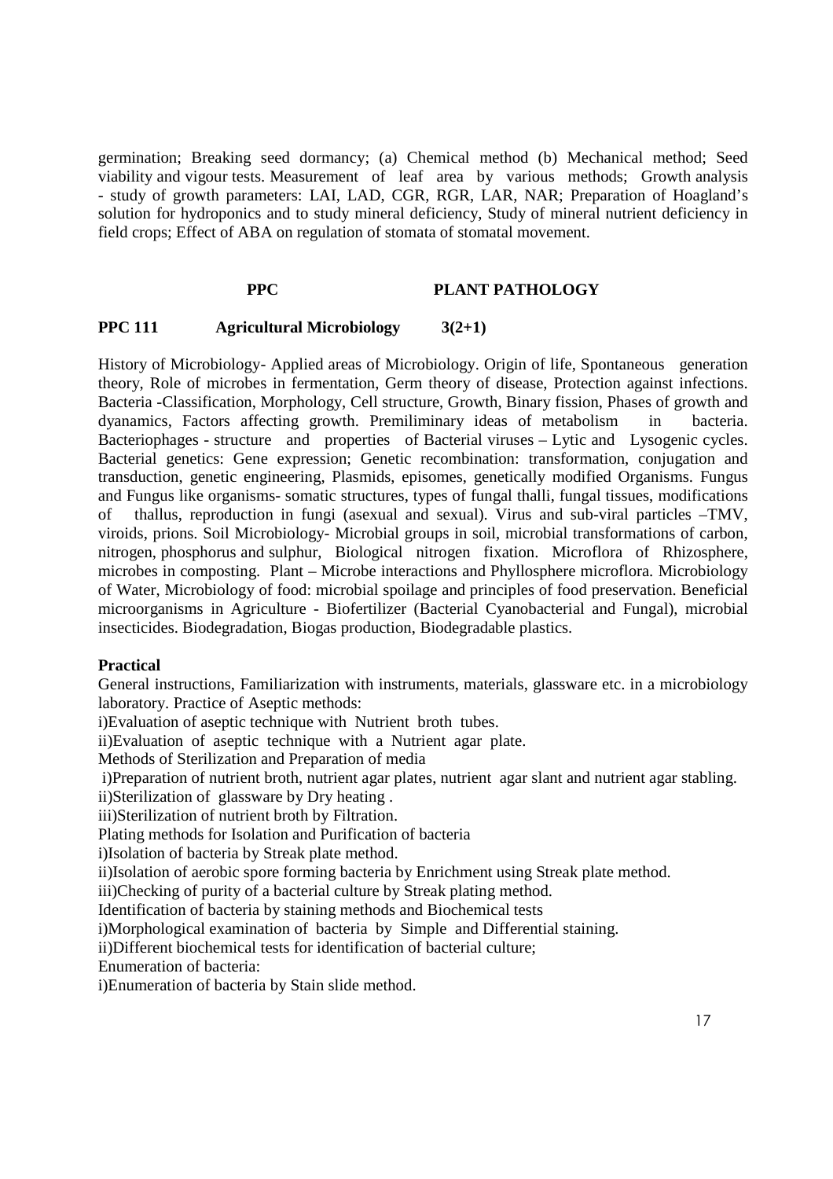germination; Breaking seed dormancy; (a) Chemical method (b) Mechanical method; Seed viability and vigour tests. Measurement of leaf area by various methods; Growth analysis - study of growth parameters: LAI, LAD, CGR, RGR, LAR, NAR; Preparation of Hoagland's solution for hydroponics and to study mineral deficiency, Study of mineral nutrient deficiency in field crops; Effect of ABA on regulation of stomata of stomatal movement.

## PPC PLANT PATHOLOGY

### PPC 111 Agricultural Microbiology 3(2+1)

History of Microbiology- Applied areas of Microbiology. Origin of life, Spontaneous generation theory, Role of microbes in fermentation, Germ theory of disease, Protection against infections. Bacteria -Classification, Morphology, Cell structure, Growth, Binary fission, Phases of growth and dyanamics, Factors affecting growth. Premiliminary ideas of metabolism in bacteria. Bacteriophages - structure and properties of Bacterial viruses – Lytic and Lysogenic cycles. Bacterial genetics: Gene expression; Genetic recombination: transformation, conjugation and transduction, genetic engineering, Plasmids, episomes, genetically modified Organisms. Fungus and Fungus like organisms- somatic structures, types of fungal thalli, fungal tissues, modifications of thallus, reproduction in fungi (asexual and sexual). Virus and sub-viral particles –TMV, viroids, prions. Soil Microbiology- Microbial groups in soil, microbial transformations of carbon, nitrogen, phosphorus and sulphur, Biological nitrogen fixation. Microflora of Rhizosphere, microbes in composting. Plant – Microbe interactions and Phyllosphere microflora. Microbiology of Water, Microbiology of food: microbial spoilage and principles of food preservation. Beneficial microorganisms in Agriculture - Biofertilizer (Bacterial Cyanobacterial and Fungal), microbial insecticides. Biodegradation, Biogas production, Biodegradable plastics.

**Practical**

General instructions, Familiarization with instruments, materials, glassware etc. in a microbiology laboratory. Practice of Aseptic methods:

i)Evaluation of aseptic technique with Nutrient broth tubes.

ii)Evaluation of aseptic technique with a Nutrient agar plate.

Methods of Sterilization and Preparation of media

i)Preparation of nutrient broth, nutrient agar plates, nutrient agar slant and nutrient agar stabling.

ii)Sterilization of glassware by Dry heating .

iii)Sterilization of nutrient broth by Filtration.

Plating methods for Isolation and Purification of bacteria

i)Isolation of bacteria by Streak plate method.

ii)Isolation of aerobic spore forming bacteria by Enrichment using Streak plate method.

iii)Checking of purity of a bacterial culture by Streak plating method.

Identification of bacteria by staining methods and Biochemical tests

i)Morphological examination of bacteria by Simple and Differential staining.

ii)Different biochemical tests for identification of bacterial culture;

Enumeration of bacteria:

i)Enumeration of bacteria by Stain slide method.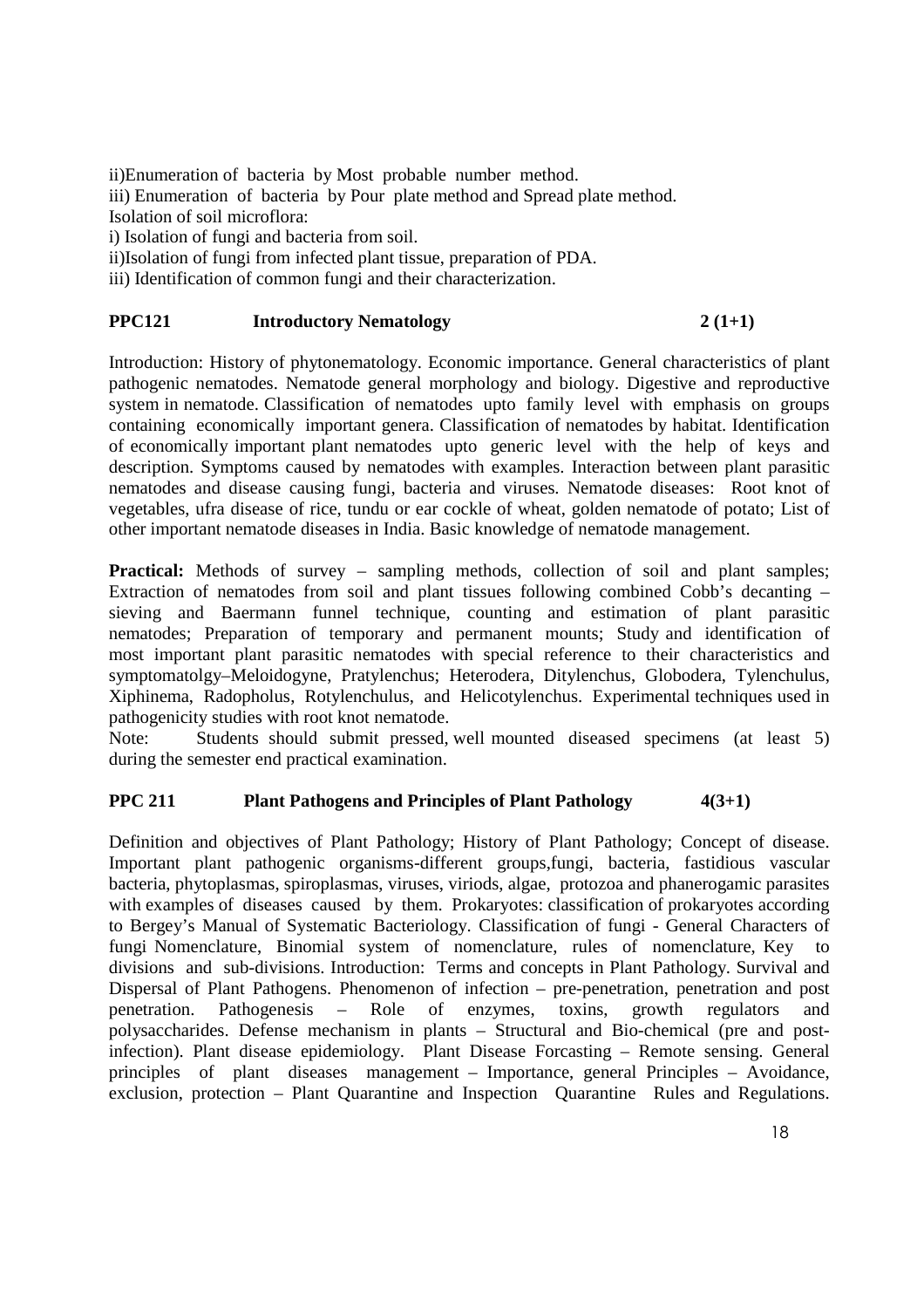ii)Enumeration of bacteria by Most probable number method.
iii) Enumeration of bacteria by Pour plate method and Spread plate method.
Isolation of soil microflora:
i) Isolation of fungi and bacteria from soil.
ii)Isolation of fungi from infected plant tissue, preparation of PDA.
iii) Identification of common fungi and their characterization.

### PPC121 Introductory Nematology 2 (1+1)

Introduction: History of phytonematology. Economic importance. General characteristics of plant pathogenic nematodes. Nematode general morphology and biology. Digestive and reproductive system in nematode. Classification of nematodes upto family level with emphasis on groups containing economically important genera. Classification of nematodes by habitat. Identification of economically important plant nematodes upto generic level with the help of keys and description. Symptoms caused by nematodes with examples. Interaction between plant parasitic nematodes and disease causing fungi, bacteria and viruses. Nematode diseases: Root knot of vegetables, ufra disease of rice, tundu or ear cockle of wheat, golden nematode of potato; List of other important nematode diseases in India. Basic knowledge of nematode management.

**Practical:** Methods of survey – sampling methods, collection of soil and plant samples; Extraction of nematodes from soil and plant tissues following combined Cobb's decanting – sieving and Baermann funnel technique, counting and estimation of plant parasitic nematodes; Preparation of temporary and permanent mounts; Study and identification of most important plant parasitic nematodes with special reference to their characteristics and symptomatolgy–Meloidogyne, Pratylenchus; Heterodera, Ditylenchus, Globodera, Tylenchulus, Xiphinema, Radopholus, Rotylenchulus, and Helicotylenchus. Experimental techniques used in pathogenicity studies with root knot nematode.
Note: Students should submit pressed, well mounted diseased specimens (at least 5) during the semester end practical examination.

### PPC 211 Plant Pathogens and Principles of Plant Pathology 4(3+1)

Definition and objectives of Plant Pathology; History of Plant Pathology; Concept of disease. Important plant pathogenic organisms-different groups,fungi, bacteria, fastidious vascular bacteria, phytoplasmas, spiroplasmas, viruses, viriods, algae, protozoa and phanerogamic parasites with examples of diseases caused by them. Prokaryotes: classification of prokaryotes according to Bergey's Manual of Systematic Bacteriology. Classification of fungi - General Characters of fungi Nomenclature, Binomial system of nomenclature, rules of nomenclature, Key to divisions and sub-divisions. Introduction: Terms and concepts in Plant Pathology. Survival and Dispersal of Plant Pathogens. Phenomenon of infection – pre-penetration, penetration and post penetration. Pathogenesis – Role of enzymes, toxins, growth regulators and polysaccharides. Defense mechanism in plants – Structural and Bio-chemical (pre and post-infection). Plant disease epidemiology. Plant Disease Forcasting – Remote sensing. General principles of plant diseases management – Importance, general Principles – Avoidance, exclusion, protection – Plant Quarantine and Inspection Quarantine Rules and Regulations.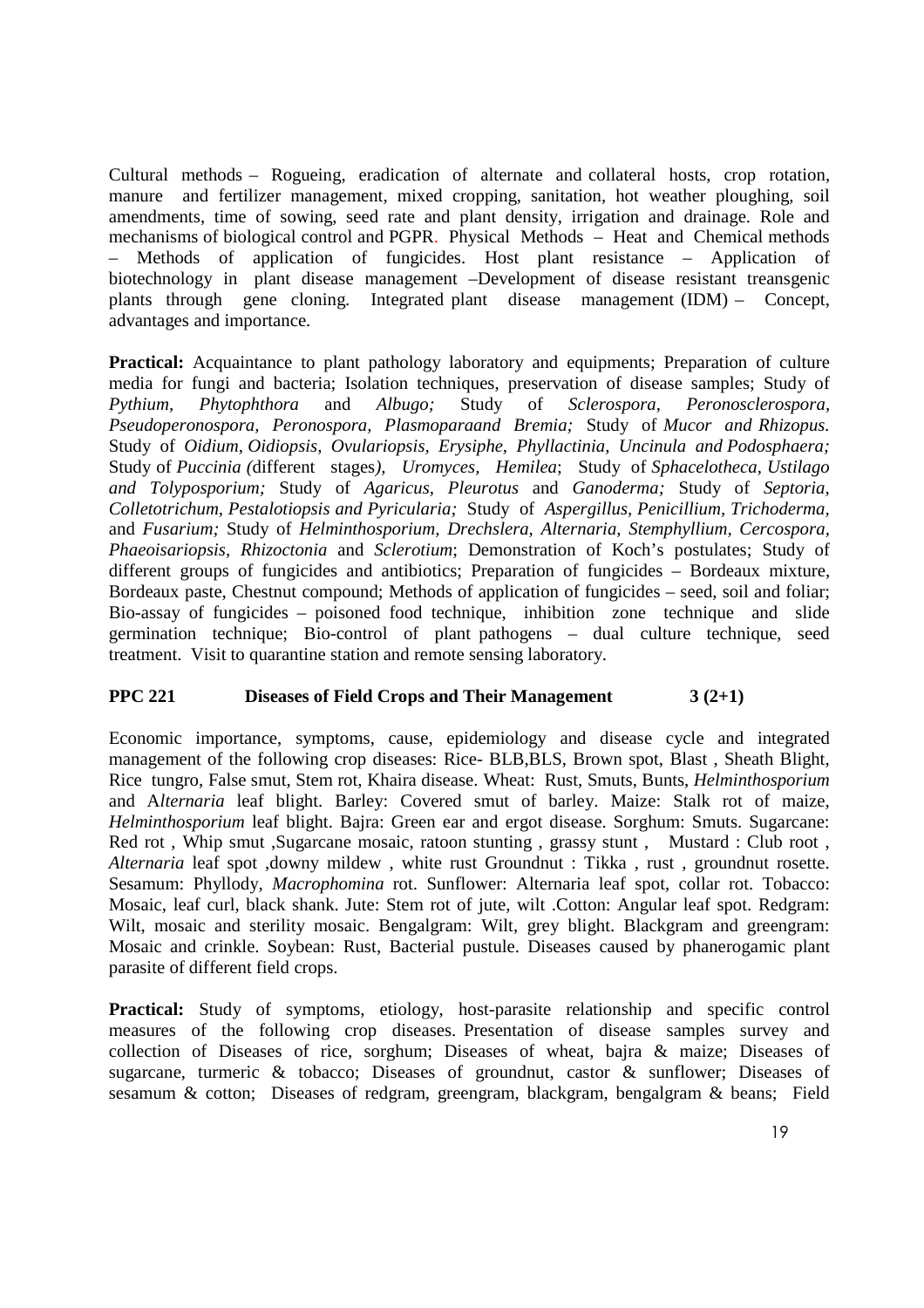Cultural methods – Rogueing, eradication of alternate and collateral hosts, crop rotation, manure and fertilizer management, mixed cropping, sanitation, hot weather ploughing, soil amendments, time of sowing, seed rate and plant density, irrigation and drainage. Role and mechanisms of biological control and PGPR. Physical Methods – Heat and Chemical methods – Methods of application of fungicides. Host plant resistance – Application of biotechnology in plant disease management –Development of disease resistant treansgenic plants through gene cloning. Integrated plant disease management (IDM) – Concept, advantages and importance.

**Practical:** Acquaintance to plant pathology laboratory and equipments; Preparation of culture media for fungi and bacteria; Isolation techniques, preservation of disease samples; Study of *Pythium, Phytophthora* and *Albugo;* Study of *Sclerospora, Peronosclerospora, Pseudoperonospora, Peronospora, Plasmoparaand Bremia;* Study of *Mucor and Rhizopus.* Study of *Oidium, Oidiopsis, Ovulariopsis, Erysiphe, Phyllactinia, Uncinula and Podosphaera;* Study of *Puccinia (*different stages*), Uromyces, Hemilea*; Study of *Sphacelotheca, Ustilago and Tolyposporium;* Study of *Agaricus, Pleurotus* and *Ganoderma;* Study of *Septoria, Colletotrichum, Pestalotiopsis and Pyricularia;* Study of *Aspergillus, Penicillium, Trichoderma,* and *Fusarium;* Study of *Helminthosporium, Drechslera, Alternaria, Stemphyllium, Cercospora, Phaeoisariopsis, Rhizoctonia* and *Sclerotium*; Demonstration of Koch's postulates; Study of different groups of fungicides and antibiotics; Preparation of fungicides – Bordeaux mixture, Bordeaux paste, Chestnut compound; Methods of application of fungicides – seed, soil and foliar; Bio-assay of fungicides – poisoned food technique, inhibition zone technique and slide germination technique; Bio-control of plant pathogens – dual culture technique, seed treatment. Visit to quarantine station and remote sensing laboratory.

### PPC 221 Diseases of Field Crops and Their Management 3 (2+1)

Economic importance, symptoms, cause, epidemiology and disease cycle and integrated management of the following crop diseases: Rice- BLB,BLS, Brown spot, Blast , Sheath Blight, Rice tungro, False smut, Stem rot, Khaira disease. Wheat: Rust, Smuts, Bunts, *Helminthosporium* and A*lternaria* leaf blight. Barley: Covered smut of barley. Maize: Stalk rot of maize, *Helminthosporium* leaf blight. Bajra: Green ear and ergot disease. Sorghum: Smuts. Sugarcane: Red rot , Whip smut ,Sugarcane mosaic, ratoon stunting , grassy stunt , Mustard : Club root , *Alternaria* leaf spot ,downy mildew , white rust Groundnut : Tikka , rust , groundnut rosette. Sesamum: Phyllody, *Macrophomina* rot. Sunflower: Alternaria leaf spot, collar rot. Tobacco: Mosaic, leaf curl, black shank. Jute: Stem rot of jute, wilt .Cotton: Angular leaf spot. Redgram: Wilt, mosaic and sterility mosaic. Bengalgram: Wilt, grey blight. Blackgram and greengram: Mosaic and crinkle. Soybean: Rust, Bacterial pustule. Diseases caused by phanerogamic plant parasite of different field crops.

**Practical:** Study of symptoms, etiology, host-parasite relationship and specific control measures of the following crop diseases. Presentation of disease samples survey and collection of Diseases of rice, sorghum; Diseases of wheat, bajra & maize; Diseases of sugarcane, turmeric & tobacco; Diseases of groundnut, castor & sunflower; Diseases of sesamum & cotton; Diseases of redgram, greengram, blackgram, bengalgram & beans; Field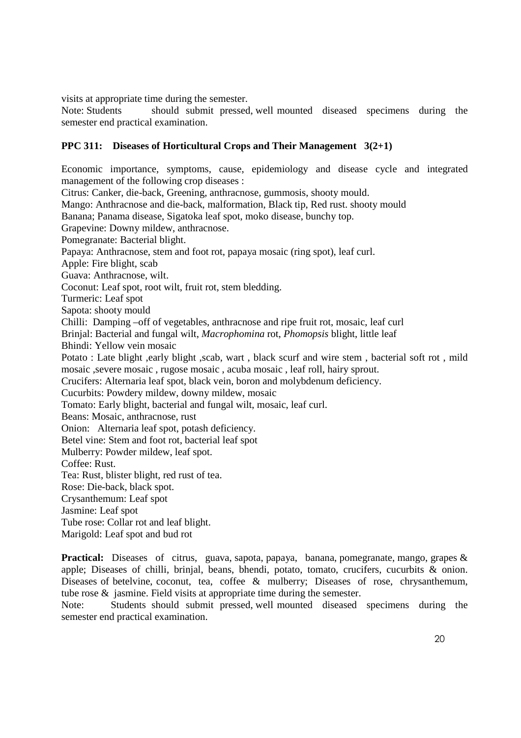visits at appropriate time during the semester.

Note: Students should submit pressed, well mounted diseased specimens during the semester end practical examination.

**PPC 311: Diseases of Horticultural Crops and Their Management 3(2+1)**

Economic importance, symptoms, cause, epidemiology and disease cycle and integrated management of the following crop diseases :

Citrus: Canker, die-back, Greening, anthracnose, gummosis, shooty mould.

Mango: Anthracnose and die-back, malformation, Black tip, Red rust. shooty mould

Banana; Panama disease, Sigatoka leaf spot, moko disease, bunchy top.

Grapevine: Downy mildew, anthracnose.

Pomegranate: Bacterial blight.

Papaya: Anthracnose, stem and foot rot, papaya mosaic (ring spot), leaf curl.

Apple: Fire blight, scab

Guava: Anthracnose, wilt.

Coconut: Leaf spot, root wilt, fruit rot, stem bledding.

Turmeric: Leaf spot

Sapota: shooty mould

Chilli: Damping –off of vegetables, anthracnose and ripe fruit rot, mosaic, leaf curl

Brinjal: Bacterial and fungal wilt, *Macrophomina* rot, *Phomopsis* blight, little leaf

Bhindi: Yellow vein mosaic

Potato : Late blight ,early blight ,scab, wart , black scurf and wire stem , bacterial soft rot , mild mosaic ,severe mosaic , rugose mosaic , acuba mosaic , leaf roll, hairy sprout.

Crucifers: Alternaria leaf spot, black vein, boron and molybdenum deficiency.

Cucurbits: Powdery mildew, downy mildew, mosaic

Tomato: Early blight, bacterial and fungal wilt, mosaic, leaf curl.

Beans: Mosaic, anthracnose, rust

Onion: Alternaria leaf spot, potash deficiency.

Betel vine: Stem and foot rot, bacterial leaf spot

Mulberry: Powder mildew, leaf spot.

Coffee: Rust.

Tea: Rust, blister blight, red rust of tea.

Rose: Die-back, black spot.

Crysanthemum: Leaf spot

Jasmine: Leaf spot

Tube rose: Collar rot and leaf blight.

Marigold: Leaf spot and bud rot

**Practical:** Diseases of citrus, guava, sapota, papaya, banana, pomegranate, mango, grapes & apple; Diseases of chilli, brinjal, beans, bhendi, potato, tomato, crucifers, cucurbits & onion. Diseases of betelvine, coconut, tea, coffee & mulberry; Diseases of rose, chrysanthemum, tube rose & jasmine. Field visits at appropriate time during the semester.

Note: Students should submit pressed, well mounted diseased specimens during the semester end practical examination.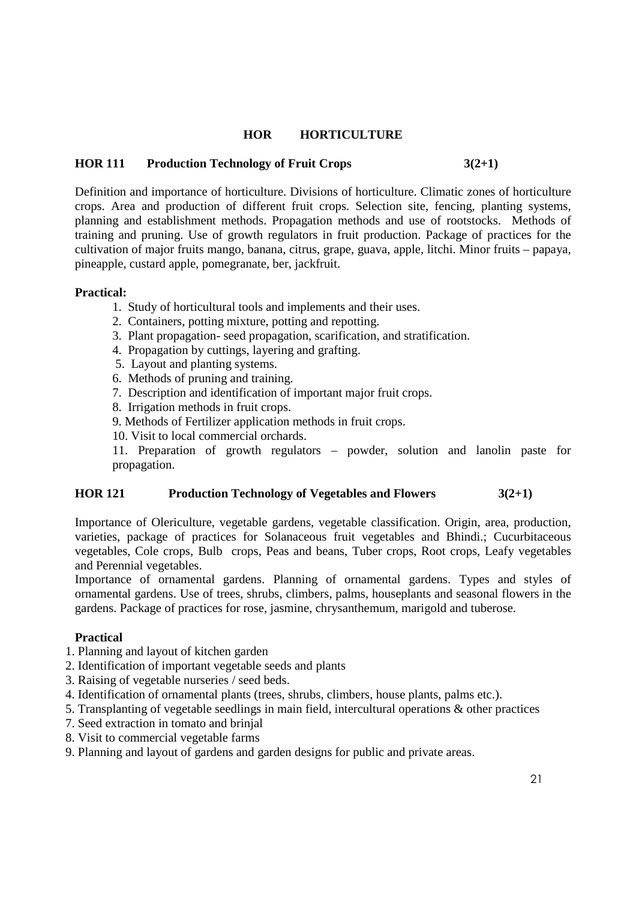## HOR HORTICULTURE

### HOR 111 Production Technology of Fruit Crops 3(2+1)

Definition and importance of horticulture. Divisions of horticulture. Climatic zones of horticulture crops. Area and production of different fruit crops. Selection site, fencing, planting systems, planning and establishment methods. Propagation methods and use of rootstocks. Methods of training and pruning. Use of growth regulators in fruit production. Package of practices for the cultivation of major fruits mango, banana, citrus, grape, guava, apple, litchi. Minor fruits – papaya, pineapple, custard apple, pomegranate, ber, jackfruit.

**Practical:**

1. Study of horticultural tools and implements and their uses.
2. Containers, potting mixture, potting and repotting.
3. Plant propagation- seed propagation, scarification, and stratification.
4. Propagation by cuttings, layering and grafting.
5. Layout and planting systems.
6. Methods of pruning and training.
7. Description and identification of important major fruit crops.
8. Irrigation methods in fruit crops.
9. Methods of Fertilizer application methods in fruit crops.
10. Visit to local commercial orchards.
11. Preparation of growth regulators – powder, solution and lanolin paste for propagation.

### HOR 121 Production Technology of Vegetables and Flowers 3(2+1)

Importance of Olericulture, vegetable gardens, vegetable classification. Origin, area, production, varieties, package of practices for Solanaceous fruit vegetables and Bhindi.; Cucurbitaceous vegetables, Cole crops, Bulb crops, Peas and beans, Tuber crops, Root crops, Leafy vegetables and Perennial vegetables.

Importance of ornamental gardens. Planning of ornamental gardens. Types and styles of ornamental gardens. Use of trees, shrubs, climbers, palms, houseplants and seasonal flowers in the gardens. Package of practices for rose, jasmine, chrysanthemum, marigold and tuberose.

**Practical**

1. Planning and layout of kitchen garden
2. Identification of important vegetable seeds and plants
3. Raising of vegetable nurseries / seed beds.
4. Identification of ornamental plants (trees, shrubs, climbers, house plants, palms etc.).
5. Transplanting of vegetable seedlings in main field, intercultural operations & other practices
7. Seed extraction in tomato and brinjal
8. Visit to commercial vegetable farms
9. Planning and layout of gardens and garden designs for public and private areas.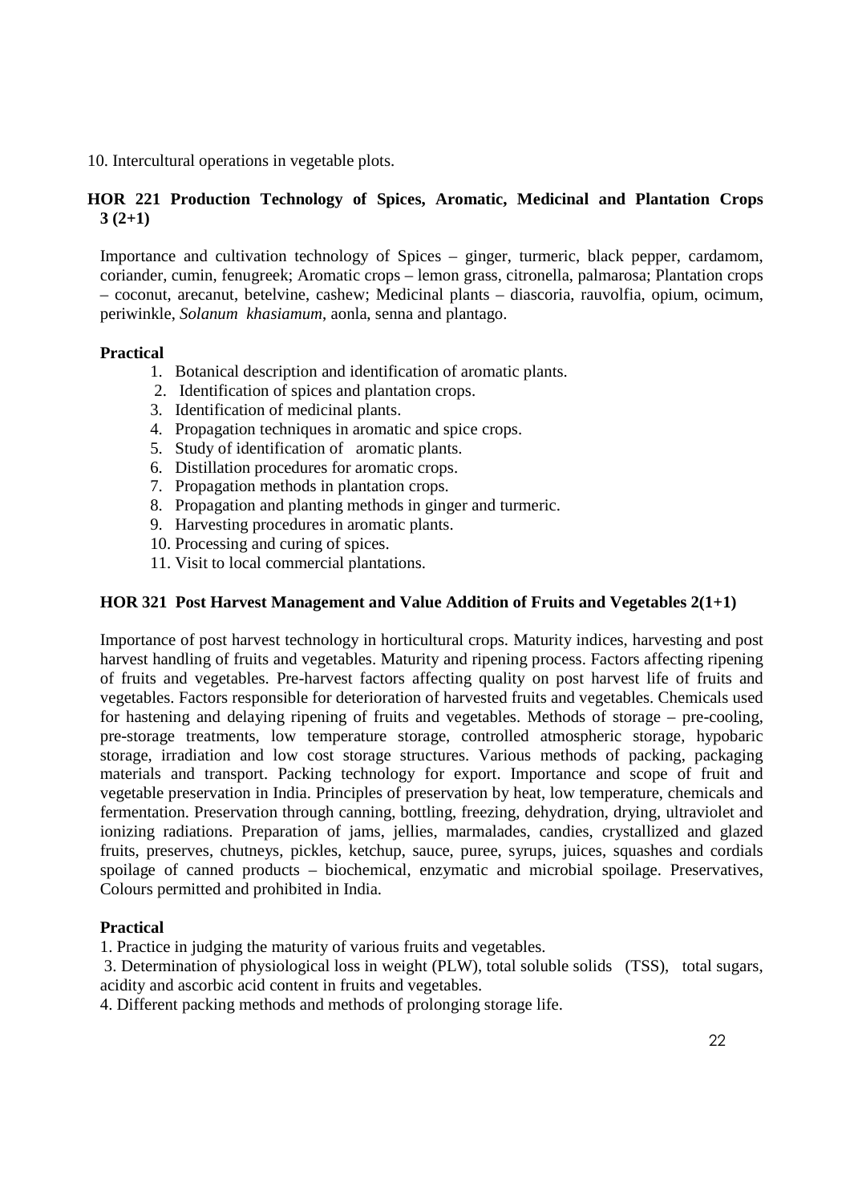10. Intercultural operations in vegetable plots.

## HOR 221 Production Technology of Spices, Aromatic, Medicinal and Plantation Crops 3 (2+1)

Importance and cultivation technology of Spices – ginger, turmeric, black pepper, cardamom, coriander, cumin, fenugreek; Aromatic crops – lemon grass, citronella, palmarosa; Plantation crops – coconut, arecanut, betelvine, cashew; Medicinal plants – diascoria, rauvolfia, opium, ocimum, periwinkle, *Solanum khasiamum*, aonla, senna and plantago.

**Practical**

1. Botanical description and identification of aromatic plants.
2. Identification of spices and plantation crops.
3. Identification of medicinal plants.
4. Propagation techniques in aromatic and spice crops.
5. Study of identification of aromatic plants.
6. Distillation procedures for aromatic crops.
7. Propagation methods in plantation crops.
8. Propagation and planting methods in ginger and turmeric.
9. Harvesting procedures in aromatic plants.
10. Processing and curing of spices.
11. Visit to local commercial plantations.

## HOR 321 Post Harvest Management and Value Addition of Fruits and Vegetables 2(1+1)

Importance of post harvest technology in horticultural crops. Maturity indices, harvesting and post harvest handling of fruits and vegetables. Maturity and ripening process. Factors affecting ripening of fruits and vegetables. Pre-harvest factors affecting quality on post harvest life of fruits and vegetables. Factors responsible for deterioration of harvested fruits and vegetables. Chemicals used for hastening and delaying ripening of fruits and vegetables. Methods of storage – pre-cooling, pre-storage treatments, low temperature storage, controlled atmospheric storage, hypobaric storage, irradiation and low cost storage structures. Various methods of packing, packaging materials and transport. Packing technology for export. Importance and scope of fruit and vegetable preservation in India. Principles of preservation by heat, low temperature, chemicals and fermentation. Preservation through canning, bottling, freezing, dehydration, drying, ultraviolet and ionizing radiations. Preparation of jams, jellies, marmalades, candies, crystallized and glazed fruits, preserves, chutneys, pickles, ketchup, sauce, puree, syrups, juices, squashes and cordials spoilage of canned products – biochemical, enzymatic and microbial spoilage. Preservatives, Colours permitted and prohibited in India.

**Practical**

1. Practice in judging the maturity of various fruits and vegetables.

3. Determination of physiological loss in weight (PLW), total soluble solids (TSS), total sugars, acidity and ascorbic acid content in fruits and vegetables.

4. Different packing methods and methods of prolonging storage life.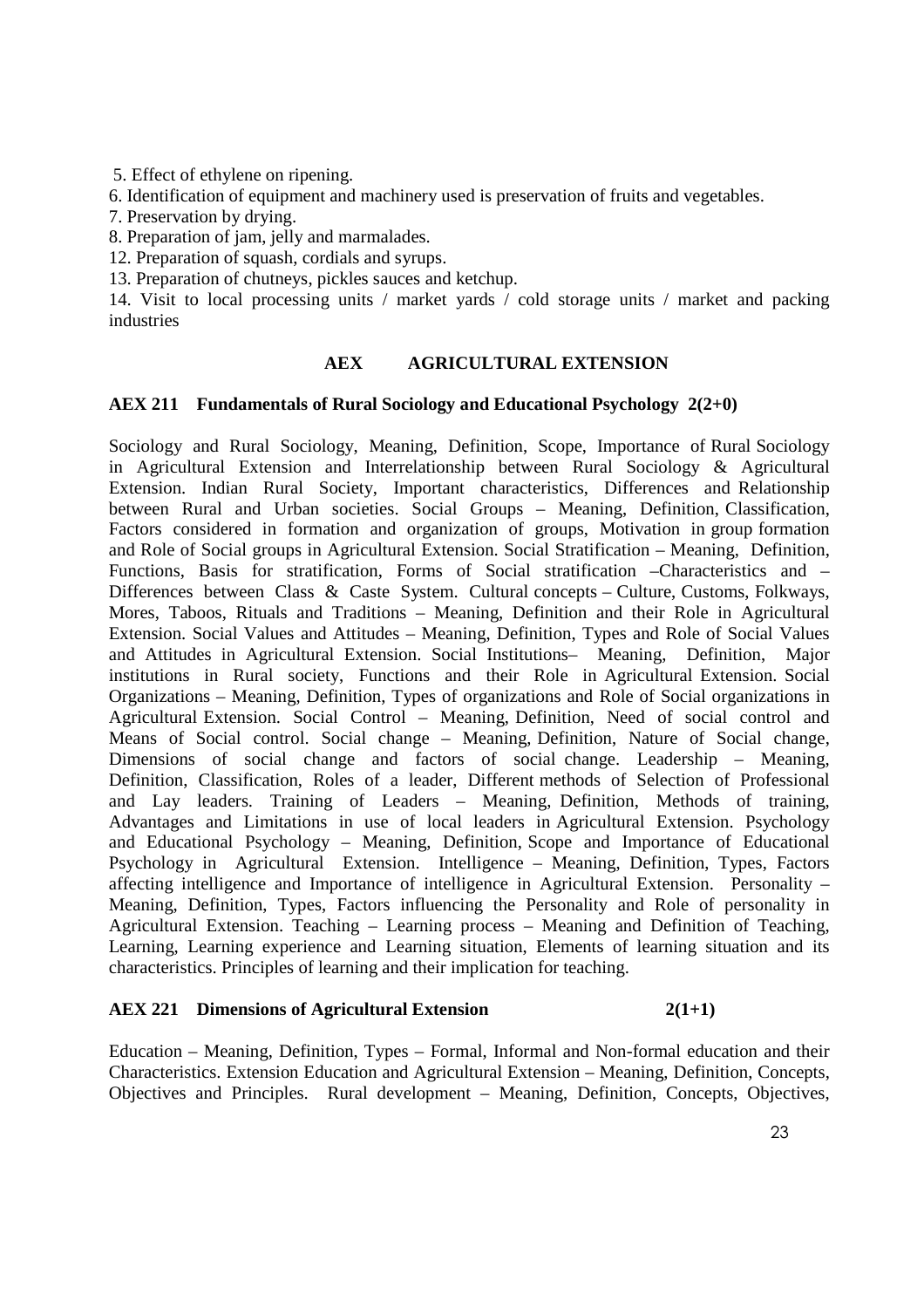5. Effect of ethylene on ripening.
6. Identification of equipment and machinery used is preservation of fruits and vegetables.
7. Preservation by drying.
8. Preparation of jam, jelly and marmalades.
12. Preparation of squash, cordials and syrups.
13. Preparation of chutneys, pickles sauces and ketchup.
14. Visit to local processing units / market yards / cold storage units / market and packing industries

## AEX AGRICULTURAL EXTENSION

### AEX 211 Fundamentals of Rural Sociology and Educational Psychology 2(2+0)

Sociology and Rural Sociology, Meaning, Definition, Scope, Importance of Rural Sociology in Agricultural Extension and Interrelationship between Rural Sociology & Agricultural Extension. Indian Rural Society, Important characteristics, Differences and Relationship between Rural and Urban societies. Social Groups – Meaning, Definition, Classification, Factors considered in formation and organization of groups, Motivation in group formation and Role of Social groups in Agricultural Extension. Social Stratification – Meaning, Definition, Functions, Basis for stratification, Forms of Social stratification –Characteristics and – Differences between Class & Caste System. Cultural concepts – Culture, Customs, Folkways, Mores, Taboos, Rituals and Traditions – Meaning, Definition and their Role in Agricultural Extension. Social Values and Attitudes – Meaning, Definition, Types and Role of Social Values and Attitudes in Agricultural Extension. Social Institutions– Meaning, Definition, Major institutions in Rural society, Functions and their Role in Agricultural Extension. Social Organizations – Meaning, Definition, Types of organizations and Role of Social organizations in Agricultural Extension. Social Control – Meaning, Definition, Need of social control and Means of Social control. Social change – Meaning, Definition, Nature of Social change, Dimensions of social change and factors of social change. Leadership – Meaning, Definition, Classification, Roles of a leader, Different methods of Selection of Professional and Lay leaders. Training of Leaders – Meaning, Definition, Methods of training, Advantages and Limitations in use of local leaders in Agricultural Extension. Psychology and Educational Psychology – Meaning, Definition, Scope and Importance of Educational Psychology in Agricultural Extension. Intelligence – Meaning, Definition, Types, Factors affecting intelligence and Importance of intelligence in Agricultural Extension. Personality – Meaning, Definition, Types, Factors influencing the Personality and Role of personality in Agricultural Extension. Teaching – Learning process – Meaning and Definition of Teaching, Learning, Learning experience and Learning situation, Elements of learning situation and its characteristics. Principles of learning and their implication for teaching.

### AEX 221 Dimensions of Agricultural Extension 2(1+1)

Education – Meaning, Definition, Types – Formal, Informal and Non-formal education and their Characteristics. Extension Education and Agricultural Extension – Meaning, Definition, Concepts, Objectives and Principles. Rural development – Meaning, Definition, Concepts, Objectives,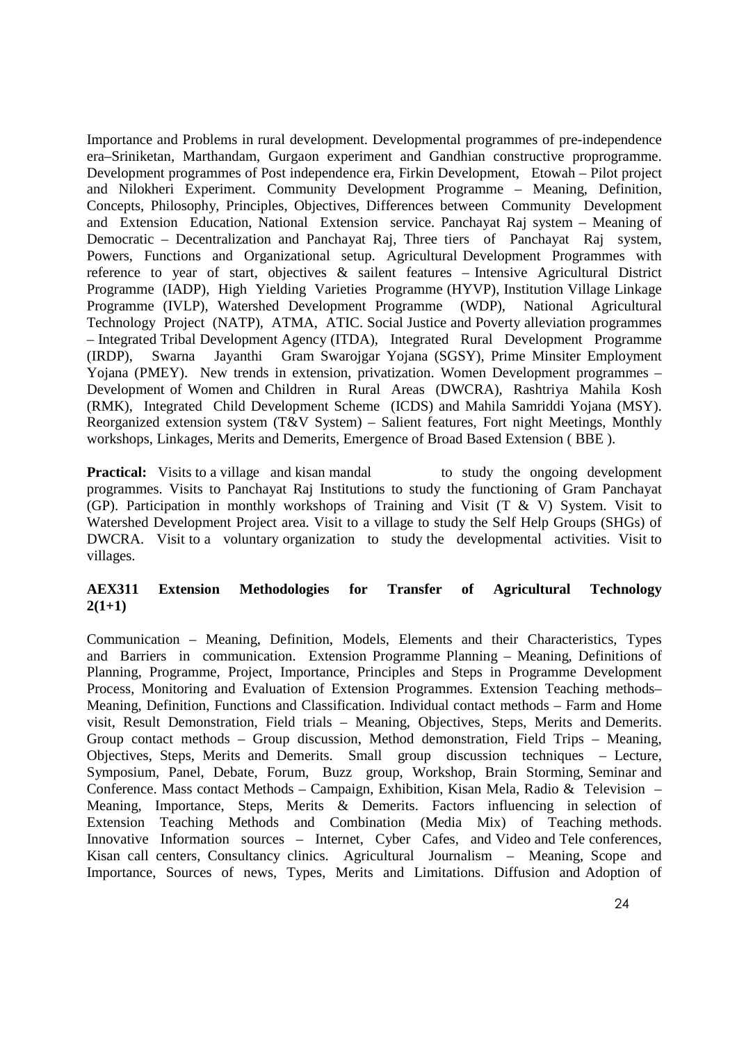Importance and Problems in rural development. Developmental programmes of pre-independence era–Sriniketan, Marthandam, Gurgaon experiment and Gandhian constructive proprogramme. Development programmes of Post independence era, Firkin Development, Etowah – Pilot project and Nilokheri Experiment. Community Development Programme – Meaning, Definition, Concepts, Philosophy, Principles, Objectives, Differences between Community Development and Extension Education, National Extension service. Panchayat Raj system – Meaning of Democratic – Decentralization and Panchayat Raj, Three tiers of Panchayat Raj system, Powers, Functions and Organizational setup. Agricultural Development Programmes with reference to year of start, objectives & sailent features – Intensive Agricultural District Programme (IADP), High Yielding Varieties Programme (HYVP), Institution Village Linkage Programme (IVLP), Watershed Development Programme (WDP), National Agricultural Technology Project (NATP), ATMA, ATIC. Social Justice and Poverty alleviation programmes – Integrated Tribal Development Agency (ITDA), Integrated Rural Development Programme (IRDP), Swarna Jayanthi Gram Swarojgar Yojana (SGSY), Prime Minsiter Employment Yojana (PMEY). New trends in extension, privatization. Women Development programmes – Development of Women and Children in Rural Areas (DWCRA), Rashtriya Mahila Kosh (RMK), Integrated Child Development Scheme (ICDS) and Mahila Samriddi Yojana (MSY). Reorganized extension system (T&V System) – Salient features, Fort night Meetings, Monthly workshops, Linkages, Merits and Demerits, Emergence of Broad Based Extension ( BBE ).

**Practical:** Visits to a village and kisan mandal to study the ongoing development programmes. Visits to Panchayat Raj Institutions to study the functioning of Gram Panchayat (GP). Participation in monthly workshops of Training and Visit (T & V) System. Visit to Watershed Development Project area. Visit to a village to study the Self Help Groups (SHGs) of DWCRA. Visit to a voluntary organization to study the developmental activities. Visit to villages.

**AEX311 Extension Methodologies for Transfer of Agricultural Technology 2(1+1)**

Communication – Meaning, Definition, Models, Elements and their Characteristics, Types and Barriers in communication. Extension Programme Planning – Meaning, Definitions of Planning, Programme, Project, Importance, Principles and Steps in Programme Development Process, Monitoring and Evaluation of Extension Programmes. Extension Teaching methods– Meaning, Definition, Functions and Classification. Individual contact methods – Farm and Home visit, Result Demonstration, Field trials – Meaning, Objectives, Steps, Merits and Demerits. Group contact methods – Group discussion, Method demonstration, Field Trips – Meaning, Objectives, Steps, Merits and Demerits. Small group discussion techniques – Lecture, Symposium, Panel, Debate, Forum, Buzz group, Workshop, Brain Storming, Seminar and Conference. Mass contact Methods – Campaign, Exhibition, Kisan Mela, Radio & Television – Meaning, Importance, Steps, Merits & Demerits. Factors influencing in selection of Extension Teaching Methods and Combination (Media Mix) of Teaching methods. Innovative Information sources – Internet, Cyber Cafes, and Video and Tele conferences, Kisan call centers, Consultancy clinics. Agricultural Journalism – Meaning, Scope and Importance, Sources of news, Types, Merits and Limitations. Diffusion and Adoption of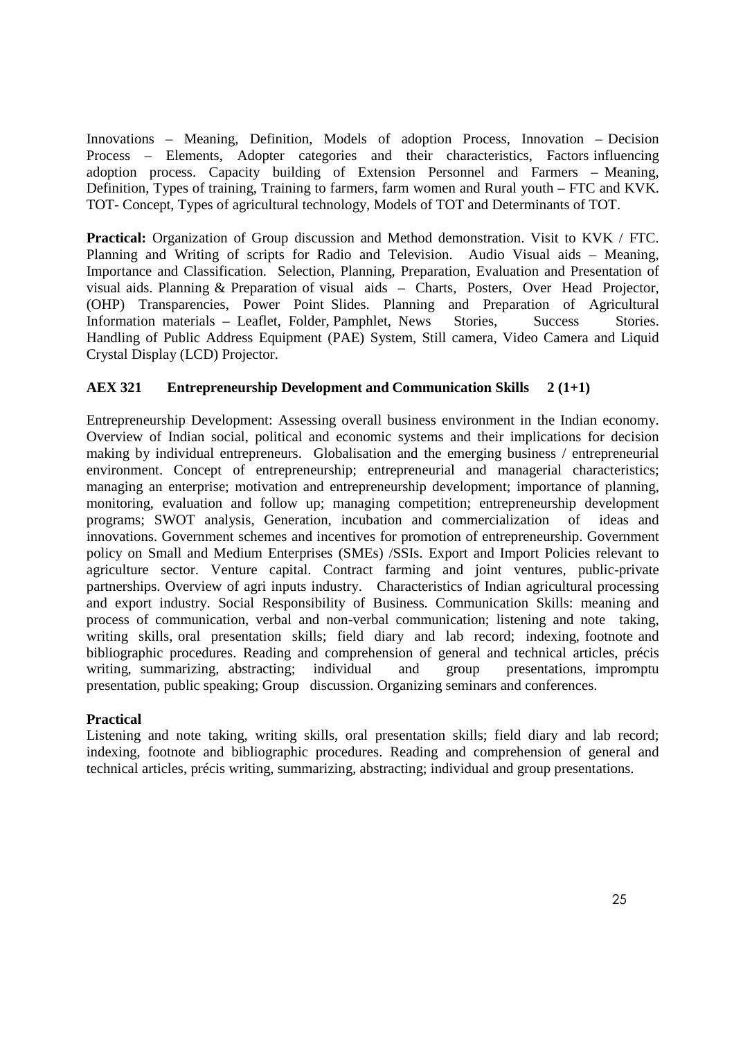Innovations – Meaning, Definition, Models of adoption Process, Innovation – Decision Process – Elements, Adopter categories and their characteristics, Factors influencing adoption process. Capacity building of Extension Personnel and Farmers – Meaning, Definition, Types of training, Training to farmers, farm women and Rural youth – FTC and KVK. TOT- Concept, Types of agricultural technology, Models of TOT and Determinants of TOT.

**Practical:** Organization of Group discussion and Method demonstration. Visit to KVK / FTC. Planning and Writing of scripts for Radio and Television. Audio Visual aids – Meaning, Importance and Classification. Selection, Planning, Preparation, Evaluation and Presentation of visual aids. Planning & Preparation of visual aids – Charts, Posters, Over Head Projector, (OHP) Transparencies, Power Point Slides. Planning and Preparation of Agricultural Information materials – Leaflet, Folder, Pamphlet, News Stories, Success Stories. Handling of Public Address Equipment (PAE) System, Still camera, Video Camera and Liquid Crystal Display (LCD) Projector.

### AEX 321 Entrepreneurship Development and Communication Skills 2 (1+1)

Entrepreneurship Development: Assessing overall business environment in the Indian economy. Overview of Indian social, political and economic systems and their implications for decision making by individual entrepreneurs. Globalisation and the emerging business / entrepreneurial environment. Concept of entrepreneurship; entrepreneurial and managerial characteristics; managing an enterprise; motivation and entrepreneurship development; importance of planning, monitoring, evaluation and follow up; managing competition; entrepreneurship development programs; SWOT analysis, Generation, incubation and commercialization of ideas and innovations. Government schemes and incentives for promotion of entrepreneurship. Government policy on Small and Medium Enterprises (SMEs) /SSIs. Export and Import Policies relevant to agriculture sector. Venture capital. Contract farming and joint ventures, public-private partnerships. Overview of agri inputs industry. Characteristics of Indian agricultural processing and export industry. Social Responsibility of Business. Communication Skills: meaning and process of communication, verbal and non-verbal communication; listening and note taking, writing skills, oral presentation skills; field diary and lab record; indexing, footnote and bibliographic procedures. Reading and comprehension of general and technical articles, précis writing, summarizing, abstracting; individual and group presentations, impromptu presentation, public speaking; Group discussion. Organizing seminars and conferences.

**Practical**

Listening and note taking, writing skills, oral presentation skills; field diary and lab record; indexing, footnote and bibliographic procedures. Reading and comprehension of general and technical articles, précis writing, summarizing, abstracting; individual and group presentations.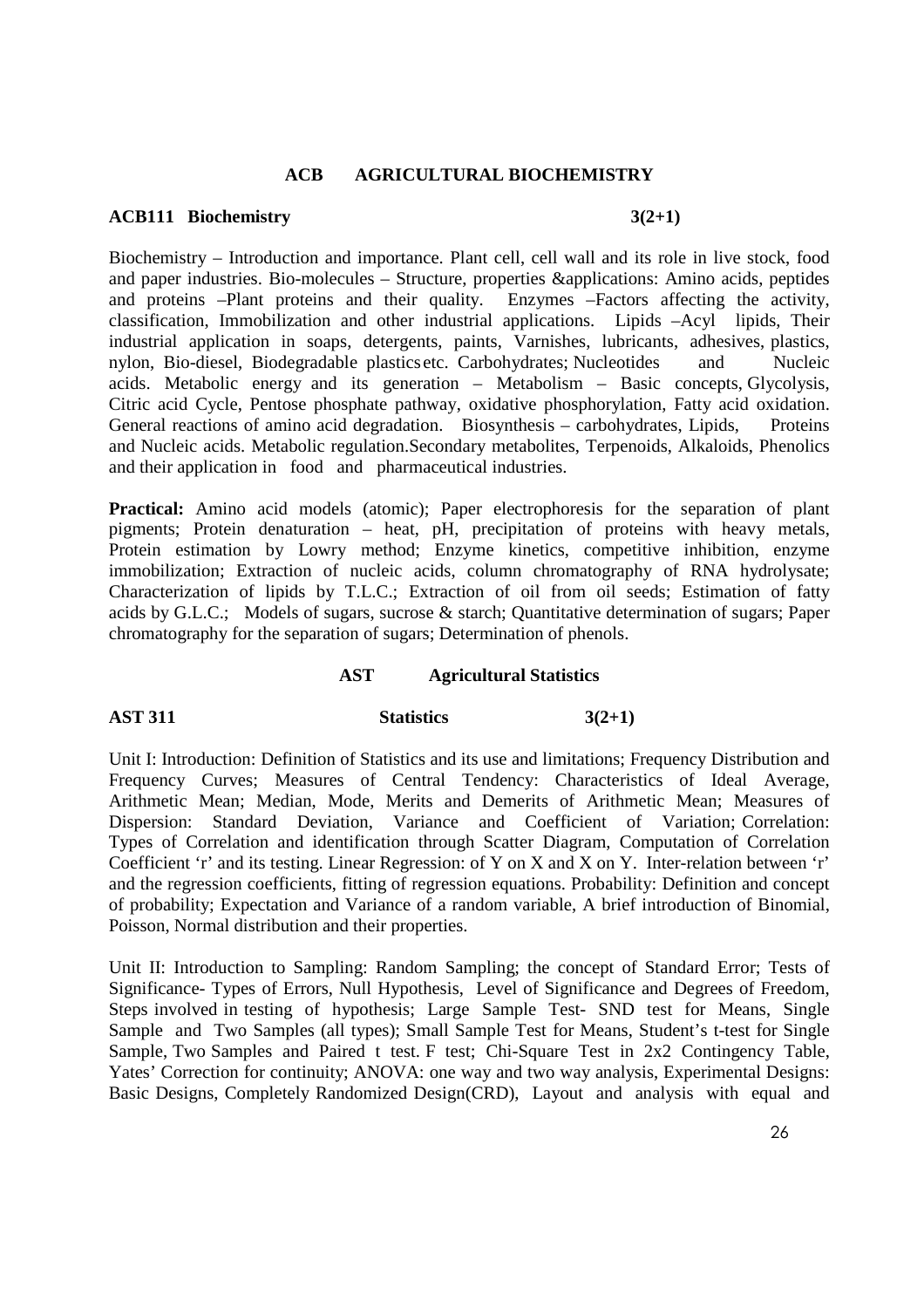## ACB AGRICULTURAL BIOCHEMISTRY

### ACB111 Biochemistry 3(2+1)

Biochemistry – Introduction and importance. Plant cell, cell wall and its role in live stock, food and paper industries. Bio-molecules – Structure, properties &applications: Amino acids, peptides and proteins –Plant proteins and their quality. Enzymes –Factors affecting the activity, classification, Immobilization and other industrial applications. Lipids –Acyl lipids, Their industrial application in soaps, detergents, paints, Varnishes, lubricants, adhesives, plastics, nylon, Bio-diesel, Biodegradable plastics etc. Carbohydrates; Nucleotides and Nucleic acids. Metabolic energy and its generation – Metabolism – Basic concepts, Glycolysis, Citric acid Cycle, Pentose phosphate pathway, oxidative phosphorylation, Fatty acid oxidation. General reactions of amino acid degradation. Biosynthesis – carbohydrates, Lipids, Proteins and Nucleic acids. Metabolic regulation.Secondary metabolites, Terpenoids, Alkaloids, Phenolics and their application in food and pharmaceutical industries.

**Practical:** Amino acid models (atomic); Paper electrophoresis for the separation of plant pigments; Protein denaturation – heat, pH, precipitation of proteins with heavy metals, Protein estimation by Lowry method; Enzyme kinetics, competitive inhibition, enzyme immobilization; Extraction of nucleic acids, column chromatography of RNA hydrolysate; Characterization of lipids by T.L.C.; Extraction of oil from oil seeds; Estimation of fatty acids by G.L.C.; Models of sugars, sucrose & starch; Quantitative determination of sugars; Paper chromatography for the separation of sugars; Determination of phenols.

## AST Agricultural Statistics

### AST 311 Statistics 3(2+1)

Unit I: Introduction: Definition of Statistics and its use and limitations; Frequency Distribution and Frequency Curves; Measures of Central Tendency: Characteristics of Ideal Average, Arithmetic Mean; Median, Mode, Merits and Demerits of Arithmetic Mean; Measures of Dispersion: Standard Deviation, Variance and Coefficient of Variation; Correlation: Types of Correlation and identification through Scatter Diagram, Computation of Correlation Coefficient 'r' and its testing. Linear Regression: of Y on X and X on Y. Inter-relation between 'r' and the regression coefficients, fitting of regression equations. Probability: Definition and concept of probability; Expectation and Variance of a random variable, A brief introduction of Binomial, Poisson, Normal distribution and their properties.

Unit II: Introduction to Sampling: Random Sampling; the concept of Standard Error; Tests of Significance- Types of Errors, Null Hypothesis, Level of Significance and Degrees of Freedom, Steps involved in testing of hypothesis; Large Sample Test- SND test for Means, Single Sample and Two Samples (all types); Small Sample Test for Means, Student's t-test for Single Sample, Two Samples and Paired t test. F test; Chi-Square Test in 2x2 Contingency Table, Yates' Correction for continuity; ANOVA: one way and two way analysis, Experimental Designs: Basic Designs, Completely Randomized Design(CRD), Layout and analysis with equal and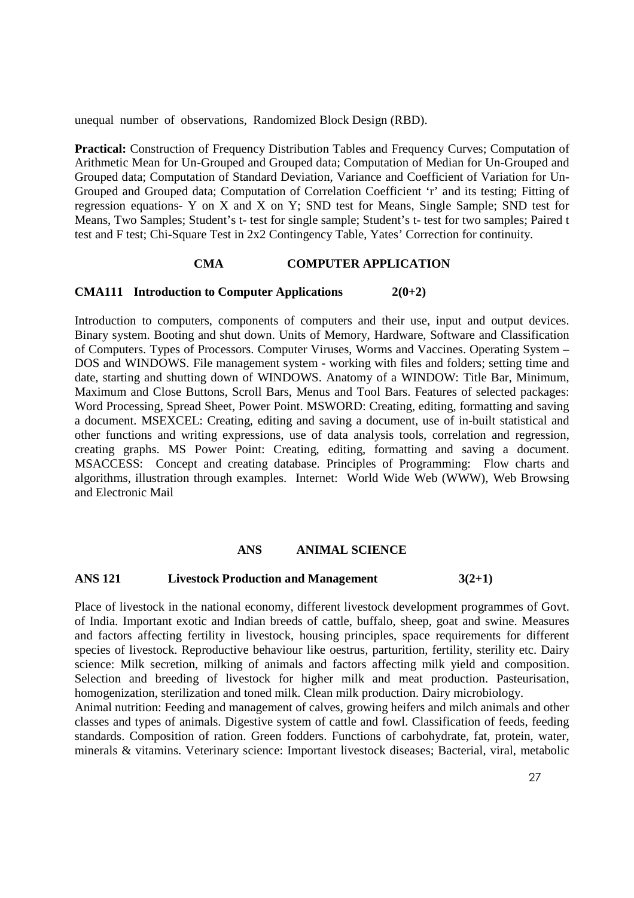unequal number of observations, Randomized Block Design (RBD).

**Practical:** Construction of Frequency Distribution Tables and Frequency Curves; Computation of Arithmetic Mean for Un-Grouped and Grouped data; Computation of Median for Un-Grouped and Grouped data; Computation of Standard Deviation, Variance and Coefficient of Variation for Un-Grouped and Grouped data; Computation of Correlation Coefficient 'r' and its testing; Fitting of regression equations- Y on X and X on Y; SND test for Means, Single Sample; SND test for Means, Two Samples; Student's t- test for single sample; Student's t- test for two samples; Paired t test and F test; Chi-Square Test in 2x2 Contingency Table, Yates' Correction for continuity.

## CMA COMPUTER APPLICATION

### CMA111 Introduction to Computer Applications 2(0+2)

Introduction to computers, components of computers and their use, input and output devices. Binary system. Booting and shut down. Units of Memory, Hardware, Software and Classification of Computers. Types of Processors. Computer Viruses, Worms and Vaccines. Operating System – DOS and WINDOWS. File management system - working with files and folders; setting time and date, starting and shutting down of WINDOWS. Anatomy of a WINDOW: Title Bar, Minimum, Maximum and Close Buttons, Scroll Bars, Menus and Tool Bars. Features of selected packages: Word Processing, Spread Sheet, Power Point. MSWORD: Creating, editing, formatting and saving a document. MSEXCEL: Creating, editing and saving a document, use of in-built statistical and other functions and writing expressions, use of data analysis tools, correlation and regression, creating graphs. MS Power Point: Creating, editing, formatting and saving a document. MSACCESS: Concept and creating database. Principles of Programming: Flow charts and algorithms, illustration through examples. Internet: World Wide Web (WWW), Web Browsing and Electronic Mail

## ANS ANIMAL SCIENCE

### ANS 121 Livestock Production and Management 3(2+1)

Place of livestock in the national economy, different livestock development programmes of Govt. of India. Important exotic and Indian breeds of cattle, buffalo, sheep, goat and swine. Measures and factors affecting fertility in livestock, housing principles, space requirements for different species of livestock. Reproductive behaviour like oestrus, parturition, fertility, sterility etc. Dairy science: Milk secretion, milking of animals and factors affecting milk yield and composition. Selection and breeding of livestock for higher milk and meat production. Pasteurisation, homogenization, sterilization and toned milk. Clean milk production. Dairy microbiology.

Animal nutrition: Feeding and management of calves, growing heifers and milch animals and other classes and types of animals. Digestive system of cattle and fowl. Classification of feeds, feeding standards. Composition of ration. Green fodders. Functions of carbohydrate, fat, protein, water, minerals & vitamins. Veterinary science: Important livestock diseases; Bacterial, viral, metabolic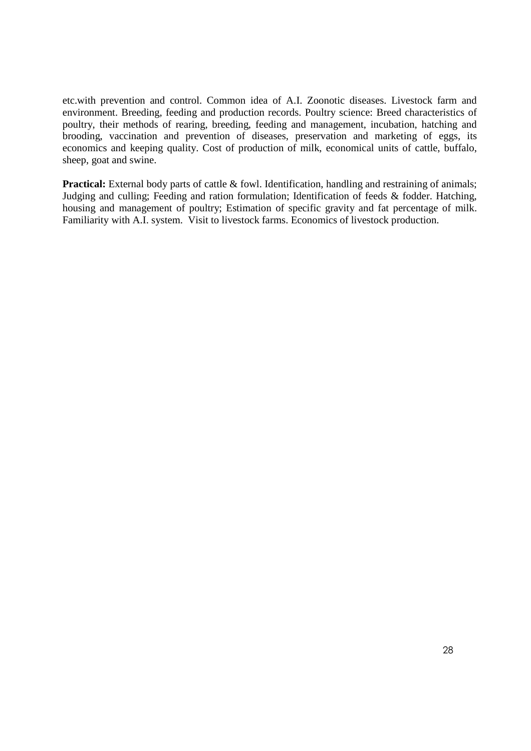etc.with prevention and control. Common idea of A.I. Zoonotic diseases. Livestock farm and environment. Breeding, feeding and production records. Poultry science: Breed characteristics of poultry, their methods of rearing, breeding, feeding and management, incubation, hatching and brooding, vaccination and prevention of diseases, preservation and marketing of eggs, its economics and keeping quality. Cost of production of milk, economical units of cattle, buffalo, sheep, goat and swine.

**Practical:** External body parts of cattle & fowl. Identification, handling and restraining of animals; Judging and culling; Feeding and ration formulation; Identification of feeds & fodder. Hatching, housing and management of poultry; Estimation of specific gravity and fat percentage of milk. Familiarity with A.I. system. Visit to livestock farms. Economics of livestock production.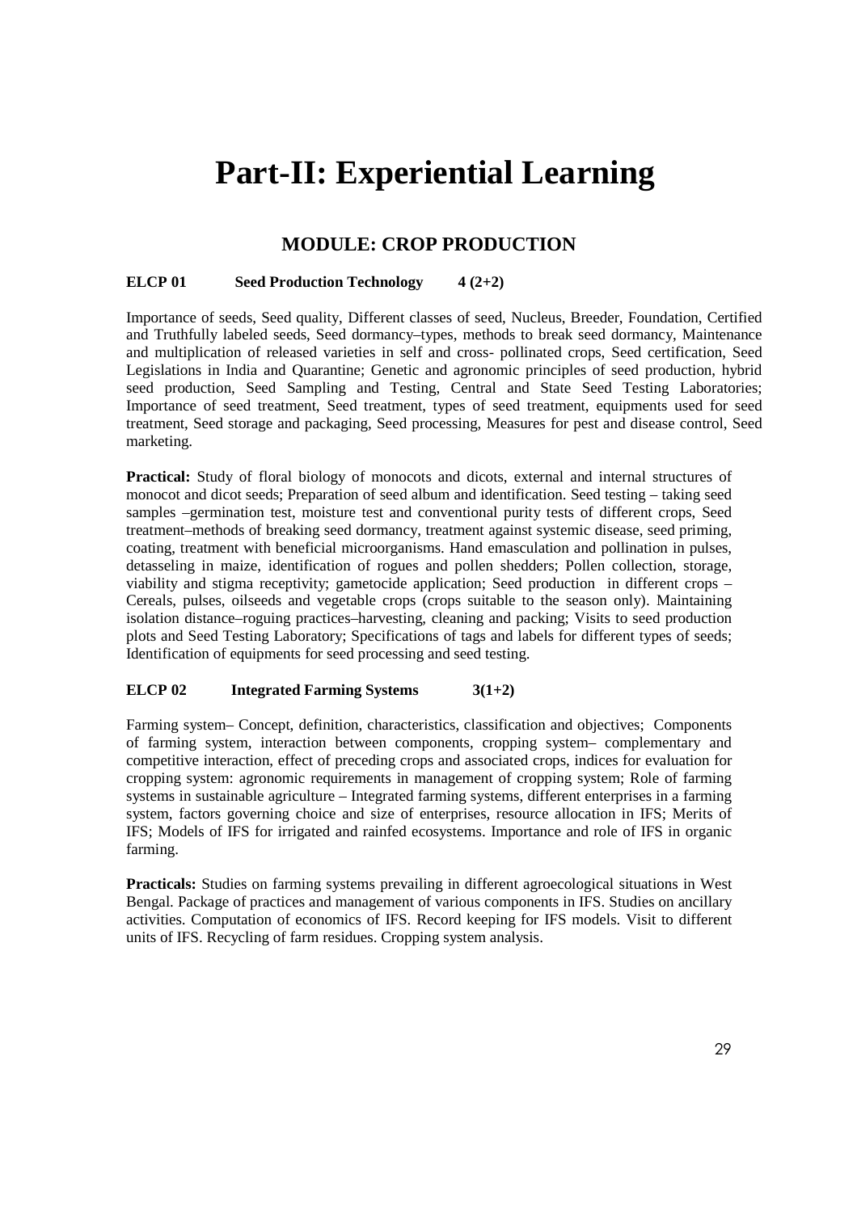# Part-II: Experiential Learning

## MODULE: CROP PRODUCTION

**ELCP 01 Seed Production Technology 4 (2+2)**

Importance of seeds, Seed quality, Different classes of seed, Nucleus, Breeder, Foundation, Certified and Truthfully labeled seeds, Seed dormancy–types, methods to break seed dormancy, Maintenance and multiplication of released varieties in self and cross- pollinated crops, Seed certification, Seed Legislations in India and Quarantine; Genetic and agronomic principles of seed production, hybrid seed production, Seed Sampling and Testing, Central and State Seed Testing Laboratories; Importance of seed treatment, Seed treatment, types of seed treatment, equipments used for seed treatment, Seed storage and packaging, Seed processing, Measures for pest and disease control, Seed marketing.

**Practical:** Study of floral biology of monocots and dicots, external and internal structures of monocot and dicot seeds; Preparation of seed album and identification. Seed testing – taking seed samples –germination test, moisture test and conventional purity tests of different crops, Seed treatment–methods of breaking seed dormancy, treatment against systemic disease, seed priming, coating, treatment with beneficial microorganisms. Hand emasculation and pollination in pulses, detasseling in maize, identification of rogues and pollen shedders; Pollen collection, storage, viability and stigma receptivity; gametocide application; Seed production in different crops – Cereals, pulses, oilseeds and vegetable crops (crops suitable to the season only). Maintaining isolation distance–roguing practices–harvesting, cleaning and packing; Visits to seed production plots and Seed Testing Laboratory; Specifications of tags and labels for different types of seeds; Identification of equipments for seed processing and seed testing.

**ELCP 02 Integrated Farming Systems 3(1+2)**

Farming system– Concept, definition, characteristics, classification and objectives; Components of farming system, interaction between components, cropping system– complementary and competitive interaction, effect of preceding crops and associated crops, indices for evaluation for cropping system: agronomic requirements in management of cropping system; Role of farming systems in sustainable agriculture – Integrated farming systems, different enterprises in a farming system, factors governing choice and size of enterprises, resource allocation in IFS; Merits of IFS; Models of IFS for irrigated and rainfed ecosystems. Importance and role of IFS in organic farming.

**Practicals:** Studies on farming systems prevailing in different agroecological situations in West Bengal. Package of practices and management of various components in IFS. Studies on ancillary activities. Computation of economics of IFS. Record keeping for IFS models. Visit to different units of IFS. Recycling of farm residues. Cropping system analysis.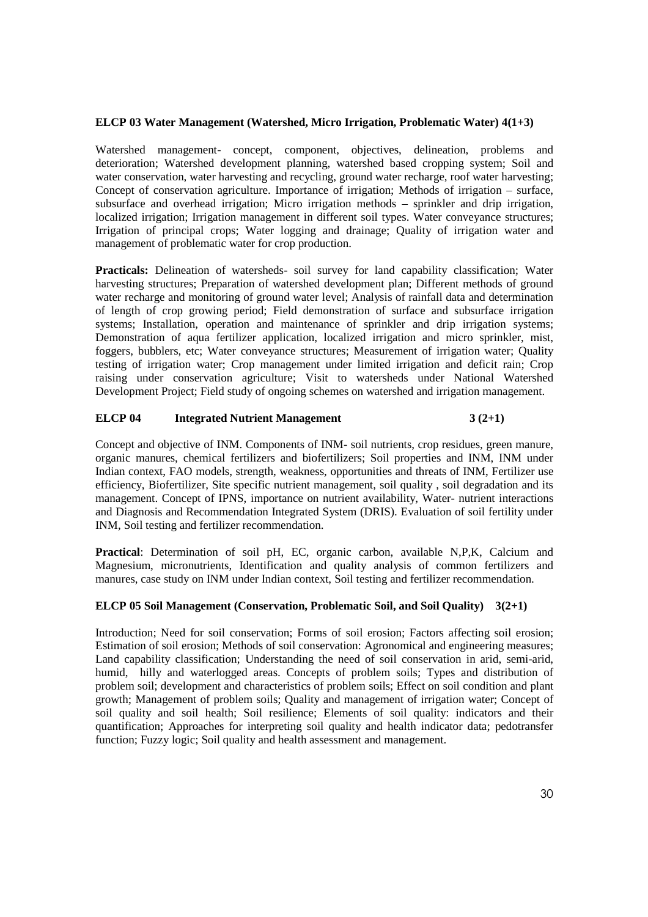**ELCP 03 Water Management (Watershed, Micro Irrigation, Problematic Water) 4(1+3)**

Watershed management- concept, component, objectives, delineation, problems and deterioration; Watershed development planning, watershed based cropping system; Soil and water conservation, water harvesting and recycling, ground water recharge, roof water harvesting; Concept of conservation agriculture. Importance of irrigation; Methods of irrigation – surface, subsurface and overhead irrigation; Micro irrigation methods – sprinkler and drip irrigation, localized irrigation; Irrigation management in different soil types. Water conveyance structures; Irrigation of principal crops; Water logging and drainage; Quality of irrigation water and management of problematic water for crop production.

**Practicals:** Delineation of watersheds- soil survey for land capability classification; Water harvesting structures; Preparation of watershed development plan; Different methods of ground water recharge and monitoring of ground water level; Analysis of rainfall data and determination of length of crop growing period; Field demonstration of surface and subsurface irrigation systems; Installation, operation and maintenance of sprinkler and drip irrigation systems; Demonstration of aqua fertilizer application, localized irrigation and micro sprinkler, mist, foggers, bubblers, etc; Water conveyance structures; Measurement of irrigation water; Quality testing of irrigation water; Crop management under limited irrigation and deficit rain; Crop raising under conservation agriculture; Visit to watersheds under National Watershed Development Project; Field study of ongoing schemes on watershed and irrigation management.

**ELCP 04 Integrated Nutrient Management 3 (2+1)**

Concept and objective of INM. Components of INM- soil nutrients, crop residues, green manure, organic manures, chemical fertilizers and biofertilizers; Soil properties and INM, INM under Indian context, FAO models, strength, weakness, opportunities and threats of INM, Fertilizer use efficiency, Biofertilizer, Site specific nutrient management, soil quality , soil degradation and its management. Concept of IPNS, importance on nutrient availability, Water- nutrient interactions and Diagnosis and Recommendation Integrated System (DRIS). Evaluation of soil fertility under INM, Soil testing and fertilizer recommendation.

**Practical**: Determination of soil pH, EC, organic carbon, available N,P,K, Calcium and Magnesium, micronutrients, Identification and quality analysis of common fertilizers and manures, case study on INM under Indian context, Soil testing and fertilizer recommendation.

**ELCP 05 Soil Management (Conservation, Problematic Soil, and Soil Quality) 3(2+1)**

Introduction; Need for soil conservation; Forms of soil erosion; Factors affecting soil erosion; Estimation of soil erosion; Methods of soil conservation: Agronomical and engineering measures; Land capability classification; Understanding the need of soil conservation in arid, semi-arid, humid, hilly and waterlogged areas. Concepts of problem soils; Types and distribution of problem soil; development and characteristics of problem soils; Effect on soil condition and plant growth; Management of problem soils; Quality and management of irrigation water; Concept of soil quality and soil health; Soil resilience; Elements of soil quality: indicators and their quantification; Approaches for interpreting soil quality and health indicator data; pedotransfer function; Fuzzy logic; Soil quality and health assessment and management.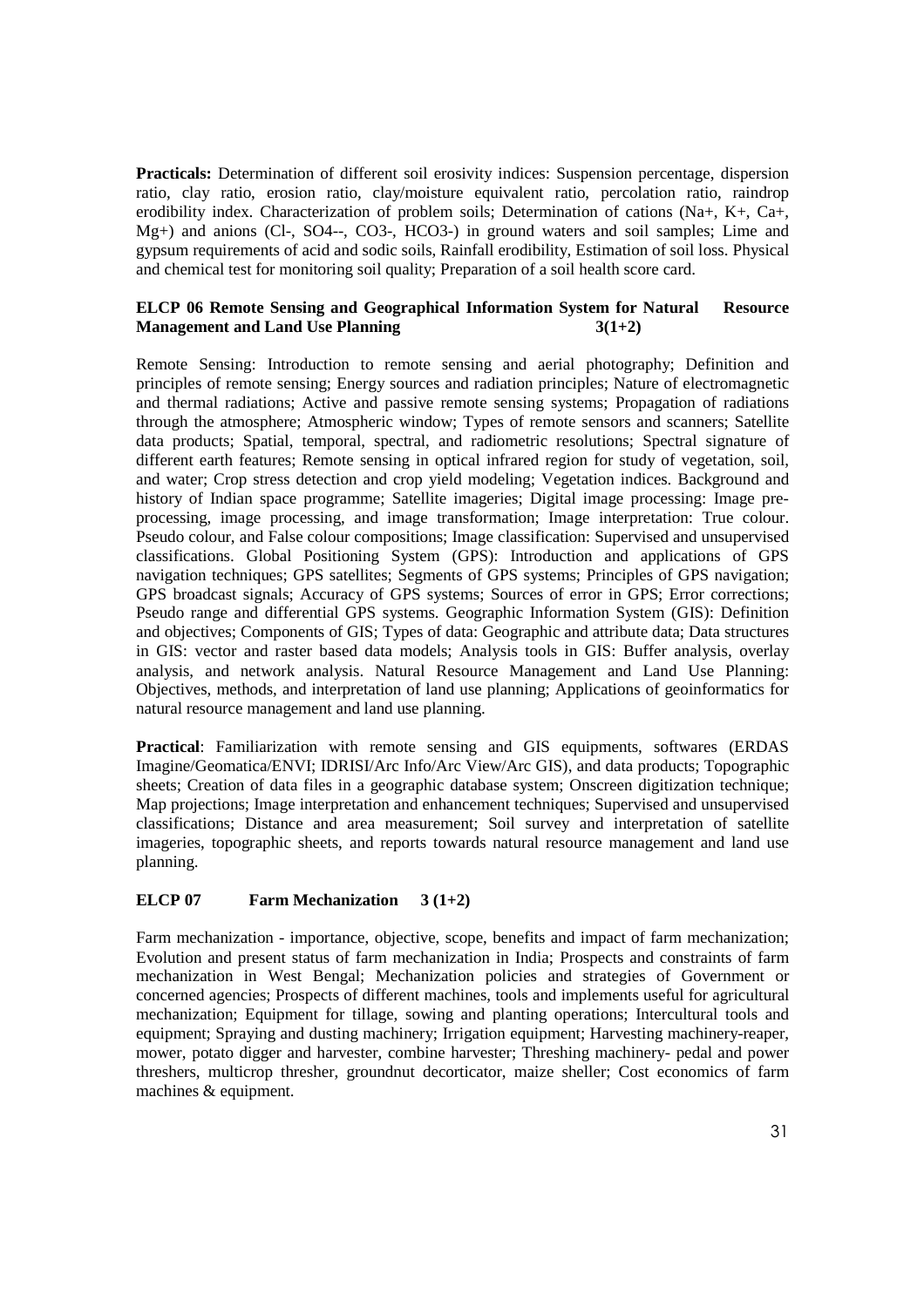**Practicals:** Determination of different soil erosivity indices: Suspension percentage, dispersion ratio, clay ratio, erosion ratio, clay/moisture equivalent ratio, percolation ratio, raindrop erodibility index. Characterization of problem soils; Determination of cations ($Na^+$, $K^+$, $Ca^+$, $Mg^+$) and anions ($Cl^-$, $SO_4^{--}$, $CO_3^-$, $HCO_3^-$) in ground waters and soil samples; Lime and gypsum requirements of acid and sodic soils, Rainfall erodibility, Estimation of soil loss. Physical and chemical test for monitoring soil quality; Preparation of a soil health score card.

## ELCP 06 Remote Sensing and Geographical Information System for Natural Resource Management and Land Use Planning 3(1+2)

Remote Sensing: Introduction to remote sensing and aerial photography; Definition and principles of remote sensing; Energy sources and radiation principles; Nature of electromagnetic and thermal radiations; Active and passive remote sensing systems; Propagation of radiations through the atmosphere; Atmospheric window; Types of remote sensors and scanners; Satellite data products; Spatial, temporal, spectral, and radiometric resolutions; Spectral signature of different earth features; Remote sensing in optical infrared region for study of vegetation, soil, and water; Crop stress detection and crop yield modeling; Vegetation indices. Background and history of Indian space programme; Satellite imageries; Digital image processing: Image pre-processing, image processing, and image transformation; Image interpretation: True colour. Pseudo colour, and False colour compositions; Image classification: Supervised and unsupervised classifications. Global Positioning System (GPS): Introduction and applications of GPS navigation techniques; GPS satellites; Segments of GPS systems; Principles of GPS navigation; GPS broadcast signals; Accuracy of GPS systems; Sources of error in GPS; Error corrections; Pseudo range and differential GPS systems. Geographic Information System (GIS): Definition and objectives; Components of GIS; Types of data: Geographic and attribute data; Data structures in GIS: vector and raster based data models; Analysis tools in GIS: Buffer analysis, overlay analysis, and network analysis. Natural Resource Management and Land Use Planning: Objectives, methods, and interpretation of land use planning; Applications of geoinformatics for natural resource management and land use planning.

**Practical**: Familiarization with remote sensing and GIS equipments, softwares (ERDAS Imagine/Geomatica/ENVI; IDRISI/Arc Info/Arc View/Arc GIS), and data products; Topographic sheets; Creation of data files in a geographic database system; Onscreen digitization technique; Map projections; Image interpretation and enhancement techniques; Supervised and unsupervised classifications; Distance and area measurement; Soil survey and interpretation of satellite imageries, topographic sheets, and reports towards natural resource management and land use planning.

## ELCP 07 Farm Mechanization 3 (1+2)

Farm mechanization - importance, objective, scope, benefits and impact of farm mechanization; Evolution and present status of farm mechanization in India; Prospects and constraints of farm mechanization in West Bengal; Mechanization policies and strategies of Government or concerned agencies; Prospects of different machines, tools and implements useful for agricultural mechanization; Equipment for tillage, sowing and planting operations; Intercultural tools and equipment; Spraying and dusting machinery; Irrigation equipment; Harvesting machinery-reaper, mower, potato digger and harvester, combine harvester; Threshing machinery- pedal and power threshers, multicrop thresher, groundnut decorticator, maize sheller; Cost economics of farm machines & equipment.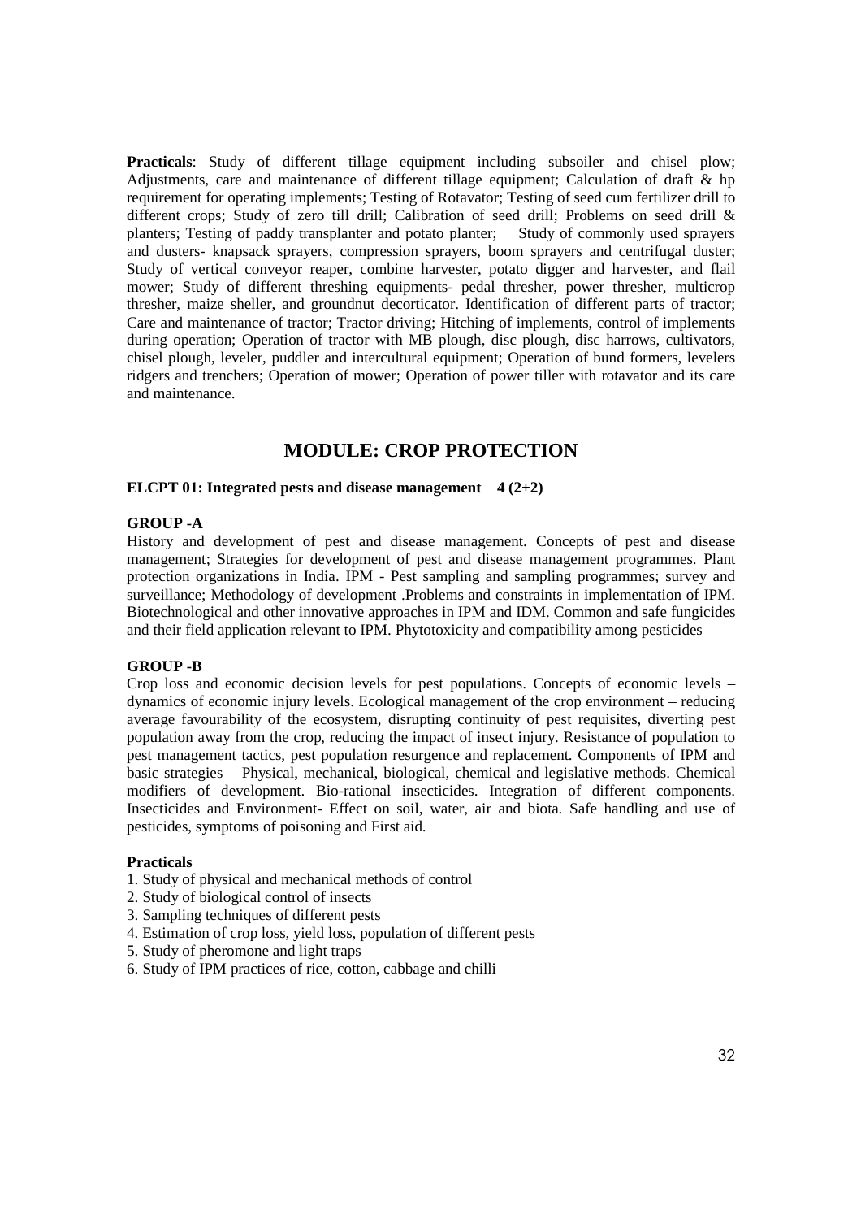**Practicals**: Study of different tillage equipment including subsoiler and chisel plow; Adjustments, care and maintenance of different tillage equipment; Calculation of draft & hp requirement for operating implements; Testing of Rotavator; Testing of seed cum fertilizer drill to different crops; Study of zero till drill; Calibration of seed drill; Problems on seed drill & planters; Testing of paddy transplanter and potato planter; Study of commonly used sprayers and dusters- knapsack sprayers, compression sprayers, boom sprayers and centrifugal duster; Study of vertical conveyor reaper, combine harvester, potato digger and harvester, and flail mower; Study of different threshing equipments- pedal thresher, power thresher, multicrop thresher, maize sheller, and groundnut decorticator. Identification of different parts of tractor; Care and maintenance of tractor; Tractor driving; Hitching of implements, control of implements during operation; Operation of tractor with MB plough, disc plough, disc harrows, cultivators, chisel plough, leveler, puddler and intercultural equipment; Operation of bund formers, levelers ridgers and trenchers; Operation of mower; Operation of power tiller with rotavator and its care and maintenance.

## MODULE: CROP PROTECTION

### ELCPT 01: Integrated pests and disease management 4 (2+2)

**GROUP -A**

History and development of pest and disease management. Concepts of pest and disease management; Strategies for development of pest and disease management programmes. Plant protection organizations in India. IPM - Pest sampling and sampling programmes; survey and surveillance; Methodology of development .Problems and constraints in implementation of IPM. Biotechnological and other innovative approaches in IPM and IDM. Common and safe fungicides and their field application relevant to IPM. Phytotoxicity and compatibility among pesticides

**GROUP -B**

Crop loss and economic decision levels for pest populations. Concepts of economic levels – dynamics of economic injury levels. Ecological management of the crop environment – reducing average favourability of the ecosystem, disrupting continuity of pest requisites, diverting pest population away from the crop, reducing the impact of insect injury. Resistance of population to pest management tactics, pest population resurgence and replacement. Components of IPM and basic strategies – Physical, mechanical, biological, chemical and legislative methods. Chemical modifiers of development. Bio-rational insecticides. Integration of different components. Insecticides and Environment- Effect on soil, water, air and biota. Safe handling and use of pesticides, symptoms of poisoning and First aid.

**Practicals**

1. Study of physical and mechanical methods of control
2. Study of biological control of insects
3. Sampling techniques of different pests
4. Estimation of crop loss, yield loss, population of different pests
5. Study of pheromone and light traps
6. Study of IPM practices of rice, cotton, cabbage and chilli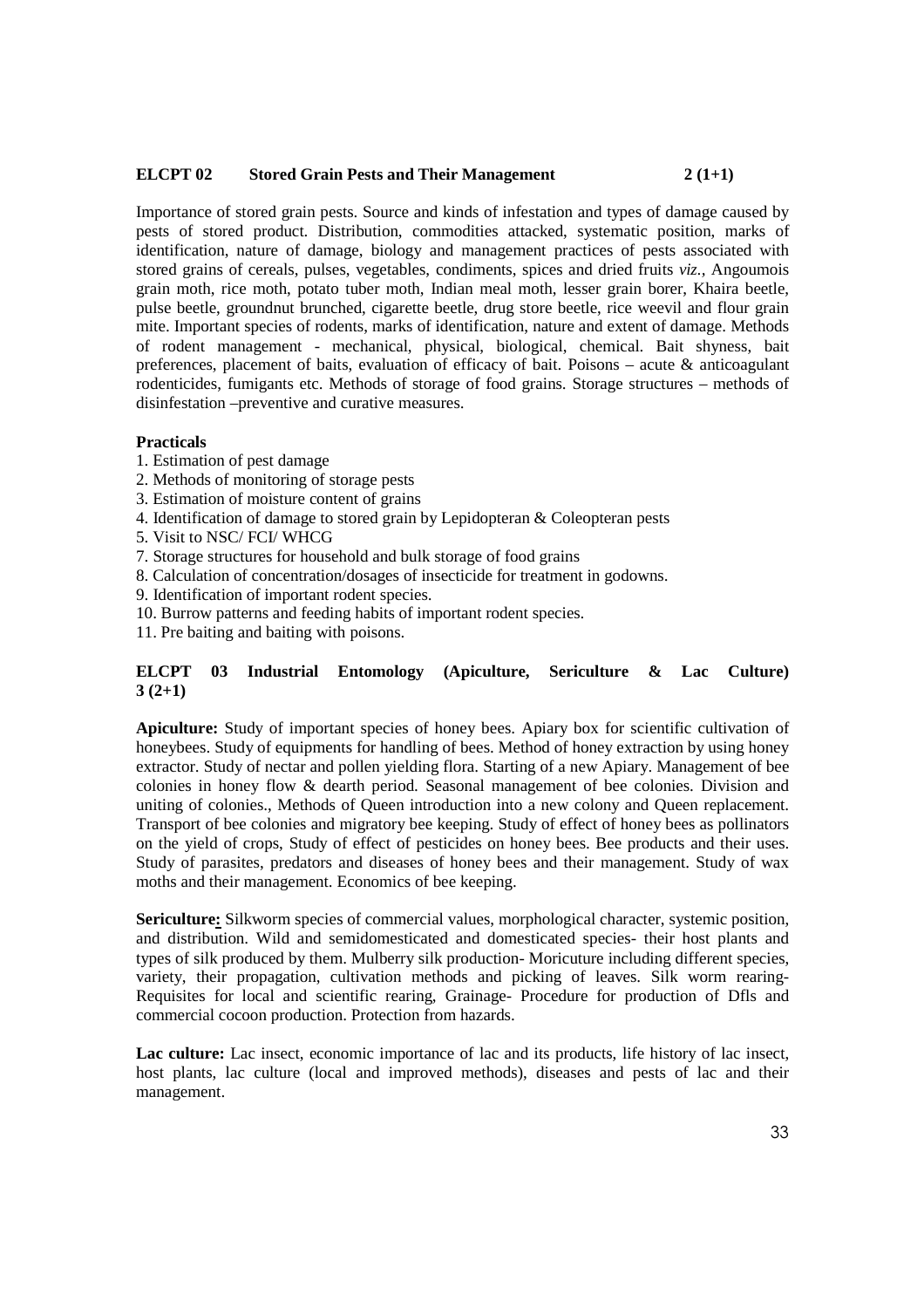## ELCPT 02 Stored Grain Pests and Their Management 2 (1+1)

Importance of stored grain pests. Source and kinds of infestation and types of damage caused by pests of stored product. Distribution, commodities attacked, systematic position, marks of identification, nature of damage, biology and management practices of pests associated with stored grains of cereals, pulses, vegetables, condiments, spices and dried fruits *viz.,* Angoumois grain moth, rice moth, potato tuber moth, Indian meal moth, lesser grain borer, Khaira beetle, pulse beetle, groundnut brunched, cigarette beetle, drug store beetle, rice weevil and flour grain mite. Important species of rodents, marks of identification, nature and extent of damage. Methods of rodent management - mechanical, physical, biological, chemical. Bait shyness, bait preferences, placement of baits, evaluation of efficacy of bait. Poisons – acute & anticoagulant rodenticides, fumigants etc. Methods of storage of food grains. Storage structures – methods of disinfestation –preventive and curative measures.

**Practicals**

1. Estimation of pest damage
2. Methods of monitoring of storage pests
3. Estimation of moisture content of grains
4. Identification of damage to stored grain by Lepidopteran & Coleopteran pests
5. Visit to NSC/ FCI/ WHCG
7. Storage structures for household and bulk storage of food grains
8. Calculation of concentration/dosages of insecticide for treatment in godowns.
9. Identification of important rodent species.
10. Burrow patterns and feeding habits of important rodent species.
11. Pre baiting and baiting with poisons.

## ELCPT 03 Industrial Entomology (Apiculture, Sericulture & Lac Culture) 3 (2+1)

**Apiculture:** Study of important species of honey bees. Apiary box for scientific cultivation of honeybees. Study of equipments for handling of bees. Method of honey extraction by using honey extractor. Study of nectar and pollen yielding flora. Starting of a new Apiary. Management of bee colonies in honey flow & dearth period. Seasonal management of bee colonies. Division and uniting of colonies., Methods of Queen introduction into a new colony and Queen replacement. Transport of bee colonies and migratory bee keeping. Study of effect of honey bees as pollinators on the yield of crops, Study of effect of pesticides on honey bees. Bee products and their uses. Study of parasites, predators and diseases of honey bees and their management. Study of wax moths and their management. Economics of bee keeping.

**Sericulture:** Silkworm species of commercial values, morphological character, systemic position, and distribution. Wild and semidomesticated and domesticated species- their host plants and types of silk produced by them. Mulberry silk production- Moricuture including different species, variety, their propagation, cultivation methods and picking of leaves. Silk worm rearing- Requisites for local and scientific rearing, Grainage- Procedure for production of Dfls and commercial cocoon production. Protection from hazards.

**Lac culture:** Lac insect, economic importance of lac and its products, life history of lac insect, host plants, lac culture (local and improved methods), diseases and pests of lac and their management.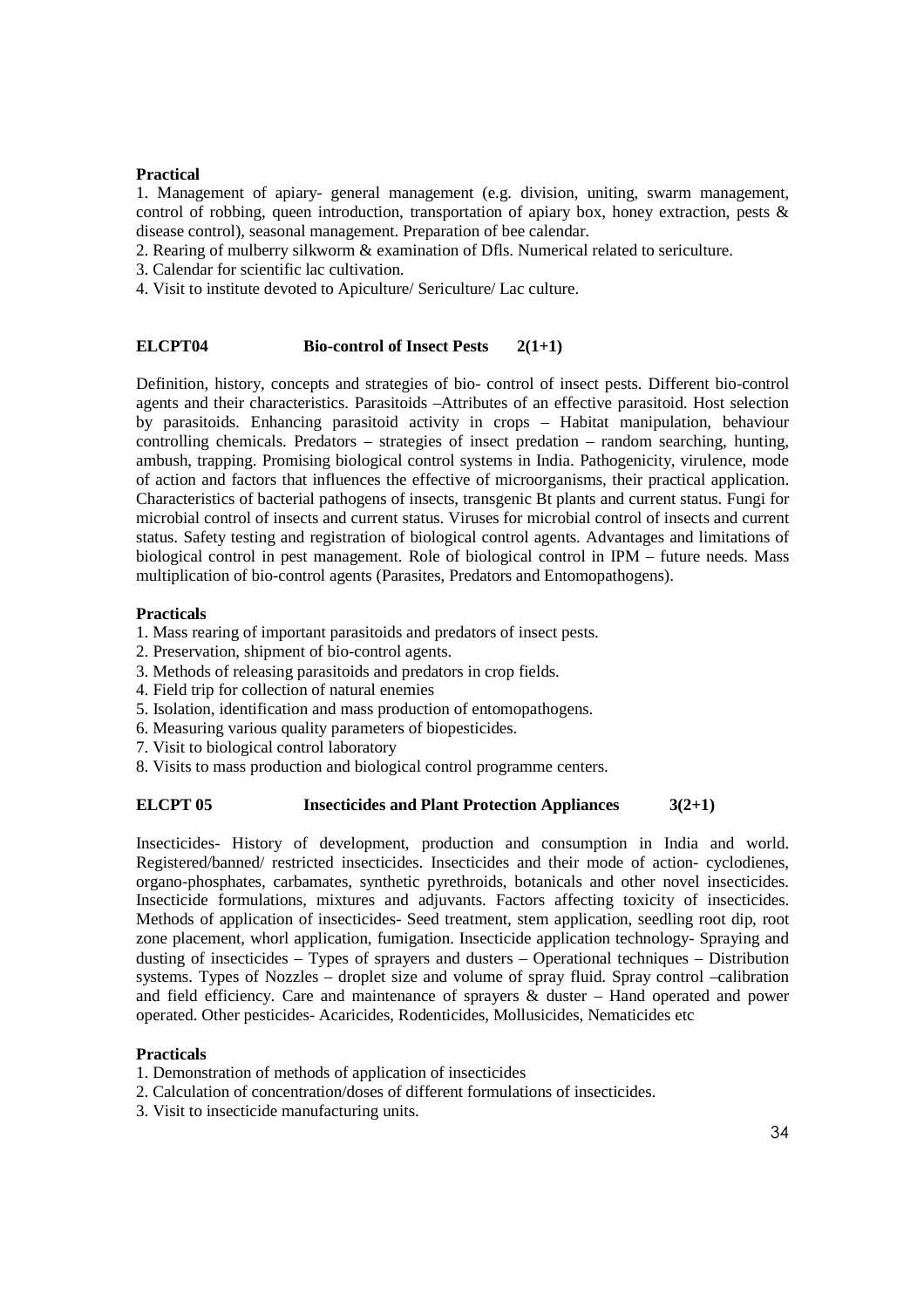**Practical**

1. Management of apiary- general management (e.g. division, uniting, swarm management, control of robbing, queen introduction, transportation of apiary box, honey extraction, pests & disease control), seasonal management. Preparation of bee calendar.
2. Rearing of mulberry silkworm & examination of Dfls. Numerical related to sericulture.
3. Calendar for scientific lac cultivation.
4. Visit to institute devoted to Apiculture/ Sericulture/ Lac culture.

## ELCPT04 Bio-control of Insect Pests 2(1+1)

Definition, history, concepts and strategies of bio- control of insect pests. Different bio-control agents and their characteristics. Parasitoids –Attributes of an effective parasitoid. Host selection by parasitoids. Enhancing parasitoid activity in crops – Habitat manipulation, behaviour controlling chemicals. Predators – strategies of insect predation – random searching, hunting, ambush, trapping. Promising biological control systems in India. Pathogenicity, virulence, mode of action and factors that influences the effective of microorganisms, their practical application. Characteristics of bacterial pathogens of insects, transgenic Bt plants and current status. Fungi for microbial control of insects and current status. Viruses for microbial control of insects and current status. Safety testing and registration of biological control agents. Advantages and limitations of biological control in pest management. Role of biological control in IPM – future needs. Mass multiplication of bio-control agents (Parasites, Predators and Entomopathogens).

**Practicals**

1. Mass rearing of important parasitoids and predators of insect pests.
2. Preservation, shipment of bio-control agents.
3. Methods of releasing parasitoids and predators in crop fields.
4. Field trip for collection of natural enemies
5. Isolation, identification and mass production of entomopathogens.
6. Measuring various quality parameters of biopesticides.
7. Visit to biological control laboratory
8. Visits to mass production and biological control programme centers.

## ELCPT 05 Insecticides and Plant Protection Appliances 3(2+1)

Insecticides- History of development, production and consumption in India and world. Registered/banned/ restricted insecticides. Insecticides and their mode of action- cyclodienes, organo-phosphates, carbamates, synthetic pyrethroids, botanicals and other novel insecticides. Insecticide formulations, mixtures and adjuvants. Factors affecting toxicity of insecticides. Methods of application of insecticides- Seed treatment, stem application, seedling root dip, root zone placement, whorl application, fumigation. Insecticide application technology- Spraying and dusting of insecticides – Types of sprayers and dusters – Operational techniques – Distribution systems. Types of Nozzles – droplet size and volume of spray fluid. Spray control –calibration and field efficiency. Care and maintenance of sprayers & duster – Hand operated and power operated. Other pesticides- Acaricides, Rodenticides, Mollusicides, Nematicides etc

**Practicals**

1. Demonstration of methods of application of insecticides
2. Calculation of concentration/doses of different formulations of insecticides.
3. Visit to insecticide manufacturing units.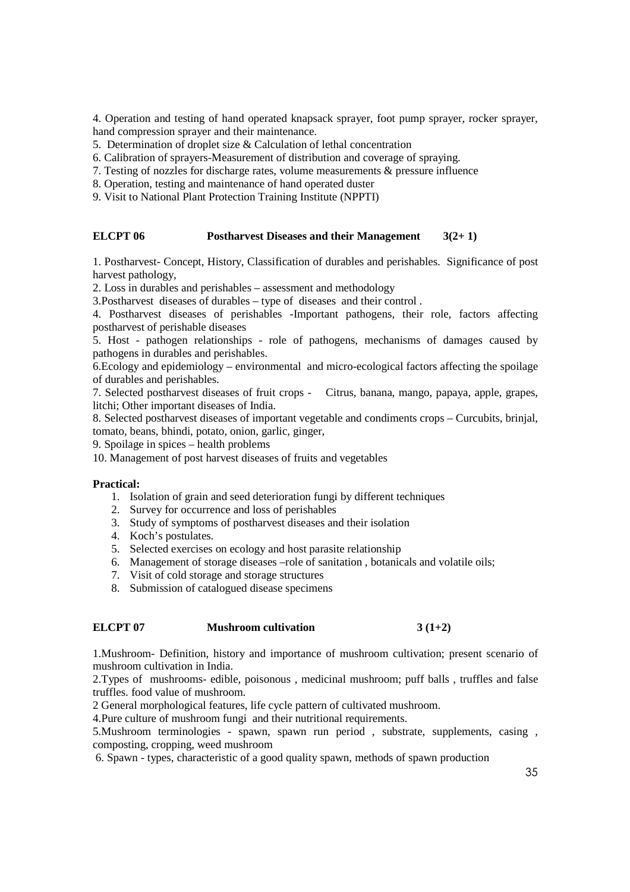4. Operation and testing of hand operated knapsack sprayer, foot pump sprayer, rocker sprayer, hand compression sprayer and their maintenance.
5. Determination of droplet size & Calculation of lethal concentration
6. Calibration of sprayers-Measurement of distribution and coverage of spraying.
7. Testing of nozzles for discharge rates, volume measurements & pressure influence
8. Operation, testing and maintenance of hand operated duster
9. Visit to National Plant Protection Training Institute (NPPTI)

**ELCPT 06 Postharvest Diseases and their Management 3(2+ 1)**

1. Postharvest- Concept, History, Classification of durables and perishables. Significance of post harvest pathology,
2. Loss in durables and perishables – assessment and methodology
3. Postharvest diseases of durables – type of diseases and their control .
4. Postharvest diseases of perishables -Important pathogens, their role, factors affecting postharvest of perishable diseases
5. Host - pathogen relationships - role of pathogens, mechanisms of damages caused by pathogens in durables and perishables.
6. Ecology and epidemiology – environmental and micro-ecological factors affecting the spoilage of durables and perishables.
7. Selected postharvest diseases of fruit crops - Citrus, banana, mango, papaya, apple, grapes, litchi; Other important diseases of India.
8. Selected postharvest diseases of important vegetable and condiments crops – Curcubits, brinjal, tomato, beans, bhindi, potato, onion, garlic, ginger,
9. Spoilage in spices – health problems
10. Management of post harvest diseases of fruits and vegetables

**Practical:**

1. Isolation of grain and seed deterioration fungi by different techniques
2. Survey for occurrence and loss of perishables
3. Study of symptoms of postharvest diseases and their isolation
4. Koch's postulates.
5. Selected exercises on ecology and host parasite relationship
6. Management of storage diseases –role of sanitation , botanicals and volatile oils;
7. Visit of cold storage and storage structures
8. Submission of catalogued disease specimens

**ELCPT 07 Mushroom cultivation 3 (1+2)**

1. Mushroom- Definition, history and importance of mushroom cultivation; present scenario of mushroom cultivation in India.
2. Types of mushrooms- edible, poisonous , medicinal mushroom; puff balls , truffles and false truffles. food value of mushroom.
2 General morphological features, life cycle pattern of cultivated mushroom.
4. Pure culture of mushroom fungi and their nutritional requirements.
5. Mushroom terminologies - spawn, spawn run period , substrate, supplements, casing , composting, cropping, weed mushroom
6. Spawn - types, characteristic of a good quality spawn, methods of spawn production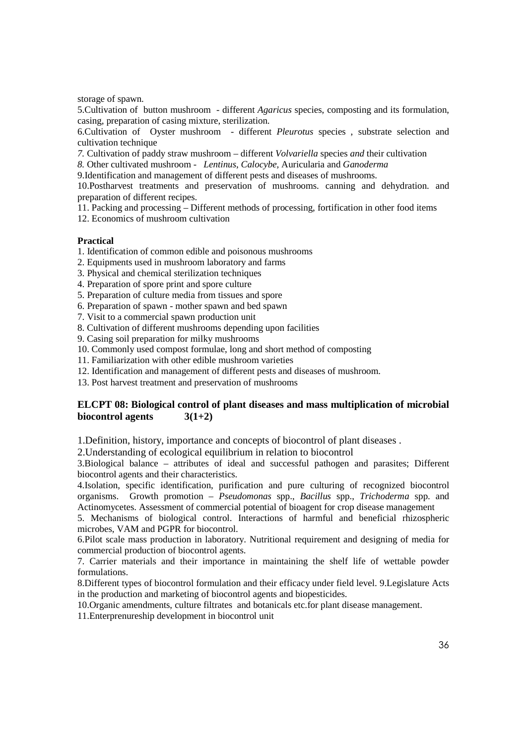storage of spawn.

5.Cultivation of button mushroom - different *Agaricus* species, composting and its formulation, casing, preparation of casing mixture, sterilization.

6.Cultivation of Oyster mushroom - different *Pleurotus* species , substrate selection and cultivation technique

*7.* Cultivation of paddy straw mushroom – different *Volvariella* species *and* their cultivation

*8.* Other cultivated mushroom - *Lentinus, Calocybe,* Auricularia and *Ganoderma*

9.Identification and management of different pests and diseases of mushrooms.

10.Postharvest treatments and preservation of mushrooms. canning and dehydration. and preparation of different recipes.

11. Packing and processing – Different methods of processing, fortification in other food items

12. Economics of mushroom cultivation

**Practical**

1. Identification of common edible and poisonous mushrooms
2. Equipments used in mushroom laboratory and farms
3. Physical and chemical sterilization techniques
4. Preparation of spore print and spore culture
5. Preparation of culture media from tissues and spore
6. Preparation of spawn - mother spawn and bed spawn
7. Visit to a commercial spawn production unit
8. Cultivation of different mushrooms depending upon facilities
9. Casing soil preparation for milky mushrooms
10. Commonly used compost formulae, long and short method of composting
11. Familiarization with other edible mushroom varieties
12. Identification and management of different pests and diseases of mushroom.
13. Post harvest treatment and preservation of mushrooms

### ELCPT 08: Biological control of plant diseases and mass multiplication of microbial biocontrol agents 3(1+2)

1.Definition, history, importance and concepts of biocontrol of plant diseases .

2.Understanding of ecological equilibrium in relation to biocontrol

3.Biological balance – attributes of ideal and successful pathogen and parasites; Different biocontrol agents and their characteristics.

4.Isolation, specific identification, purification and pure culturing of recognized biocontrol organisms. Growth promotion – *Pseudomonas* spp., *Bacillus* spp., *Trichoderma* spp. and Actinomycetes. Assessment of commercial potential of bioagent for crop disease management

5. Mechanisms of biological control. Interactions of harmful and beneficial rhizospheric microbes, VAM and PGPR for biocontrol.

6.Pilot scale mass production in laboratory. Nutritional requirement and designing of media for commercial production of biocontrol agents.

7. Carrier materials and their importance in maintaining the shelf life of wettable powder formulations.

8.Different types of biocontrol formulation and their efficacy under field level. 9.Legislature Acts in the production and marketing of biocontrol agents and biopesticides.

10.Organic amendments, culture filtrates and botanicals etc.for plant disease management.

11.Enterprenureship development in biocontrol unit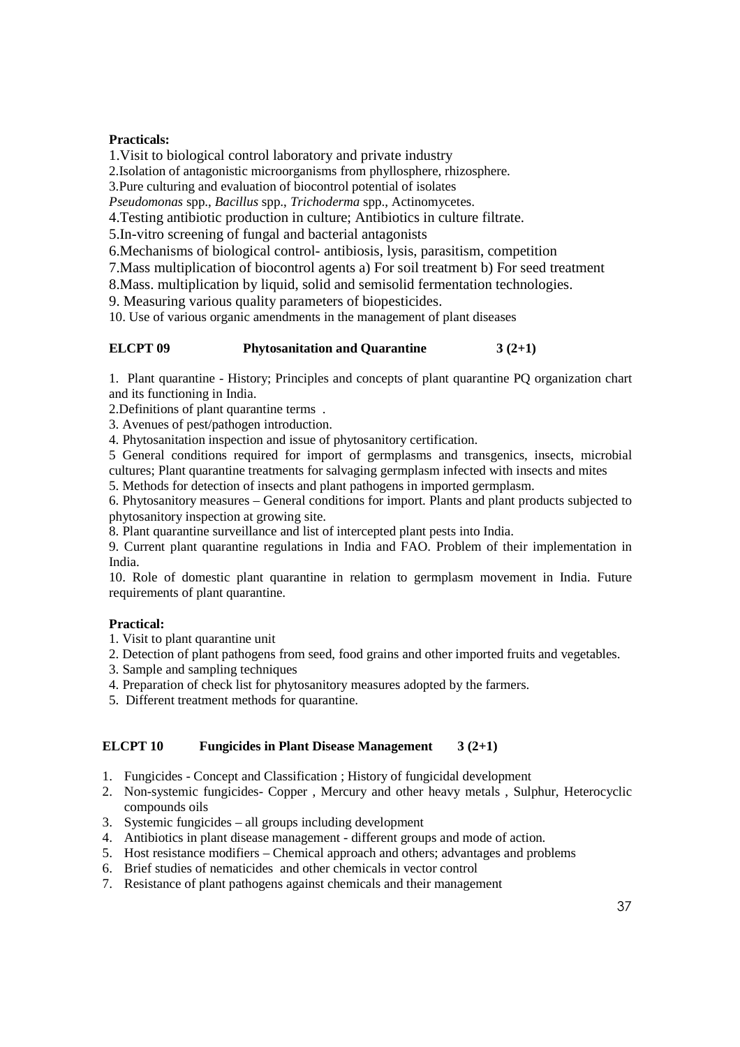**Practicals:**

1.Visit to biological control laboratory and private industry

2.Isolation of antagonistic microorganisms from phyllosphere, rhizosphere.

3.Pure culturing and evaluation of biocontrol potential of isolates *Pseudomonas* spp., *Bacillus* spp., *Trichoderma* spp., Actinomycetes.

4.Testing antibiotic production in culture; Antibiotics in culture filtrate.

5.In-vitro screening of fungal and bacterial antagonists

6.Mechanisms of biological control- antibiosis, lysis, parasitism, competition

7.Mass multiplication of biocontrol agents a) For soil treatment b) For seed treatment

8.Mass. multiplication by liquid, solid and semisolid fermentation technologies.

9. Measuring various quality parameters of biopesticides.

10. Use of various organic amendments in the management of plant diseases

**ELCPT 09 Phytosanitation and Quarantine 3 (2+1)**

1. Plant quarantine - History; Principles and concepts of plant quarantine PQ organization chart and its functioning in India.

2.Definitions of plant quarantine terms .

3. Avenues of pest/pathogen introduction.

4. Phytosanitation inspection and issue of phytosanitory certification.

5 General conditions required for import of germplasms and transgenics, insects, microbial cultures; Plant quarantine treatments for salvaging germplasm infected with insects and mites

5. Methods for detection of insects and plant pathogens in imported germplasm.

6. Phytosanitory measures – General conditions for import. Plants and plant products subjected to phytosanitory inspection at growing site.

8. Plant quarantine surveillance and list of intercepted plant pests into India.

9. Current plant quarantine regulations in India and FAO. Problem of their implementation in India.

10. Role of domestic plant quarantine in relation to germplasm movement in India. Future requirements of plant quarantine.

**Practical:**

1. Visit to plant quarantine unit
2. Detection of plant pathogens from seed, food grains and other imported fruits and vegetables.
3. Sample and sampling techniques
4. Preparation of check list for phytosanitory measures adopted by the farmers.
5. Different treatment methods for quarantine.

**ELCPT 10 Fungicides in Plant Disease Management 3 (2+1)**

1. Fungicides - Concept and Classification ; History of fungicidal development
2. Non-systemic fungicides- Copper , Mercury and other heavy metals , Sulphur, Heterocyclic compounds oils
3. Systemic fungicides – all groups including development
4. Antibiotics in plant disease management - different groups and mode of action.
5. Host resistance modifiers – Chemical approach and others; advantages and problems
6. Brief studies of nematicides and other chemicals in vector control
7. Resistance of plant pathogens against chemicals and their management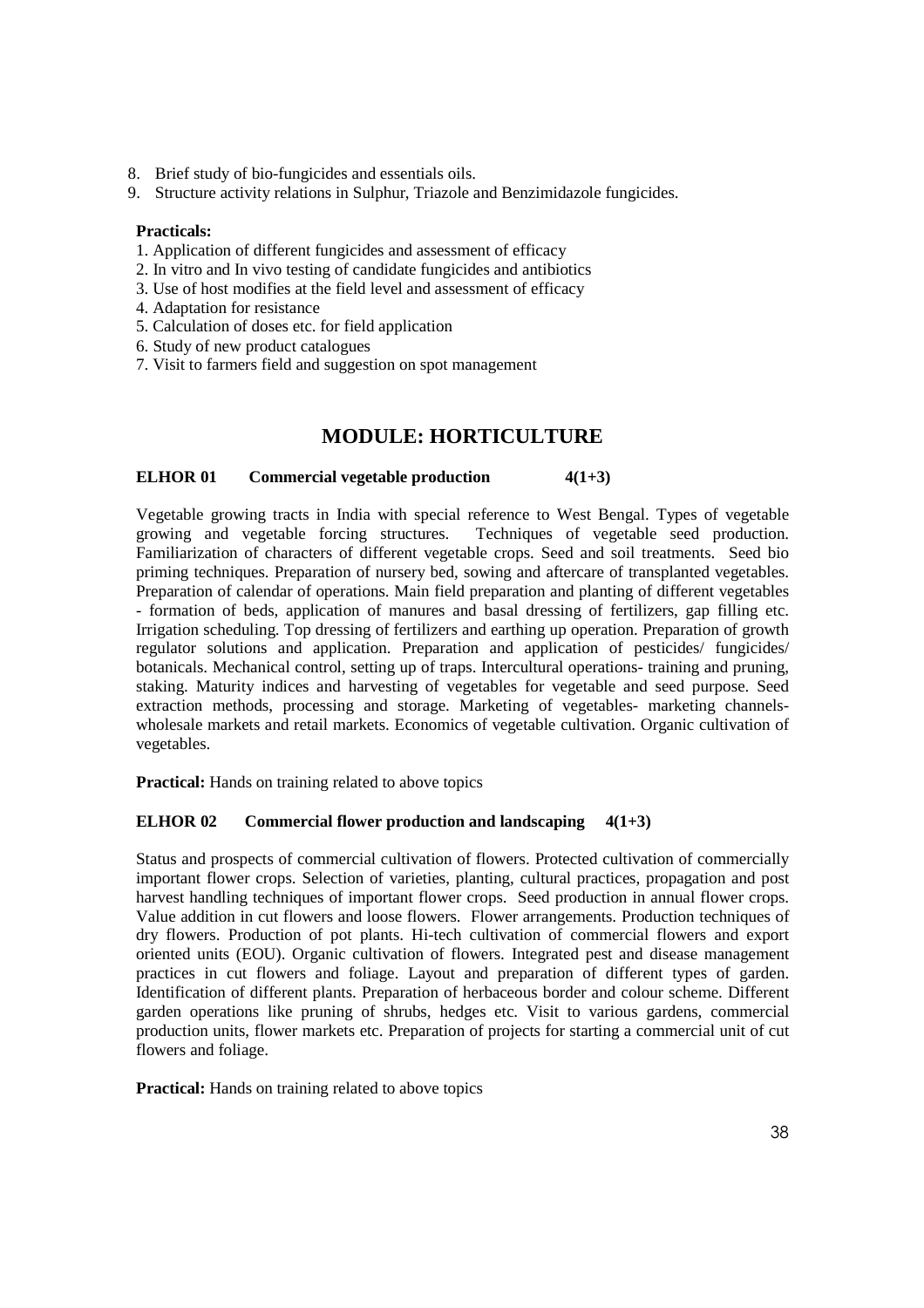8. Brief study of bio-fungicides and essentials oils.
9. Structure activity relations in Sulphur, Triazole and Benzimidazole fungicides.

**Practicals:**

1. Application of different fungicides and assessment of efficacy
2. In vitro and In vivo testing of candidate fungicides and antibiotics
3. Use of host modifies at the field level and assessment of efficacy
4. Adaptation for resistance
5. Calculation of doses etc. for field application
6. Study of new product catalogues
7. Visit to farmers field and suggestion on spot management

## MODULE: HORTICULTURE

### ELHOR 01 Commercial vegetable production 4(1+3)

Vegetable growing tracts in India with special reference to West Bengal. Types of vegetable growing and vegetable forcing structures. Techniques of vegetable seed production. Familiarization of characters of different vegetable crops. Seed and soil treatments. Seed bio priming techniques. Preparation of nursery bed, sowing and aftercare of transplanted vegetables. Preparation of calendar of operations. Main field preparation and planting of different vegetables - formation of beds, application of manures and basal dressing of fertilizers, gap filling etc. Irrigation scheduling. Top dressing of fertilizers and earthing up operation. Preparation of growth regulator solutions and application. Preparation and application of pesticides/ fungicides/ botanicals. Mechanical control, setting up of traps. Intercultural operations- training and pruning, staking. Maturity indices and harvesting of vegetables for vegetable and seed purpose. Seed extraction methods, processing and storage. Marketing of vegetables- marketing channels- wholesale markets and retail markets. Economics of vegetable cultivation. Organic cultivation of vegetables.

**Practical:** Hands on training related to above topics

### ELHOR 02 Commercial flower production and landscaping 4(1+3)

Status and prospects of commercial cultivation of flowers. Protected cultivation of commercially important flower crops. Selection of varieties, planting, cultural practices, propagation and post harvest handling techniques of important flower crops. Seed production in annual flower crops. Value addition in cut flowers and loose flowers. Flower arrangements. Production techniques of dry flowers. Production of pot plants. Hi-tech cultivation of commercial flowers and export oriented units (EOU). Organic cultivation of flowers. Integrated pest and disease management practices in cut flowers and foliage. Layout and preparation of different types of garden. Identification of different plants. Preparation of herbaceous border and colour scheme. Different garden operations like pruning of shrubs, hedges etc. Visit to various gardens, commercial production units, flower markets etc. Preparation of projects for starting a commercial unit of cut flowers and foliage.

**Practical:** Hands on training related to above topics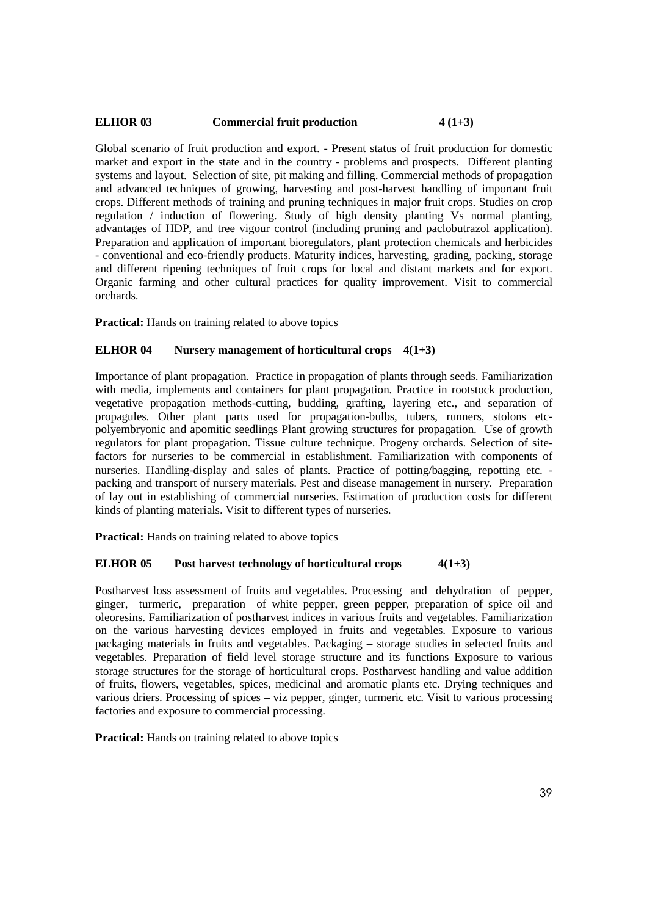**ELHOR 03 Commercial fruit production 4 (1+3)**

Global scenario of fruit production and export. - Present status of fruit production for domestic market and export in the state and in the country - problems and prospects. Different planting systems and layout. Selection of site, pit making and filling. Commercial methods of propagation and advanced techniques of growing, harvesting and post-harvest handling of important fruit crops. Different methods of training and pruning techniques in major fruit crops. Studies on crop regulation / induction of flowering. Study of high density planting Vs normal planting, advantages of HDP, and tree vigour control (including pruning and paclobutrazol application). Preparation and application of important bioregulators, plant protection chemicals and herbicides - conventional and eco-friendly products. Maturity indices, harvesting, grading, packing, storage and different ripening techniques of fruit crops for local and distant markets and for export. Organic farming and other cultural practices for quality improvement. Visit to commercial orchards.

**Practical:** Hands on training related to above topics

**ELHOR 04 Nursery management of horticultural crops 4(1+3)**

Importance of plant propagation. Practice in propagation of plants through seeds. Familiarization with media, implements and containers for plant propagation. Practice in rootstock production, vegetative propagation methods-cutting, budding, grafting, layering etc., and separation of propagules. Other plant parts used for propagation-bulbs, tubers, runners, stolons etc-polyembryonic and apomitic seedlings Plant growing structures for propagation. Use of growth regulators for plant propagation. Tissue culture technique. Progeny orchards. Selection of site-factors for nurseries to be commercial in establishment. Familiarization with components of nurseries. Handling-display and sales of plants. Practice of potting/bagging, repotting etc. - packing and transport of nursery materials. Pest and disease management in nursery. Preparation of lay out in establishing of commercial nurseries. Estimation of production costs for different kinds of planting materials. Visit to different types of nurseries.

**Practical:** Hands on training related to above topics

**ELHOR 05 Post harvest technology of horticultural crops 4(1+3)**

Postharvest loss assessment of fruits and vegetables. Processing and dehydration of pepper, ginger, turmeric, preparation of white pepper, green pepper, preparation of spice oil and oleoresins. Familiarization of postharvest indices in various fruits and vegetables. Familiarization on the various harvesting devices employed in fruits and vegetables. Exposure to various packaging materials in fruits and vegetables. Packaging – storage studies in selected fruits and vegetables. Preparation of field level storage structure and its functions Exposure to various storage structures for the storage of horticultural crops. Postharvest handling and value addition of fruits, flowers, vegetables, spices, medicinal and aromatic plants etc. Drying techniques and various driers. Processing of spices – viz pepper, ginger, turmeric etc. Visit to various processing factories and exposure to commercial processing.

**Practical:** Hands on training related to above topics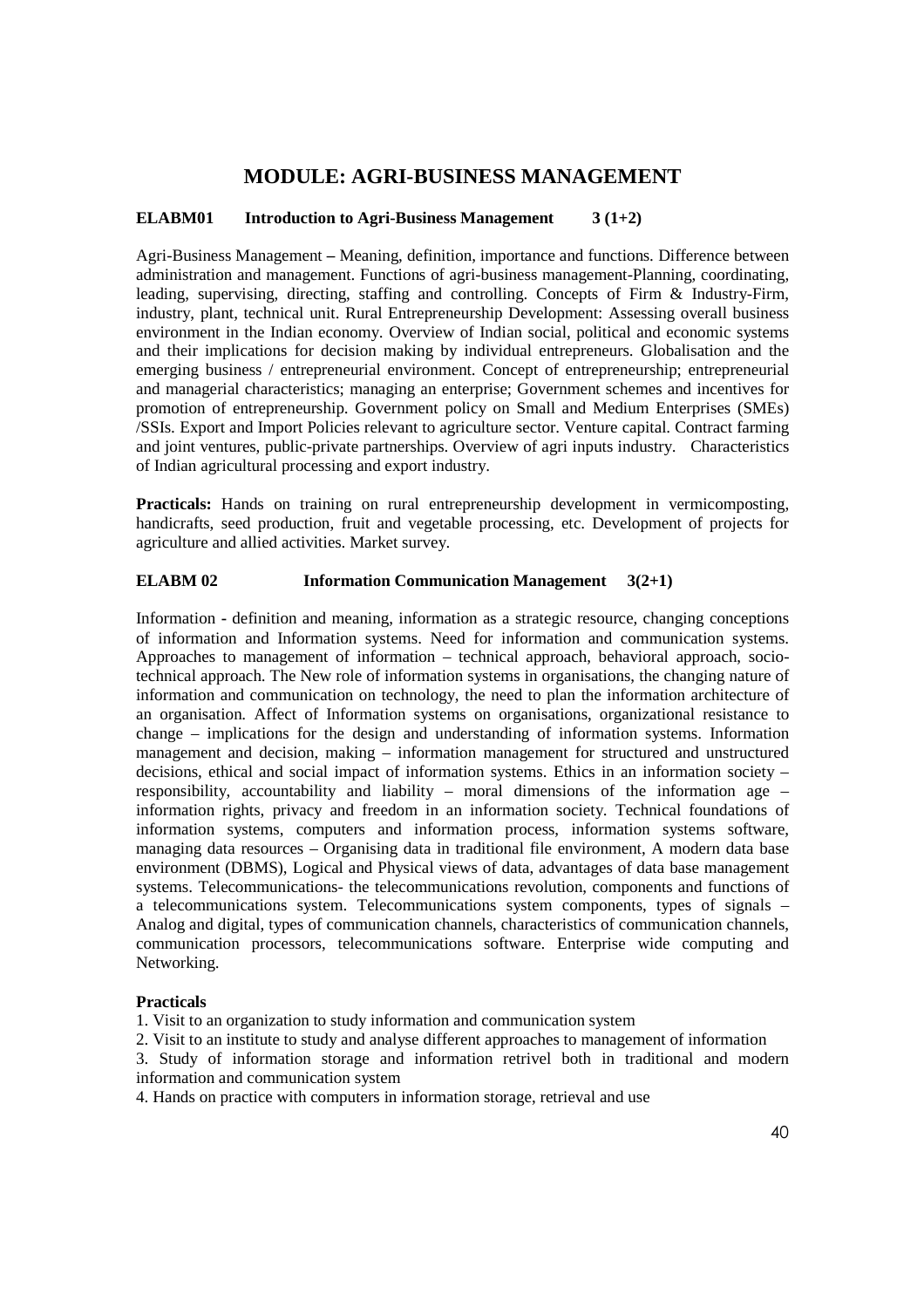# MODULE: AGRI-BUSINESS MANAGEMENT

### ELABM01 Introduction to Agri-Business Management 3 (1+2)

Agri-Business Management – Meaning, definition, importance and functions. Difference between administration and management. Functions of agri-business management-Planning, coordinating, leading, supervising, directing, staffing and controlling. Concepts of Firm & Industry-Firm, industry, plant, technical unit. Rural Entrepreneurship Development: Assessing overall business environment in the Indian economy. Overview of Indian social, political and economic systems and their implications for decision making by individual entrepreneurs. Globalisation and the emerging business / entrepreneurial environment. Concept of entrepreneurship; entrepreneurial and managerial characteristics; managing an enterprise; Government schemes and incentives for promotion of entrepreneurship. Government policy on Small and Medium Enterprises (SMEs) /SSIs. Export and Import Policies relevant to agriculture sector. Venture capital. Contract farming and joint ventures, public-private partnerships. Overview of agri inputs industry. Characteristics of Indian agricultural processing and export industry.

**Practicals:** Hands on training on rural entrepreneurship development in vermicomposting, handicrafts, seed production, fruit and vegetable processing, etc. Development of projects for agriculture and allied activities. Market survey.

### ELABM 02 Information Communication Management 3(2+1)

Information - definition and meaning, information as a strategic resource, changing conceptions of information and Information systems. Need for information and communication systems. Approaches to management of information – technical approach, behavioral approach, socio-technical approach. The New role of information systems in organisations, the changing nature of information and communication on technology, the need to plan the information architecture of an organisation. Affect of Information systems on organisations, organizational resistance to change – implications for the design and understanding of information systems. Information management and decision, making – information management for structured and unstructured decisions, ethical and social impact of information systems. Ethics in an information society – responsibility, accountability and liability – moral dimensions of the information age – information rights, privacy and freedom in an information society. Technical foundations of information systems, computers and information process, information systems software, managing data resources – Organising data in traditional file environment, A modern data base environment (DBMS), Logical and Physical views of data, advantages of data base management systems. Telecommunications- the telecommunications revolution, components and functions of a telecommunications system. Telecommunications system components, types of signals – Analog and digital, types of communication channels, characteristics of communication channels, communication processors, telecommunications software. Enterprise wide computing and Networking.

**Practicals**

1. Visit to an organization to study information and communication system
2. Visit to an institute to study and analyse different approaches to management of information
3. Study of information storage and information retrivel both in traditional and modern information and communication system
4. Hands on practice with computers in information storage, retrieval and use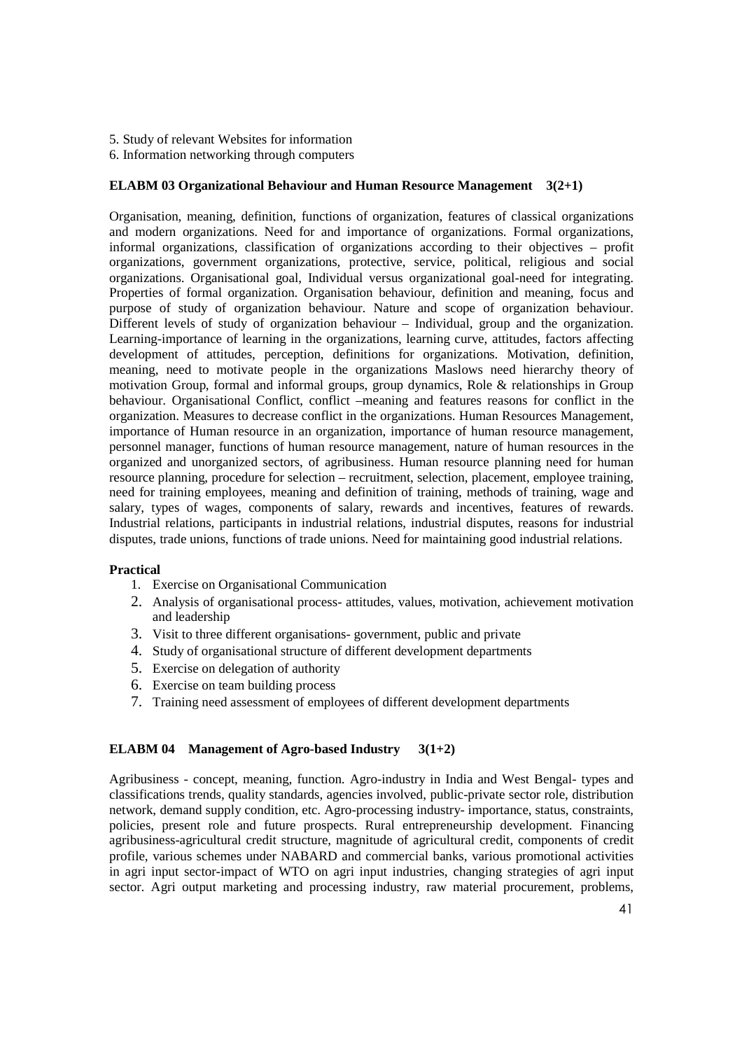5. Study of relevant Websites for information
6. Information networking through computers

**ELABM 03 Organizational Behaviour and Human Resource Management 3(2+1)**

Organisation, meaning, definition, functions of organization, features of classical organizations and modern organizations. Need for and importance of organizations. Formal organizations, informal organizations, classification of organizations according to their objectives – profit organizations, government organizations, protective, service, political, religious and social organizations. Organisational goal, Individual versus organizational goal-need for integrating. Properties of formal organization. Organisation behaviour, definition and meaning, focus and purpose of study of organization behaviour. Nature and scope of organization behaviour. Different levels of study of organization behaviour – Individual, group and the organization. Learning-importance of learning in the organizations, learning curve, attitudes, factors affecting development of attitudes, perception, definitions for organizations. Motivation, definition, meaning, need to motivate people in the organizations Maslows need hierarchy theory of motivation Group, formal and informal groups, group dynamics, Role & relationships in Group behaviour. Organisational Conflict, conflict –meaning and features reasons for conflict in the organization. Measures to decrease conflict in the organizations. Human Resources Management, importance of Human resource in an organization, importance of human resource management, personnel manager, functions of human resource management, nature of human resources in the organized and unorganized sectors, of agribusiness. Human resource planning need for human resource planning, procedure for selection – recruitment, selection, placement, employee training, need for training employees, meaning and definition of training, methods of training, wage and salary, types of wages, components of salary, rewards and incentives, features of rewards. Industrial relations, participants in industrial relations, industrial disputes, reasons for industrial disputes, trade unions, functions of trade unions. Need for maintaining good industrial relations.

**Practical**

1. Exercise on Organisational Communication
2. Analysis of organisational process- attitudes, values, motivation, achievement motivation and leadership
3. Visit to three different organisations- government, public and private
4. Study of organisational structure of different development departments
5. Exercise on delegation of authority
6. Exercise on team building process
7. Training need assessment of employees of different development departments

**ELABM 04 Management of Agro-based Industry 3(1+2)**

Agribusiness - concept, meaning, function. Agro-industry in India and West Bengal- types and classifications trends, quality standards, agencies involved, public-private sector role, distribution network, demand supply condition, etc. Agro-processing industry- importance, status, constraints, policies, present role and future prospects. Rural entrepreneurship development. Financing agribusiness-agricultural credit structure, magnitude of agricultural credit, components of credit profile, various schemes under NABARD and commercial banks, various promotional activities in agri input sector-impact of WTO on agri input industries, changing strategies of agri input sector. Agri output marketing and processing industry, raw material procurement, problems,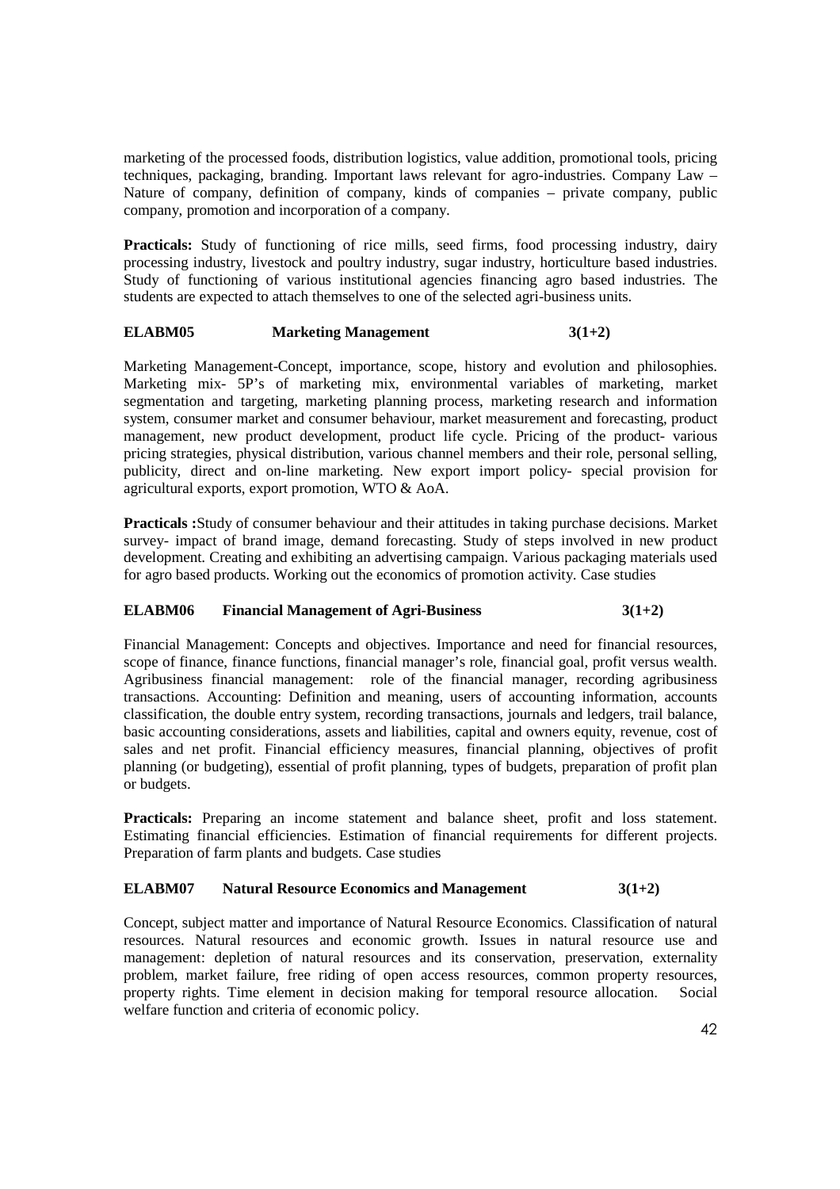marketing of the processed foods, distribution logistics, value addition, promotional tools, pricing techniques, packaging, branding. Important laws relevant for agro-industries. Company Law – Nature of company, definition of company, kinds of companies – private company, public company, promotion and incorporation of a company.

**Practicals:** Study of functioning of rice mills, seed firms, food processing industry, dairy processing industry, livestock and poultry industry, sugar industry, horticulture based industries. Study of functioning of various institutional agencies financing agro based industries. The students are expected to attach themselves to one of the selected agri-business units.

### ELABM05 Marketing Management 3(1+2)

Marketing Management-Concept, importance, scope, history and evolution and philosophies. Marketing mix- 5P's of marketing mix, environmental variables of marketing, market segmentation and targeting, marketing planning process, marketing research and information system, consumer market and consumer behaviour, market measurement and forecasting, product management, new product development, product life cycle. Pricing of the product- various pricing strategies, physical distribution, various channel members and their role, personal selling, publicity, direct and on-line marketing. New export import policy- special provision for agricultural exports, export promotion, WTO & AoA.

**Practicals :**Study of consumer behaviour and their attitudes in taking purchase decisions. Market survey- impact of brand image, demand forecasting. Study of steps involved in new product development. Creating and exhibiting an advertising campaign. Various packaging materials used for agro based products. Working out the economics of promotion activity. Case studies

### ELABM06 Financial Management of Agri-Business 3(1+2)

Financial Management: Concepts and objectives. Importance and need for financial resources, scope of finance, finance functions, financial manager's role, financial goal, profit versus wealth. Agribusiness financial management: role of the financial manager, recording agribusiness transactions. Accounting: Definition and meaning, users of accounting information, accounts classification, the double entry system, recording transactions, journals and ledgers, trail balance, basic accounting considerations, assets and liabilities, capital and owners equity, revenue, cost of sales and net profit. Financial efficiency measures, financial planning, objectives of profit planning (or budgeting), essential of profit planning, types of budgets, preparation of profit plan or budgets.

**Practicals:** Preparing an income statement and balance sheet, profit and loss statement. Estimating financial efficiencies. Estimation of financial requirements for different projects. Preparation of farm plants and budgets. Case studies

### ELABM07 Natural Resource Economics and Management 3(1+2)

Concept, subject matter and importance of Natural Resource Economics. Classification of natural resources. Natural resources and economic growth. Issues in natural resource use and management: depletion of natural resources and its conservation, preservation, externality problem, market failure, free riding of open access resources, common property resources, property rights. Time element in decision making for temporal resource allocation. Social welfare function and criteria of economic policy.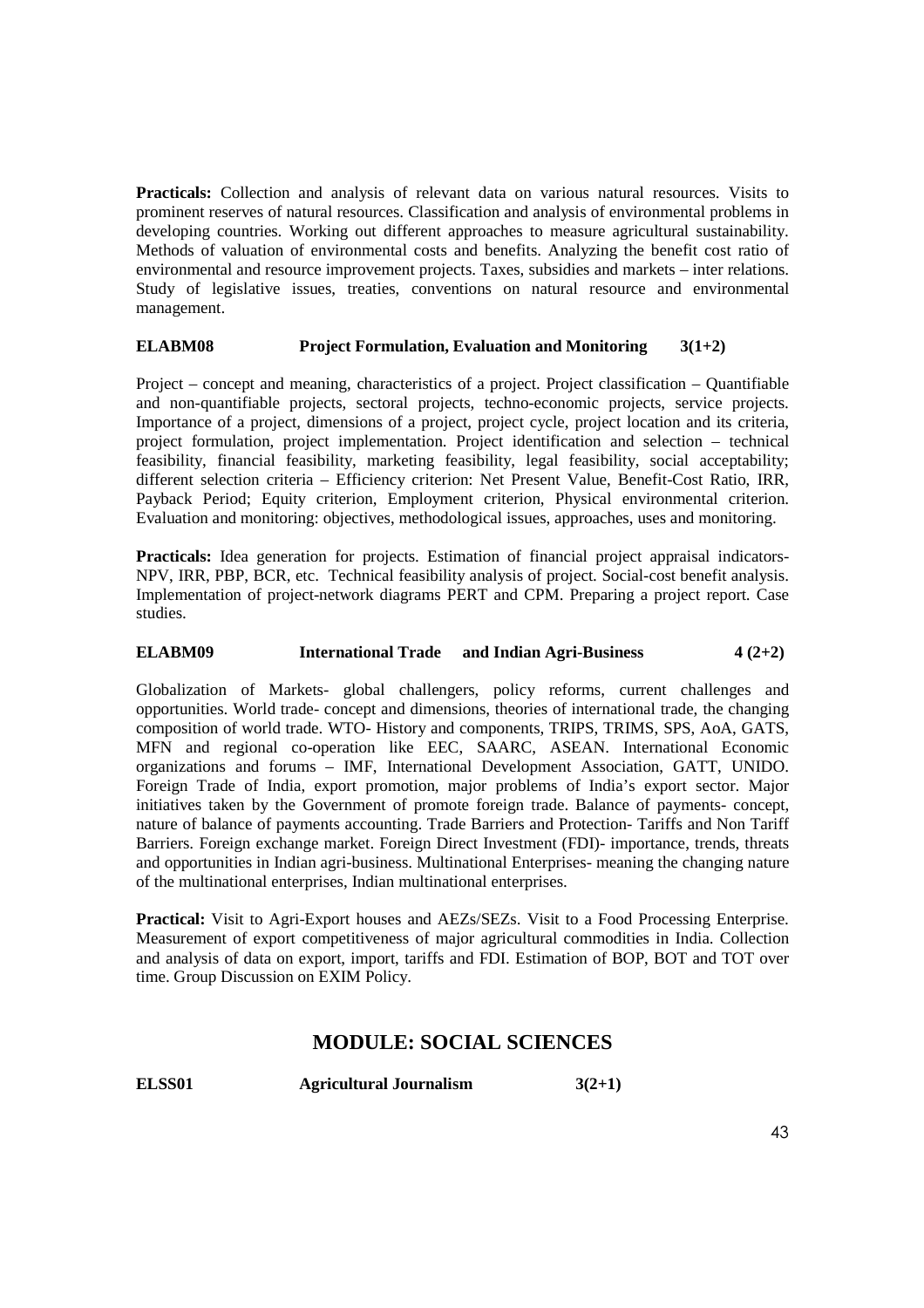**Practicals:** Collection and analysis of relevant data on various natural resources. Visits to prominent reserves of natural resources. Classification and analysis of environmental problems in developing countries. Working out different approaches to measure agricultural sustainability. Methods of valuation of environmental costs and benefits. Analyzing the benefit cost ratio of environmental and resource improvement projects. Taxes, subsidies and markets – inter relations. Study of legislative issues, treaties, conventions on natural resource and environmental management.

**ELABM08 Project Formulation, Evaluation and Monitoring 3(1+2)**

Project – concept and meaning, characteristics of a project. Project classification – Quantifiable and non-quantifiable projects, sectoral projects, techno-economic projects, service projects. Importance of a project, dimensions of a project, project cycle, project location and its criteria, project formulation, project implementation. Project identification and selection – technical feasibility, financial feasibility, marketing feasibility, legal feasibility, social acceptability; different selection criteria – Efficiency criterion: Net Present Value, Benefit-Cost Ratio, IRR, Payback Period; Equity criterion, Employment criterion, Physical environmental criterion. Evaluation and monitoring: objectives, methodological issues, approaches, uses and monitoring.

**Practicals:** Idea generation for projects. Estimation of financial project appraisal indicators-NPV, IRR, PBP, BCR, etc. Technical feasibility analysis of project. Social-cost benefit analysis. Implementation of project-network diagrams PERT and CPM. Preparing a project report. Case studies.

**ELABM09 International Trade and Indian Agri-Business 4 (2+2)**

Globalization of Markets- global challengers, policy reforms, current challenges and opportunities. World trade- concept and dimensions, theories of international trade, the changing composition of world trade. WTO- History and components, TRIPS, TRIMS, SPS, AoA, GATS, MFN and regional co-operation like EEC, SAARC, ASEAN. International Economic organizations and forums – IMF, International Development Association, GATT, UNIDO. Foreign Trade of India, export promotion, major problems of India's export sector. Major initiatives taken by the Government of promote foreign trade. Balance of payments- concept, nature of balance of payments accounting. Trade Barriers and Protection- Tariffs and Non Tariff Barriers. Foreign exchange market. Foreign Direct Investment (FDI)- importance, trends, threats and opportunities in Indian agri-business. Multinational Enterprises- meaning the changing nature of the multinational enterprises, Indian multinational enterprises.

**Practical:** Visit to Agri-Export houses and AEZs/SEZs. Visit to a Food Processing Enterprise. Measurement of export competitiveness of major agricultural commodities in India. Collection and analysis of data on export, import, tariffs and FDI. Estimation of BOP, BOT and TOT over time. Group Discussion on EXIM Policy.

## MODULE: SOCIAL SCIENCES

**ELSS01 Agricultural Journalism 3(2+1)**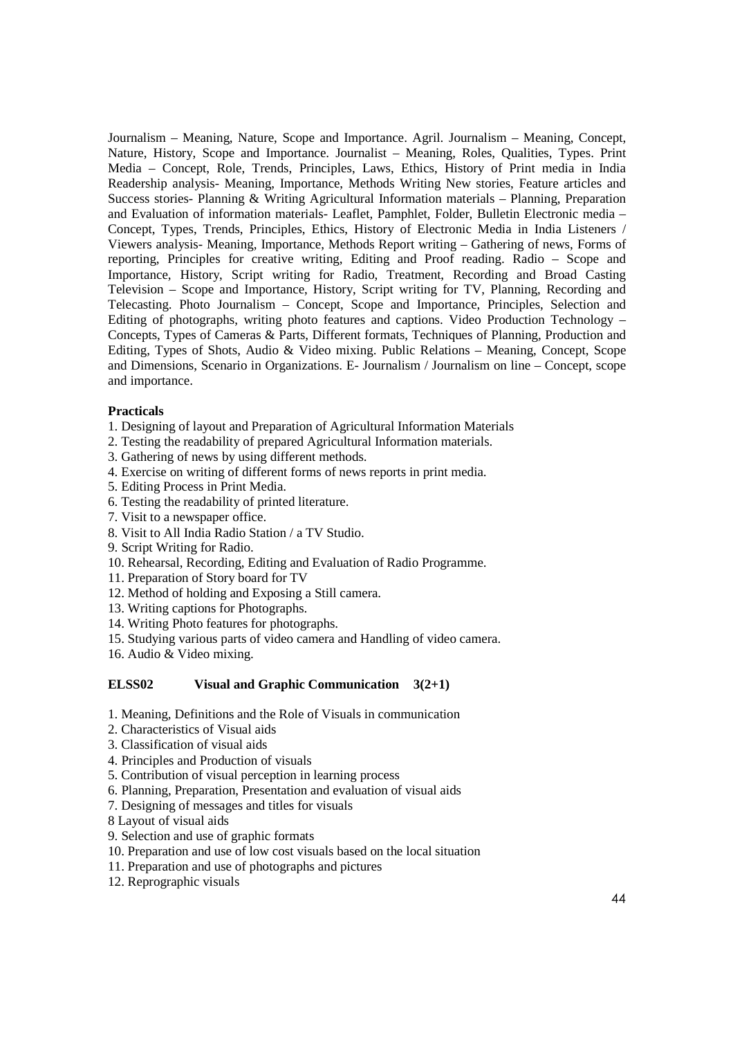Journalism – Meaning, Nature, Scope and Importance. Agril. Journalism – Meaning, Concept, Nature, History, Scope and Importance. Journalist – Meaning, Roles, Qualities, Types. Print Media – Concept, Role, Trends, Principles, Laws, Ethics, History of Print media in India Readership analysis- Meaning, Importance, Methods Writing New stories, Feature articles and Success stories- Planning & Writing Agricultural Information materials – Planning, Preparation and Evaluation of information materials- Leaflet, Pamphlet, Folder, Bulletin Electronic media – Concept, Types, Trends, Principles, Ethics, History of Electronic Media in India Listeners / Viewers analysis- Meaning, Importance, Methods Report writing – Gathering of news, Forms of reporting, Principles for creative writing, Editing and Proof reading. Radio – Scope and Importance, History, Script writing for Radio, Treatment, Recording and Broad Casting Television – Scope and Importance, History, Script writing for TV, Planning, Recording and Telecasting. Photo Journalism – Concept, Scope and Importance, Principles, Selection and Editing of photographs, writing photo features and captions. Video Production Technology – Concepts, Types of Cameras & Parts, Different formats, Techniques of Planning, Production and Editing, Types of Shots, Audio & Video mixing. Public Relations – Meaning, Concept, Scope and Dimensions, Scenario in Organizations. E- Journalism / Journalism on line – Concept, scope and importance.

**Practicals**

1. Designing of layout and Preparation of Agricultural Information Materials
2. Testing the readability of prepared Agricultural Information materials.
3. Gathering of news by using different methods.
4. Exercise on writing of different forms of news reports in print media.
5. Editing Process in Print Media.
6. Testing the readability of printed literature.
7. Visit to a newspaper office.
8. Visit to All India Radio Station / a TV Studio.
9. Script Writing for Radio.
10. Rehearsal, Recording, Editing and Evaluation of Radio Programme.
11. Preparation of Story board for TV
12. Method of holding and Exposing a Still camera.
13. Writing captions for Photographs.
14. Writing Photo features for photographs.
15. Studying various parts of video camera and Handling of video camera.
16. Audio & Video mixing.

**ELSS02 Visual and Graphic Communication 3(2+1)**

1. Meaning, Definitions and the Role of Visuals in communication
2. Characteristics of Visual aids
3. Classification of visual aids
4. Principles and Production of visuals
5. Contribution of visual perception in learning process
6. Planning, Preparation, Presentation and evaluation of visual aids
7. Designing of messages and titles for visuals
8 Layout of visual aids
9. Selection and use of graphic formats
10. Preparation and use of low cost visuals based on the local situation
11. Preparation and use of photographs and pictures
12. Reprographic visuals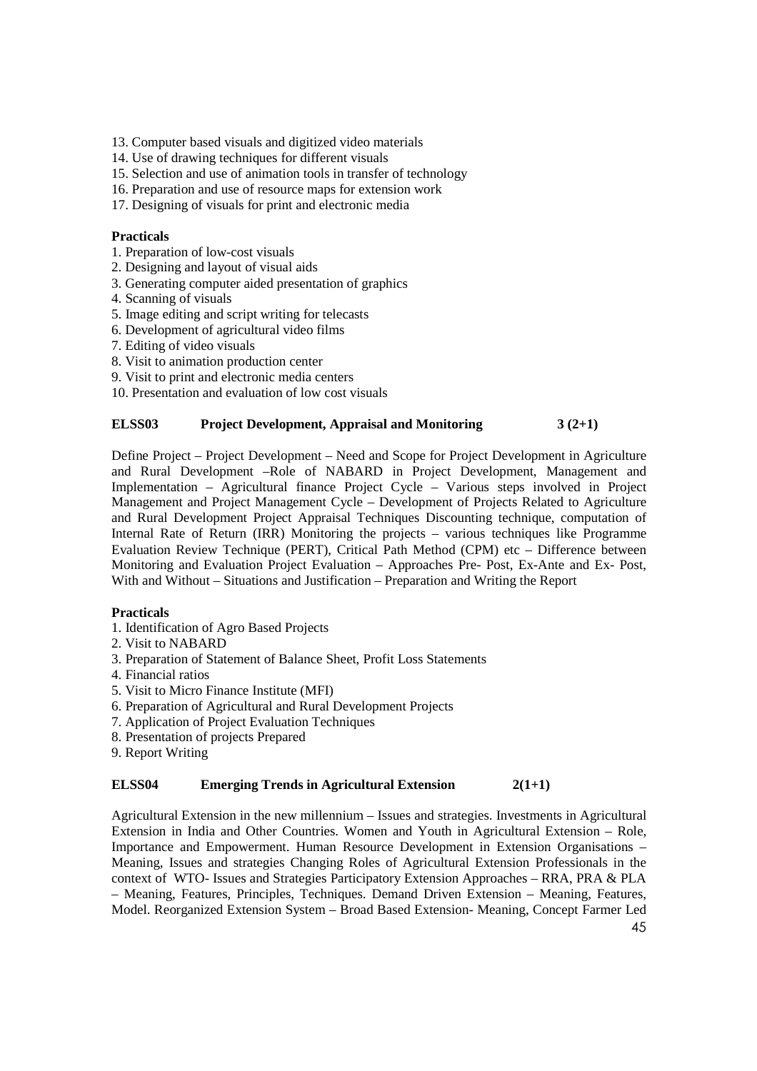13. Computer based visuals and digitized video materials
14. Use of drawing techniques for different visuals
15. Selection and use of animation tools in transfer of technology
16. Preparation and use of resource maps for extension work
17. Designing of visuals for print and electronic media

**Practicals**

1. Preparation of low-cost visuals
2. Designing and layout of visual aids
3. Generating computer aided presentation of graphics
4. Scanning of visuals
5. Image editing and script writing for telecasts
6. Development of agricultural video films
7. Editing of video visuals
8. Visit to animation production center
9. Visit to print and electronic media centers
10. Presentation and evaluation of low cost visuals

**ELSS03 Project Development, Appraisal and Monitoring 3 (2+1)**

Define Project – Project Development – Need and Scope for Project Development in Agriculture and Rural Development –Role of NABARD in Project Development, Management and Implementation – Agricultural finance Project Cycle – Various steps involved in Project Management and Project Management Cycle – Development of Projects Related to Agriculture and Rural Development Project Appraisal Techniques Discounting technique, computation of Internal Rate of Return (IRR) Monitoring the projects – various techniques like Programme Evaluation Review Technique (PERT), Critical Path Method (CPM) etc – Difference between Monitoring and Evaluation Project Evaluation – Approaches Pre- Post, Ex-Ante and Ex- Post, With and Without – Situations and Justification – Preparation and Writing the Report

**Practicals**

1. Identification of Agro Based Projects
2. Visit to NABARD
3. Preparation of Statement of Balance Sheet, Profit Loss Statements
4. Financial ratios
5. Visit to Micro Finance Institute (MFI)
6. Preparation of Agricultural and Rural Development Projects
7. Application of Project Evaluation Techniques
8. Presentation of projects Prepared
9. Report Writing

**ELSS04 Emerging Trends in Agricultural Extension 2(1+1)**

Agricultural Extension in the new millennium – Issues and strategies. Investments in Agricultural Extension in India and Other Countries. Women and Youth in Agricultural Extension – Role, Importance and Empowerment. Human Resource Development in Extension Organisations – Meaning, Issues and strategies Changing Roles of Agricultural Extension Professionals in the context of WTO- Issues and Strategies Participatory Extension Approaches – RRA, PRA & PLA – Meaning, Features, Principles, Techniques. Demand Driven Extension – Meaning, Features, Model. Reorganized Extension System – Broad Based Extension- Meaning, Concept Farmer Led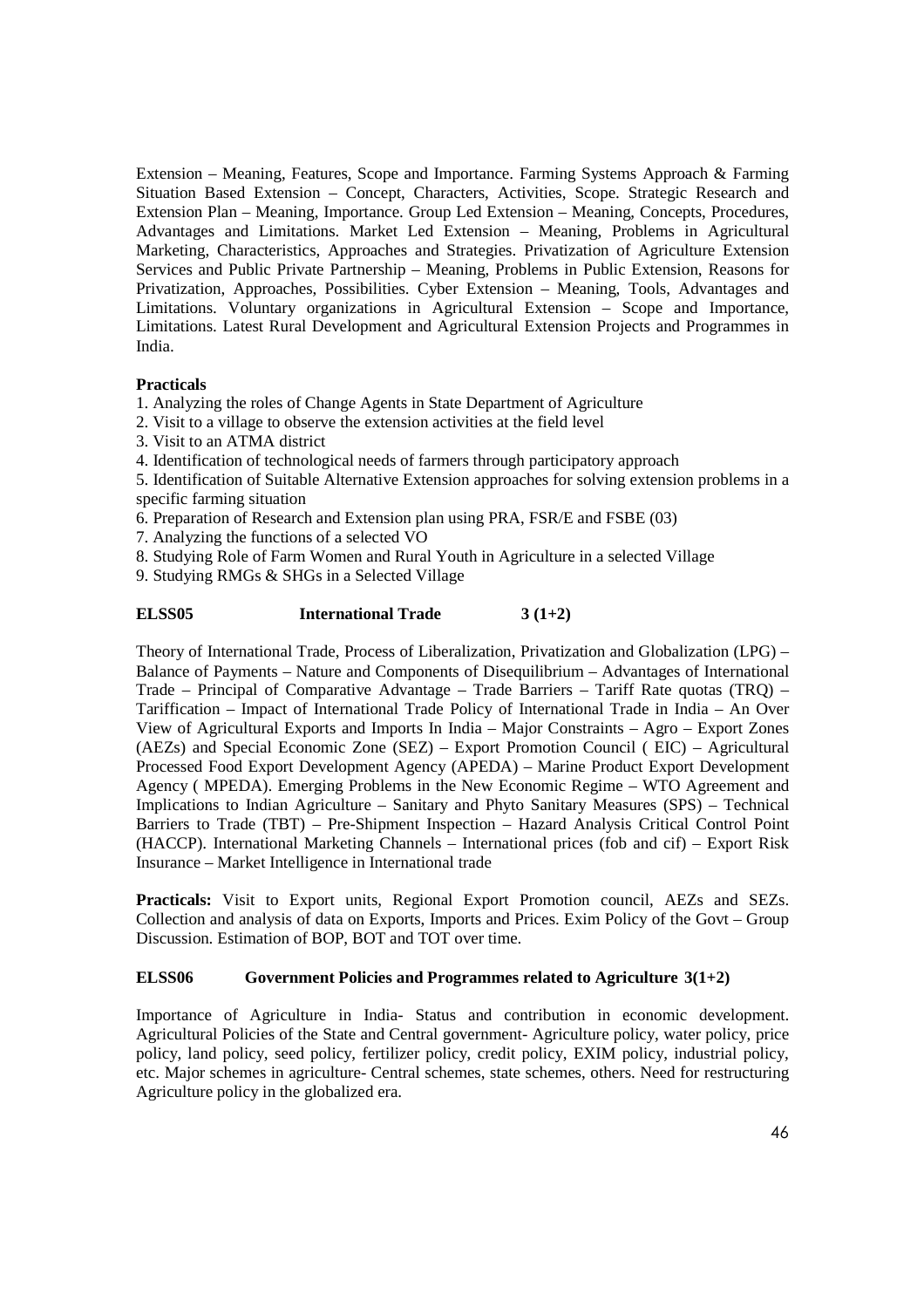Extension – Meaning, Features, Scope and Importance. Farming Systems Approach & Farming Situation Based Extension – Concept, Characters, Activities, Scope. Strategic Research and Extension Plan – Meaning, Importance. Group Led Extension – Meaning, Concepts, Procedures, Advantages and Limitations. Market Led Extension – Meaning, Problems in Agricultural Marketing, Characteristics, Approaches and Strategies. Privatization of Agriculture Extension Services and Public Private Partnership – Meaning, Problems in Public Extension, Reasons for Privatization, Approaches, Possibilities. Cyber Extension – Meaning, Tools, Advantages and Limitations. Voluntary organizations in Agricultural Extension – Scope and Importance, Limitations. Latest Rural Development and Agricultural Extension Projects and Programmes in India.

**Practicals**

1. Analyzing the roles of Change Agents in State Department of Agriculture
2. Visit to a village to observe the extension activities at the field level
3. Visit to an ATMA district
4. Identification of technological needs of farmers through participatory approach
5. Identification of Suitable Alternative Extension approaches for solving extension problems in a specific farming situation
6. Preparation of Research and Extension plan using PRA, FSR/E and FSBE (03)
7. Analyzing the functions of a selected VO
8. Studying Role of Farm Women and Rural Youth in Agriculture in a selected Village
9. Studying RMGs & SHGs in a Selected Village

**ELSS05 International Trade 3 (1+2)**

Theory of International Trade, Process of Liberalization, Privatization and Globalization (LPG) – Balance of Payments – Nature and Components of Disequilibrium – Advantages of International Trade – Principal of Comparative Advantage – Trade Barriers – Tariff Rate quotas (TRQ) – Tariffication – Impact of International Trade Policy of International Trade in India – An Over View of Agricultural Exports and Imports In India – Major Constraints – Agro – Export Zones (AEZs) and Special Economic Zone (SEZ) – Export Promotion Council ( EIC) – Agricultural Processed Food Export Development Agency (APEDA) – Marine Product Export Development Agency ( MPEDA). Emerging Problems in the New Economic Regime – WTO Agreement and Implications to Indian Agriculture – Sanitary and Phyto Sanitary Measures (SPS) – Technical Barriers to Trade (TBT) – Pre-Shipment Inspection – Hazard Analysis Critical Control Point (HACCP). International Marketing Channels – International prices (fob and cif) – Export Risk Insurance – Market Intelligence in International trade

**Practicals:** Visit to Export units, Regional Export Promotion council, AEZs and SEZs. Collection and analysis of data on Exports, Imports and Prices. Exim Policy of the Govt – Group Discussion. Estimation of BOP, BOT and TOT over time.

**ELSS06 Government Policies and Programmes related to Agriculture 3(1+2)**

Importance of Agriculture in India- Status and contribution in economic development. Agricultural Policies of the State and Central government- Agriculture policy, water policy, price policy, land policy, seed policy, fertilizer policy, credit policy, EXIM policy, industrial policy, etc. Major schemes in agriculture- Central schemes, state schemes, others. Need for restructuring Agriculture policy in the globalized era.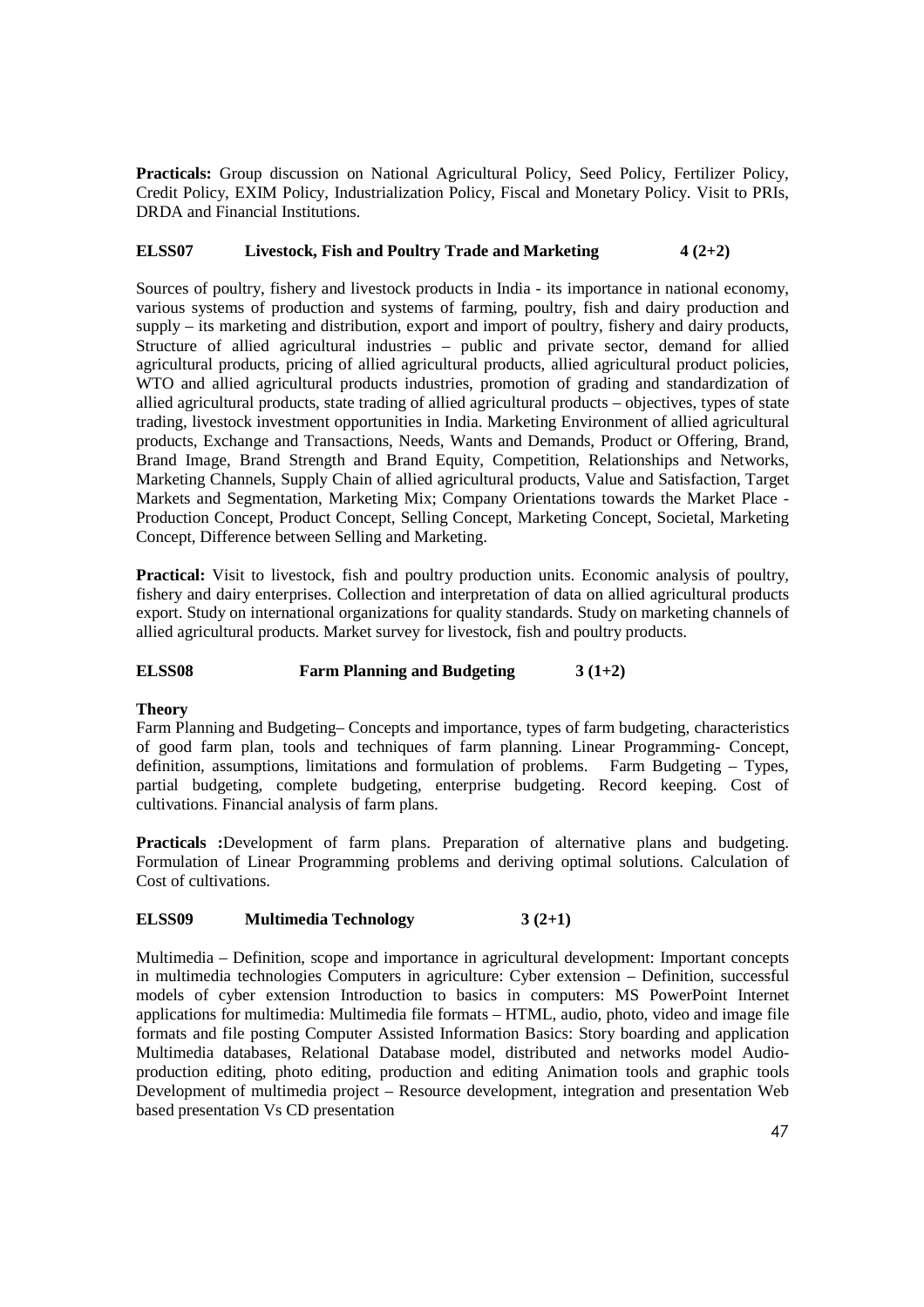**Practicals:** Group discussion on National Agricultural Policy, Seed Policy, Fertilizer Policy, Credit Policy, EXIM Policy, Industrialization Policy, Fiscal and Monetary Policy. Visit to PRIs, DRDA and Financial Institutions.

### ELSS07 Livestock, Fish and Poultry Trade and Marketing 4 (2+2)

Sources of poultry, fishery and livestock products in India - its importance in national economy, various systems of production and systems of farming, poultry, fish and dairy production and supply – its marketing and distribution, export and import of poultry, fishery and dairy products, Structure of allied agricultural industries – public and private sector, demand for allied agricultural products, pricing of allied agricultural products, allied agricultural product policies, WTO and allied agricultural products industries, promotion of grading and standardization of allied agricultural products, state trading of allied agricultural products – objectives, types of state trading, livestock investment opportunities in India. Marketing Environment of allied agricultural products, Exchange and Transactions, Needs, Wants and Demands, Product or Offering, Brand, Brand Image, Brand Strength and Brand Equity, Competition, Relationships and Networks, Marketing Channels, Supply Chain of allied agricultural products, Value and Satisfaction, Target Markets and Segmentation, Marketing Mix; Company Orientations towards the Market Place - Production Concept, Product Concept, Selling Concept, Marketing Concept, Societal, Marketing Concept, Difference between Selling and Marketing.

**Practical:** Visit to livestock, fish and poultry production units. Economic analysis of poultry, fishery and dairy enterprises. Collection and interpretation of data on allied agricultural products export. Study on international organizations for quality standards. Study on marketing channels of allied agricultural products. Market survey for livestock, fish and poultry products.

### ELSS08 Farm Planning and Budgeting 3 (1+2)

**Theory**
Farm Planning and Budgeting– Concepts and importance, types of farm budgeting, characteristics of good farm plan, tools and techniques of farm planning. Linear Programming- Concept, definition, assumptions, limitations and formulation of problems. Farm Budgeting – Types, partial budgeting, complete budgeting, enterprise budgeting. Record keeping. Cost of cultivations. Financial analysis of farm plans.

**Practicals :**Development of farm plans. Preparation of alternative plans and budgeting. Formulation of Linear Programming problems and deriving optimal solutions. Calculation of Cost of cultivations.

### ELSS09 Multimedia Technology 3 (2+1)

Multimedia – Definition, scope and importance in agricultural development: Important concepts in multimedia technologies Computers in agriculture: Cyber extension – Definition, successful models of cyber extension Introduction to basics in computers: MS PowerPoint Internet applications for multimedia: Multimedia file formats – HTML, audio, photo, video and image file formats and file posting Computer Assisted Information Basics: Story boarding and application Multimedia databases, Relational Database model, distributed and networks model Audio-production editing, photo editing, production and editing Animation tools and graphic tools Development of multimedia project – Resource development, integration and presentation Web based presentation Vs CD presentation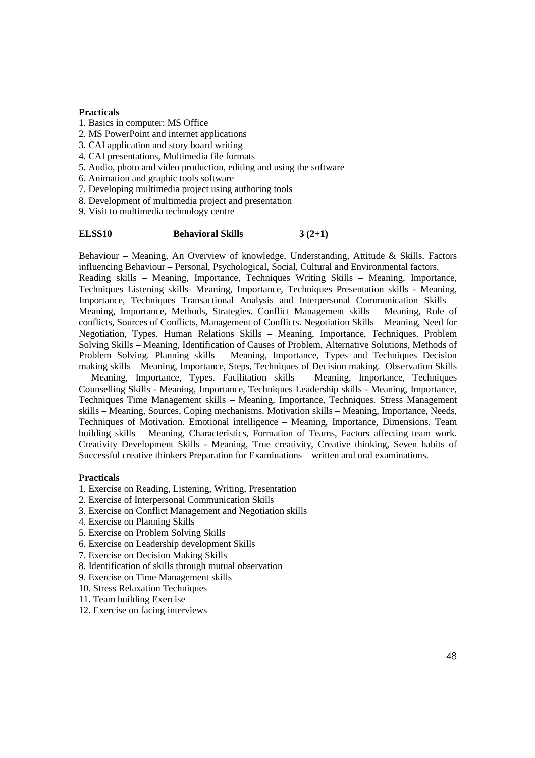**Practicals**

1. Basics in computer: MS Office
2. MS PowerPoint and internet applications
3. CAI application and story board writing
4. CAI presentations, Multimedia file formats
5. Audio, photo and video production, editing and using the software
6. Animation and graphic tools software
7. Developing multimedia project using authoring tools
8. Development of multimedia project and presentation
9. Visit to multimedia technology centre

**ELSS10 Behavioral Skills 3 (2+1)**

Behaviour – Meaning, An Overview of knowledge, Understanding, Attitude & Skills. Factors influencing Behaviour – Personal, Psychological, Social, Cultural and Environmental factors. Reading skills – Meaning, Importance, Techniques Writing Skills – Meaning, Importance, Techniques Listening skills- Meaning, Importance, Techniques Presentation skills - Meaning, Importance, Techniques Transactional Analysis and Interpersonal Communication Skills – Meaning, Importance, Methods, Strategies. Conflict Management skills – Meaning, Role of conflicts, Sources of Conflicts, Management of Conflicts. Negotiation Skills – Meaning, Need for Negotiation, Types. Human Relations Skills – Meaning, Importance, Techniques. Problem Solving Skills – Meaning, Identification of Causes of Problem, Alternative Solutions, Methods of Problem Solving. Planning skills – Meaning, Importance, Types and Techniques Decision making skills – Meaning, Importance, Steps, Techniques of Decision making. Observation Skills – Meaning, Importance, Types. Facilitation skills – Meaning, Importance, Techniques Counselling Skills - Meaning, Importance, Techniques Leadership skills - Meaning, Importance, Techniques Time Management skills – Meaning, Importance, Techniques. Stress Management skills – Meaning, Sources, Coping mechanisms. Motivation skills – Meaning, Importance, Needs, Techniques of Motivation. Emotional intelligence – Meaning, Importance, Dimensions. Team building skills – Meaning, Characteristics, Formation of Teams, Factors affecting team work. Creativity Development Skills - Meaning, True creativity, Creative thinking, Seven habits of Successful creative thinkers Preparation for Examinations – written and oral examinations.

**Practicals**

1. Exercise on Reading, Listening, Writing, Presentation
2. Exercise of Interpersonal Communication Skills
3. Exercise on Conflict Management and Negotiation skills
4. Exercise on Planning Skills
5. Exercise on Problem Solving Skills
6. Exercise on Leadership development Skills
7. Exercise on Decision Making Skills
8. Identification of skills through mutual observation
9. Exercise on Time Management skills
10. Stress Relaxation Techniques
11. Team building Exercise
12. Exercise on facing interviews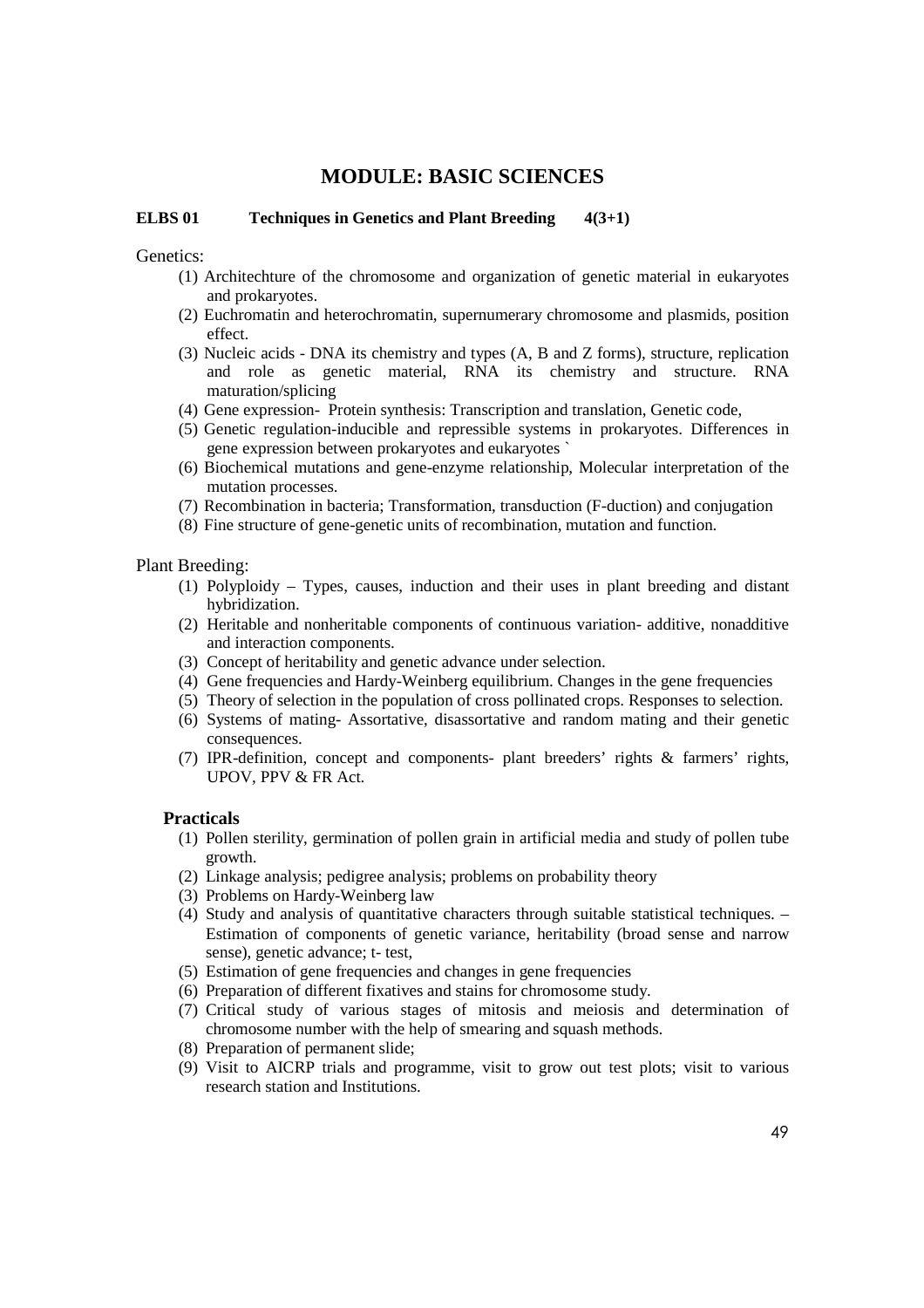# MODULE: BASIC SCIENCES

**ELBS 01 Techniques in Genetics and Plant Breeding 4(3+1)**

Genetics:

(1) Architechture of the chromosome and organization of genetic material in eukaryotes and prokaryotes.
(2) Euchromatin and heterochromatin, supernumerary chromosome and plasmids, position effect.
(3) Nucleic acids - DNA its chemistry and types (A, B and Z forms), structure, replication and role as genetic material, RNA its chemistry and structure. RNA maturation/splicing
(4) Gene expression- Protein synthesis: Transcription and translation, Genetic code,
(5) Genetic regulation-inducible and repressible systems in prokaryotes. Differences in gene expression between prokaryotes and eukaryotes `
(6) Biochemical mutations and gene-enzyme relationship, Molecular interpretation of the mutation processes.
(7) Recombination in bacteria; Transformation, transduction (F-duction) and conjugation
(8) Fine structure of gene-genetic units of recombination, mutation and function.

Plant Breeding:

(1) Polyploidy – Types, causes, induction and their uses in plant breeding and distant hybridization.
(2) Heritable and nonheritable components of continuous variation- additive, nonadditive and interaction components.
(3) Concept of heritability and genetic advance under selection.
(4) Gene frequencies and Hardy-Weinberg equilibrium. Changes in the gene frequencies
(5) Theory of selection in the population of cross pollinated crops. Responses to selection.
(6) Systems of mating- Assortative, disassortative and random mating and their genetic consequences.
(7) IPR-definition, concept and components- plant breeders' rights & farmers' rights, UPOV, PPV & FR Act.

**Practicals**

(1) Pollen sterility, germination of pollen grain in artificial media and study of pollen tube growth.
(2) Linkage analysis; pedigree analysis; problems on probability theory
(3) Problems on Hardy-Weinberg law
(4) Study and analysis of quantitative characters through suitable statistical techniques. – Estimation of components of genetic variance, heritability (broad sense and narrow sense), genetic advance; t- test,
(5) Estimation of gene frequencies and changes in gene frequencies
(6) Preparation of different fixatives and stains for chromosome study.
(7) Critical study of various stages of mitosis and meiosis and determination of chromosome number with the help of smearing and squash methods.
(8) Preparation of permanent slide;
(9) Visit to AICRP trials and programme, visit to grow out test plots; visit to various research station and Institutions.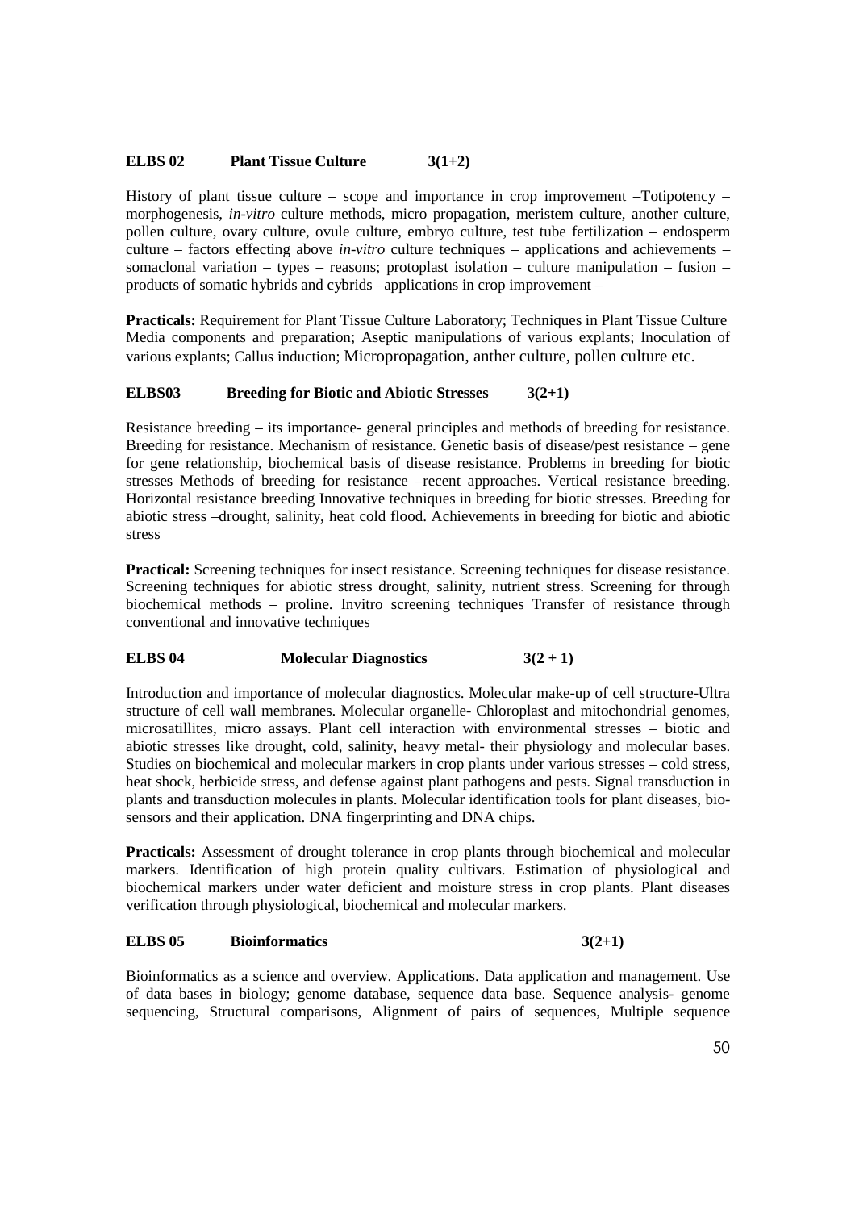**ELBS 02 Plant Tissue Culture 3(1+2)**

History of plant tissue culture – scope and importance in crop improvement –Totipotency – morphogenesis, *in-vitro* culture methods, micro propagation, meristem culture, another culture, pollen culture, ovary culture, ovule culture, embryo culture, test tube fertilization – endosperm culture – factors effecting above *in-vitro* culture techniques – applications and achievements – somaclonal variation – types – reasons; protoplast isolation – culture manipulation – fusion – products of somatic hybrids and cybrids –applications in crop improvement –

**Practicals:** Requirement for Plant Tissue Culture Laboratory; Techniques in Plant Tissue Culture Media components and preparation; Aseptic manipulations of various explants; Inoculation of various explants; Callus induction; Micropropagation, anther culture, pollen culture etc.

**ELBS03 Breeding for Biotic and Abiotic Stresses 3(2+1)**

Resistance breeding – its importance- general principles and methods of breeding for resistance. Breeding for resistance. Mechanism of resistance. Genetic basis of disease/pest resistance – gene for gene relationship, biochemical basis of disease resistance. Problems in breeding for biotic stresses Methods of breeding for resistance –recent approaches. Vertical resistance breeding. Horizontal resistance breeding Innovative techniques in breeding for biotic stresses. Breeding for abiotic stress –drought, salinity, heat cold flood. Achievements in breeding for biotic and abiotic stress

**Practical:** Screening techniques for insect resistance. Screening techniques for disease resistance. Screening techniques for abiotic stress drought, salinity, nutrient stress. Screening for through biochemical methods – proline. Invitro screening techniques Transfer of resistance through conventional and innovative techniques

**ELBS 04 Molecular Diagnostics 3(2 + 1)**

Introduction and importance of molecular diagnostics. Molecular make-up of cell structure-Ultra structure of cell wall membranes. Molecular organelle- Chloroplast and mitochondrial genomes, microsatillites, micro assays. Plant cell interaction with environmental stresses – biotic and abiotic stresses like drought, cold, salinity, heavy metal- their physiology and molecular bases. Studies on biochemical and molecular markers in crop plants under various stresses – cold stress, heat shock, herbicide stress, and defense against plant pathogens and pests. Signal transduction in plants and transduction molecules in plants. Molecular identification tools for plant diseases, bio-sensors and their application. DNA fingerprinting and DNA chips.

**Practicals:** Assessment of drought tolerance in crop plants through biochemical and molecular markers. Identification of high protein quality cultivars. Estimation of physiological and biochemical markers under water deficient and moisture stress in crop plants. Plant diseases verification through physiological, biochemical and molecular markers.

**ELBS 05 Bioinformatics 3(2+1)**

Bioinformatics as a science and overview. Applications. Data application and management. Use of data bases in biology; genome database, sequence data base. Sequence analysis- genome sequencing, Structural comparisons, Alignment of pairs of sequences, Multiple sequence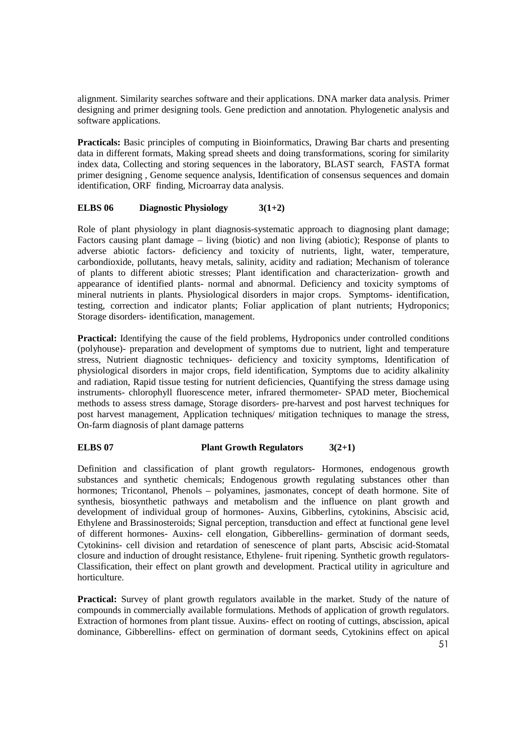alignment. Similarity searches software and their applications. DNA marker data analysis. Primer designing and primer designing tools. Gene prediction and annotation. Phylogenetic analysis and software applications.

**Practicals:** Basic principles of computing in Bioinformatics, Drawing Bar charts and presenting data in different formats, Making spread sheets and doing transformations, scoring for similarity index data, Collecting and storing sequences in the laboratory, BLAST search, FASTA format primer designing , Genome sequence analysis, Identification of consensus sequences and domain identification, ORF finding, Microarray data analysis.

### ELBS 06 Diagnostic Physiology 3(1+2)

Role of plant physiology in plant diagnosis-systematic approach to diagnosing plant damage; Factors causing plant damage – living (biotic) and non living (abiotic); Response of plants to adverse abiotic factors- deficiency and toxicity of nutrients, light, water, temperature, carbondioxide, pollutants, heavy metals, salinity, acidity and radiation; Mechanism of tolerance of plants to different abiotic stresses; Plant identification and characterization- growth and appearance of identified plants- normal and abnormal. Deficiency and toxicity symptoms of mineral nutrients in plants. Physiological disorders in major crops. Symptoms- identification, testing, correction and indicator plants; Foliar application of plant nutrients; Hydroponics; Storage disorders- identification, management.

**Practical:** Identifying the cause of the field problems, Hydroponics under controlled conditions (polyhouse)- preparation and development of symptoms due to nutrient, light and temperature stress, Nutrient diagnostic techniques- deficiency and toxicity symptoms, Identification of physiological disorders in major crops, field identification, Symptoms due to acidity alkalinity and radiation, Rapid tissue testing for nutrient deficiencies, Quantifying the stress damage using instruments- chlorophyll fluorescence meter, infrared thermometer- SPAD meter, Biochemical methods to assess stress damage, Storage disorders- pre-harvest and post harvest techniques for post harvest management, Application techniques/ mitigation techniques to manage the stress, On-farm diagnosis of plant damage patterns

### ELBS 07 Plant Growth Regulators 3(2+1)

Definition and classification of plant growth regulators- Hormones, endogenous growth substances and synthetic chemicals; Endogenous growth regulating substances other than hormones; Tricontanol, Phenols – polyamines, jasmonates, concept of death hormone. Site of synthesis, biosynthetic pathways and metabolism and the influence on plant growth and development of individual group of hormones- Auxins, Gibberlins, cytokinins, Abscisic acid, Ethylene and Brassinosteroids; Signal perception, transduction and effect at functional gene level of different hormones- Auxins- cell elongation, Gibberellins- germination of dormant seeds, Cytokinins- cell division and retardation of senescence of plant parts, Abscisic acid-Stomatal closure and induction of drought resistance, Ethylene- fruit ripening. Synthetic growth regulators- Classification, their effect on plant growth and development. Practical utility in agriculture and horticulture.

**Practical:** Survey of plant growth regulators available in the market. Study of the nature of compounds in commercially available formulations. Methods of application of growth regulators. Extraction of hormones from plant tissue. Auxins- effect on rooting of cuttings, abscission, apical dominance, Gibberellins- effect on germination of dormant seeds, Cytokinins effect on apical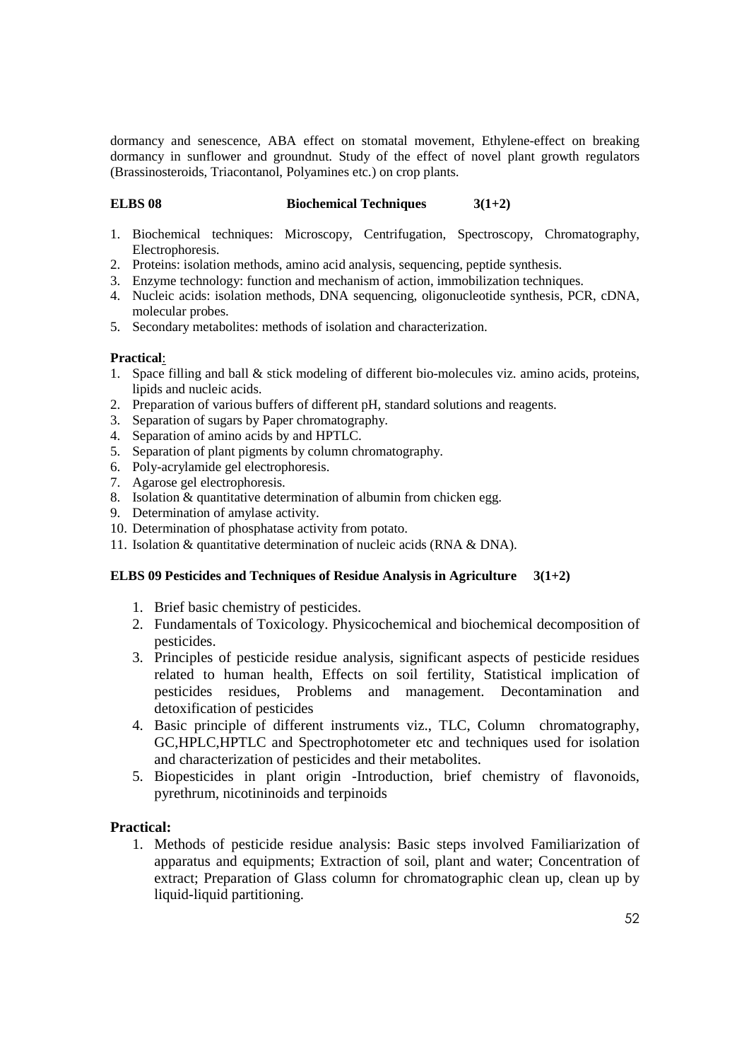dormancy and senescence, ABA effect on stomatal movement, Ethylene-effect on breaking dormancy in sunflower and groundnut. Study of the effect of novel plant growth regulators (Brassinosteroids, Triacontanol, Polyamines etc.) on crop plants.

**ELBS 08 Biochemical Techniques 3(1+2)**

1. Biochemical techniques: Microscopy, Centrifugation, Spectroscopy, Chromatography, Electrophoresis.
2. Proteins: isolation methods, amino acid analysis, sequencing, peptide synthesis.
3. Enzyme technology: function and mechanism of action, immobilization techniques.
4. Nucleic acids: isolation methods, DNA sequencing, oligonucleotide synthesis, PCR, cDNA, molecular probes.
5. Secondary metabolites: methods of isolation and characterization.

**Practical**:

1. Space filling and ball & stick modeling of different bio-molecules viz. amino acids, proteins, lipids and nucleic acids.
2. Preparation of various buffers of different pH, standard solutions and reagents.
3. Separation of sugars by Paper chromatography.
4. Separation of amino acids by and HPTLC.
5. Separation of plant pigments by column chromatography.
6. Poly-acrylamide gel electrophoresis.
7. Agarose gel electrophoresis.
8. Isolation & quantitative determination of albumin from chicken egg.
9. Determination of amylase activity.
10. Determination of phosphatase activity from potato.
11. Isolation & quantitative determination of nucleic acids (RNA & DNA).

**ELBS 09 Pesticides and Techniques of Residue Analysis in Agriculture 3(1+2)**

1. Brief basic chemistry of pesticides.
2. Fundamentals of Toxicology. Physicochemical and biochemical decomposition of pesticides.
3. Principles of pesticide residue analysis, significant aspects of pesticide residues related to human health, Effects on soil fertility, Statistical implication of pesticides residues, Problems and management. Decontamination and detoxification of pesticides
4. Basic principle of different instruments viz., TLC, Column chromatography, GC,HPLC,HPTLC and Spectrophotometer etc and techniques used for isolation and characterization of pesticides and their metabolites.
5. Biopesticides in plant origin -Introduction, brief chemistry of flavonoids, pyrethrum, nicotininoids and terpinoids

**Practical:**

1. Methods of pesticide residue analysis: Basic steps involved Familiarization of apparatus and equipments; Extraction of soil, plant and water; Concentration of extract; Preparation of Glass column for chromatographic clean up, clean up by liquid-liquid partitioning.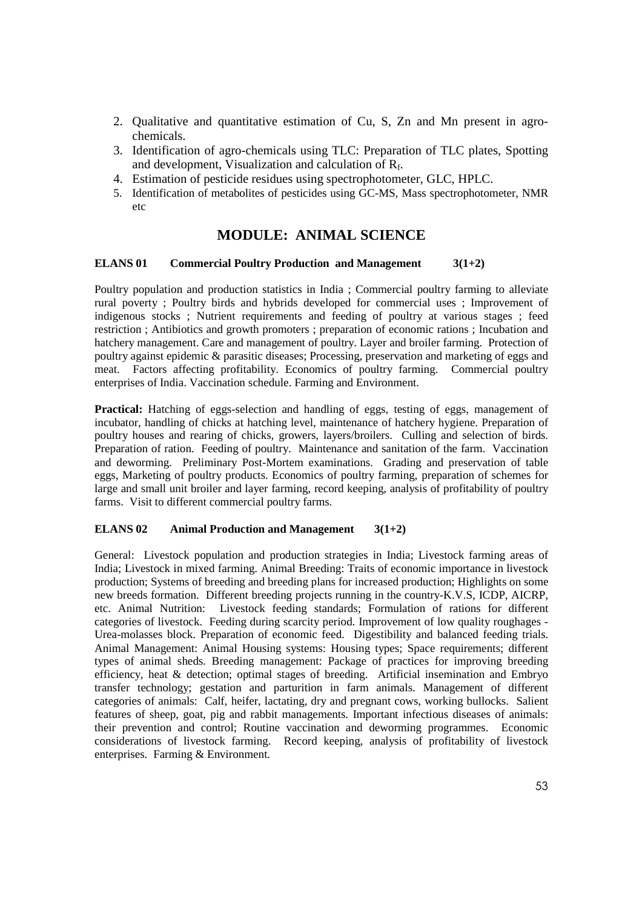2. Qualitative and quantitative estimation of Cu, S, Zn and Mn present in agro-chemicals.
3. Identification of agro-chemicals using TLC: Preparation of TLC plates, Spotting and development, Visualization and calculation of $R_f$.
4. Estimation of pesticide residues using spectrophotometer, GLC, HPLC.
5. Identification of metabolites of pesticides using GC-MS, Mass spectrophotometer, NMR etc

## MODULE: ANIMAL SCIENCE

**ELANS 01 Commercial Poultry Production and Management 3(1+2)**

Poultry population and production statistics in India ; Commercial poultry farming to alleviate rural poverty ; Poultry birds and hybrids developed for commercial uses ; Improvement of indigenous stocks ; Nutrient requirements and feeding of poultry at various stages ; feed restriction ; Antibiotics and growth promoters ; preparation of economic rations ; Incubation and hatchery management. Care and management of poultry. Layer and broiler farming. Protection of poultry against epidemic & parasitic diseases; Processing, preservation and marketing of eggs and meat. Factors affecting profitability. Economics of poultry farming. Commercial poultry enterprises of India. Vaccination schedule. Farming and Environment.

**Practical:** Hatching of eggs-selection and handling of eggs, testing of eggs, management of incubator, handling of chicks at hatching level, maintenance of hatchery hygiene. Preparation of poultry houses and rearing of chicks, growers, layers/broilers. Culling and selection of birds. Preparation of ration. Feeding of poultry. Maintenance and sanitation of the farm. Vaccination and deworming. Preliminary Post-Mortem examinations. Grading and preservation of table eggs, Marketing of poultry products. Economics of poultry farming, preparation of schemes for large and small unit broiler and layer farming, record keeping, analysis of profitability of poultry farms. Visit to different commercial poultry farms.

**ELANS 02 Animal Production and Management 3(1+2)**

General: Livestock population and production strategies in India; Livestock farming areas of India; Livestock in mixed farming. Animal Breeding: Traits of economic importance in livestock production; Systems of breeding and breeding plans for increased production; Highlights on some new breeds formation. Different breeding projects running in the country-K.V.S, ICDP, AICRP, etc. Animal Nutrition: Livestock feeding standards; Formulation of rations for different categories of livestock. Feeding during scarcity period. Improvement of low quality roughages - Urea-molasses block. Preparation of economic feed. Digestibility and balanced feeding trials. Animal Management: Animal Housing systems: Housing types; Space requirements; different types of animal sheds. Breeding management: Package of practices for improving breeding efficiency, heat & detection; optimal stages of breeding. Artificial insemination and Embryo transfer technology; gestation and parturition in farm animals. Management of different categories of animals: Calf, heifer, lactating, dry and pregnant cows, working bullocks. Salient features of sheep, goat, pig and rabbit managements. Important infectious diseases of animals: their prevention and control; Routine vaccination and deworming programmes. Economic considerations of livestock farming. Record keeping, analysis of profitability of livestock enterprises. Farming & Environment.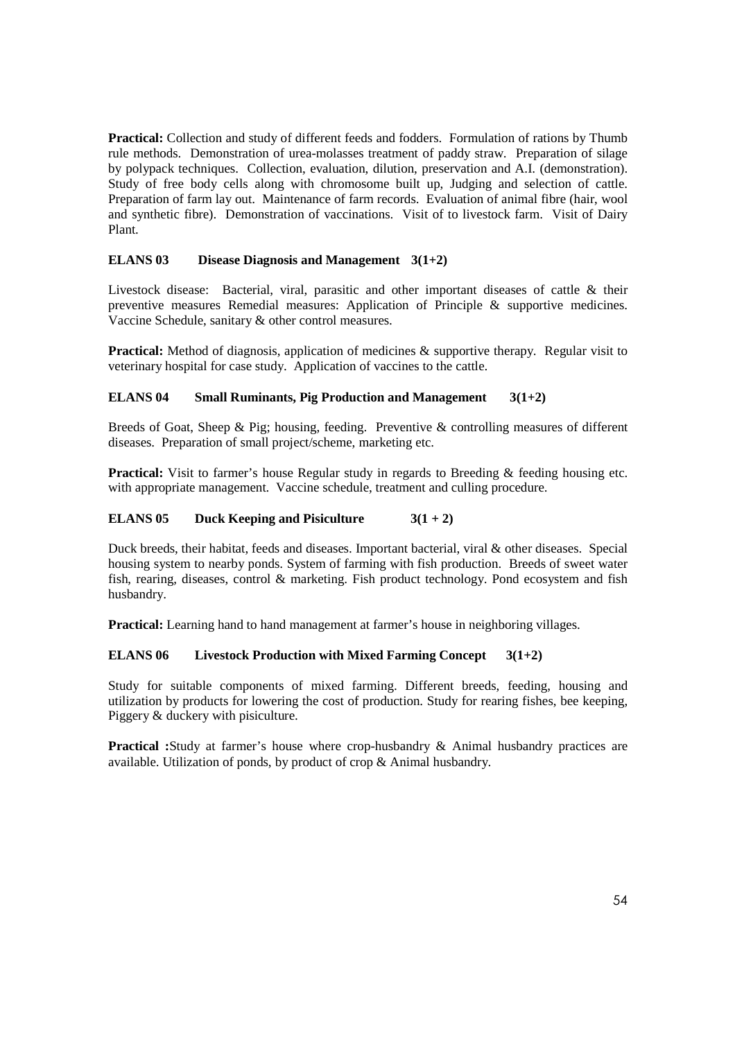**Practical:** Collection and study of different feeds and fodders. Formulation of rations by Thumb rule methods. Demonstration of urea-molasses treatment of paddy straw. Preparation of silage by polypack techniques. Collection, evaluation, dilution, preservation and A.I. (demonstration). Study of free body cells along with chromosome built up, Judging and selection of cattle. Preparation of farm lay out. Maintenance of farm records. Evaluation of animal fibre (hair, wool and synthetic fibre). Demonstration of vaccinations. Visit of to livestock farm. Visit of Dairy Plant.

### ELANS 03 Disease Diagnosis and Management 3(1+2)

Livestock disease: Bacterial, viral, parasitic and other important diseases of cattle & their preventive measures Remedial measures: Application of Principle & supportive medicines. Vaccine Schedule, sanitary & other control measures.

**Practical:** Method of diagnosis, application of medicines & supportive therapy. Regular visit to veterinary hospital for case study. Application of vaccines to the cattle.

### ELANS 04 Small Ruminants, Pig Production and Management 3(1+2)

Breeds of Goat, Sheep & Pig; housing, feeding. Preventive & controlling measures of different diseases. Preparation of small project/scheme, marketing etc.

**Practical:** Visit to farmer's house Regular study in regards to Breeding & feeding housing etc. with appropriate management. Vaccine schedule, treatment and culling procedure.

### ELANS 05 Duck Keeping and Pisiculture 3(1 + 2)

Duck breeds, their habitat, feeds and diseases. Important bacterial, viral & other diseases. Special housing system to nearby ponds. System of farming with fish production. Breeds of sweet water fish, rearing, diseases, control & marketing. Fish product technology. Pond ecosystem and fish husbandry.

**Practical:** Learning hand to hand management at farmer's house in neighboring villages.

### ELANS 06 Livestock Production with Mixed Farming Concept 3(1+2)

Study for suitable components of mixed farming. Different breeds, feeding, housing and utilization by products for lowering the cost of production. Study for rearing fishes, bee keeping, Piggery & duckery with pisiculture.

**Practical :**Study at farmer's house where crop-husbandry & Animal husbandry practices are available. Utilization of ponds, by product of crop & Animal husbandry.